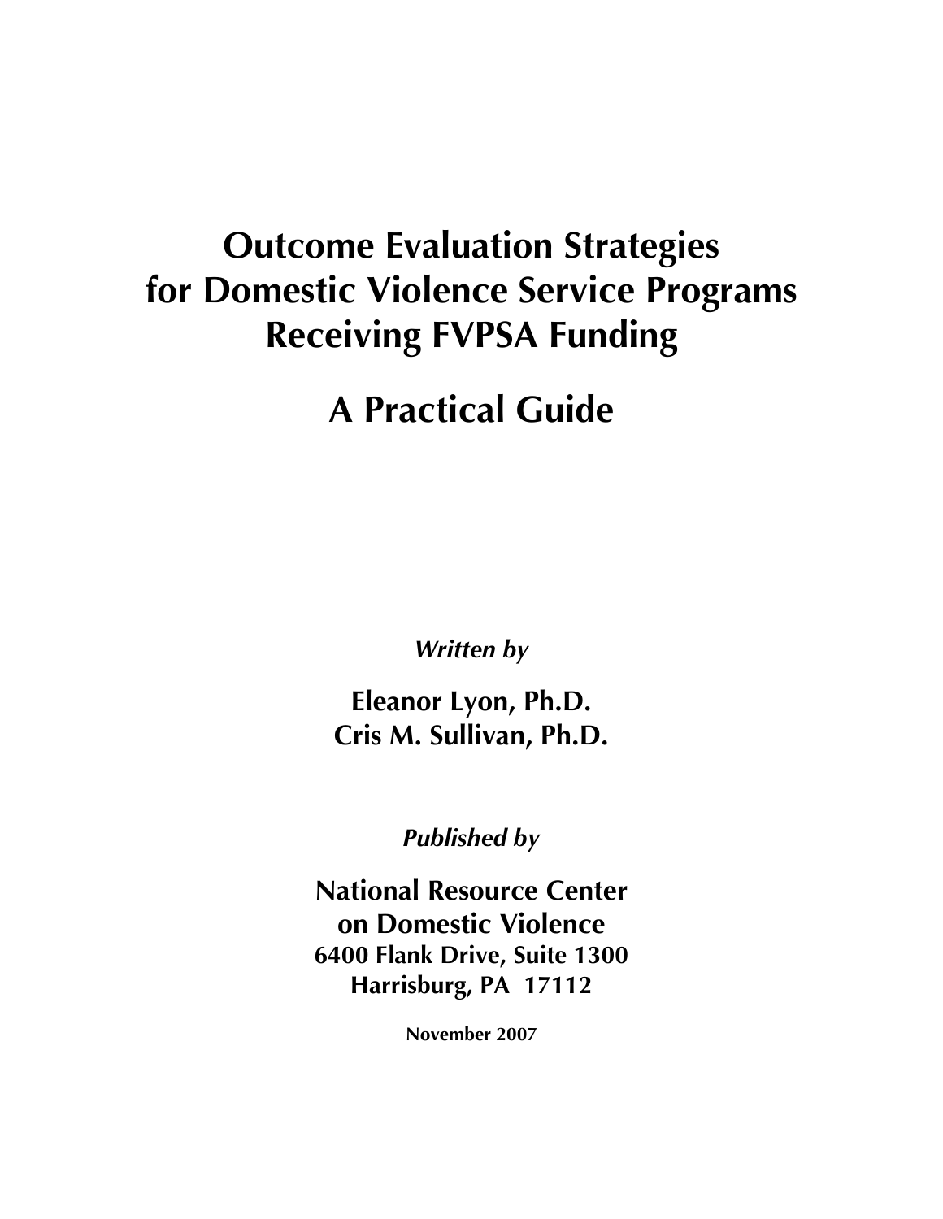# Outcome Evaluation Strategies for Domestic Violence Service Programs Receiving FVPSA Funding

## A Practical Guide

*Written by*

**Eleanor Lyon, Ph.D.**
**Cris M. Sullivan, Ph.D.**

*Published by*

**National Resource Center on Domestic Violence**
**6400 Flank Drive, Suite 1300**
**Harrisburg, PA 17112**

**November 2007**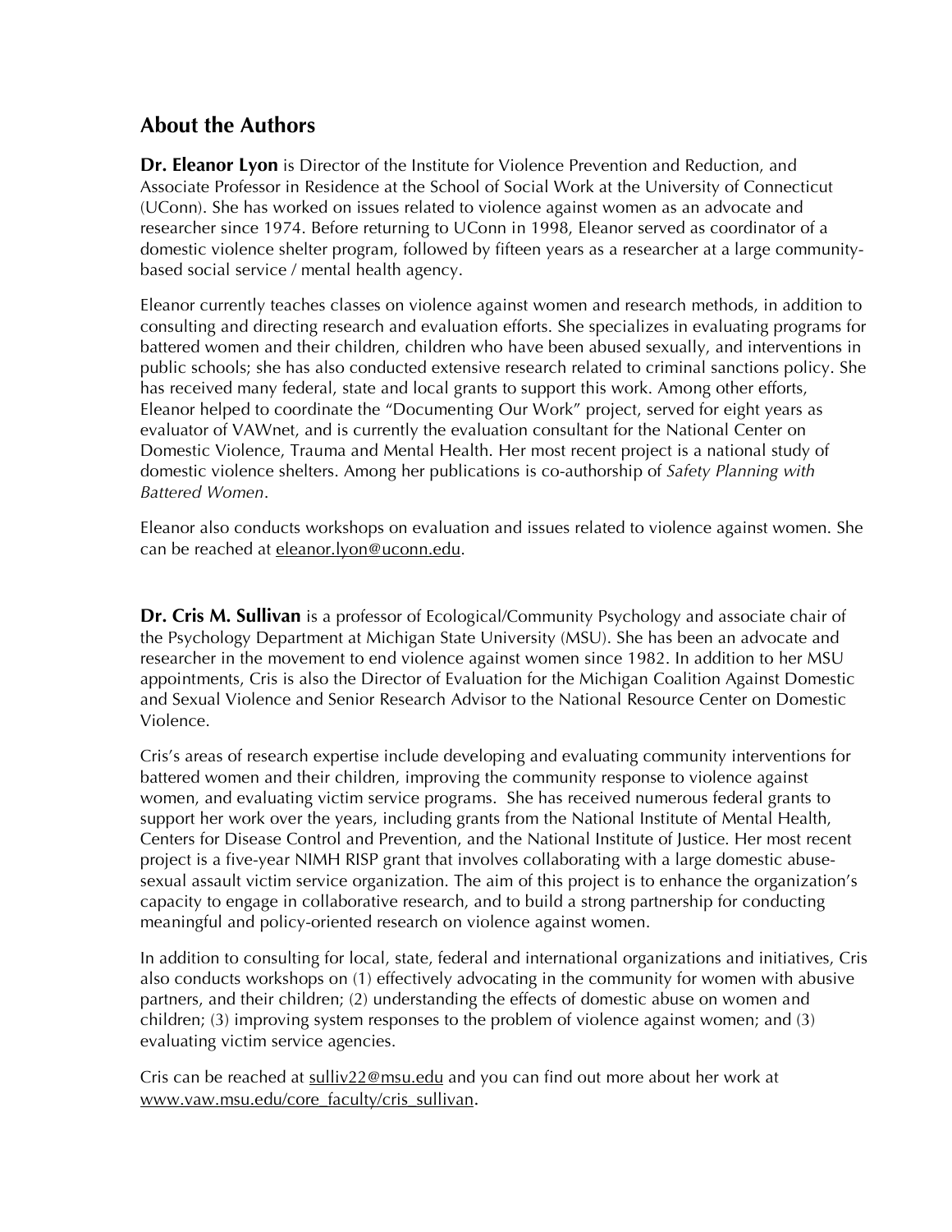## About the Authors

**Dr. Eleanor Lyon** is Director of the Institute for Violence Prevention and Reduction, and Associate Professor in Residence at the School of Social Work at the University of Connecticut (UConn). She has worked on issues related to violence against women as an advocate and researcher since 1974. Before returning to UConn in 1998, Eleanor served as coordinator of a domestic violence shelter program, followed by fifteen years as a researcher at a large community-based social service / mental health agency.

Eleanor currently teaches classes on violence against women and research methods, in addition to consulting and directing research and evaluation efforts. She specializes in evaluating programs for battered women and their children, children who have been abused sexually, and interventions in public schools; she has also conducted extensive research related to criminal sanctions policy. She has received many federal, state and local grants to support this work. Among other efforts, Eleanor helped to coordinate the "Documenting Our Work" project, served for eight years as evaluator of VAWnet, and is currently the evaluation consultant for the National Center on Domestic Violence, Trauma and Mental Health. Her most recent project is a national study of domestic violence shelters. Among her publications is co-authorship of *Safety Planning with Battered Women*.

Eleanor also conducts workshops on evaluation and issues related to violence against women. She can be reached at eleanor.lyon@uconn.edu.

**Dr. Cris M. Sullivan** is a professor of Ecological/Community Psychology and associate chair of the Psychology Department at Michigan State University (MSU). She has been an advocate and researcher in the movement to end violence against women since 1982. In addition to her MSU appointments, Cris is also the Director of Evaluation for the Michigan Coalition Against Domestic and Sexual Violence and Senior Research Advisor to the National Resource Center on Domestic Violence.

Cris's areas of research expertise include developing and evaluating community interventions for battered women and their children, improving the community response to violence against women, and evaluating victim service programs. She has received numerous federal grants to support her work over the years, including grants from the National Institute of Mental Health, Centers for Disease Control and Prevention, and the National Institute of Justice. Her most recent project is a five-year NIMH RISP grant that involves collaborating with a large domestic abuse-sexual assault victim service organization. The aim of this project is to enhance the organization's capacity to engage in collaborative research, and to build a strong partnership for conducting meaningful and policy-oriented research on violence against women.

In addition to consulting for local, state, federal and international organizations and initiatives, Cris also conducts workshops on (1) effectively advocating in the community for women with abusive partners, and their children; (2) understanding the effects of domestic abuse on women and children; (3) improving system responses to the problem of violence against women; and (3) evaluating victim service agencies.

Cris can be reached at sulliv22@msu.edu and you can find out more about her work at www.vaw.msu.edu/core_faculty/cris_sullivan.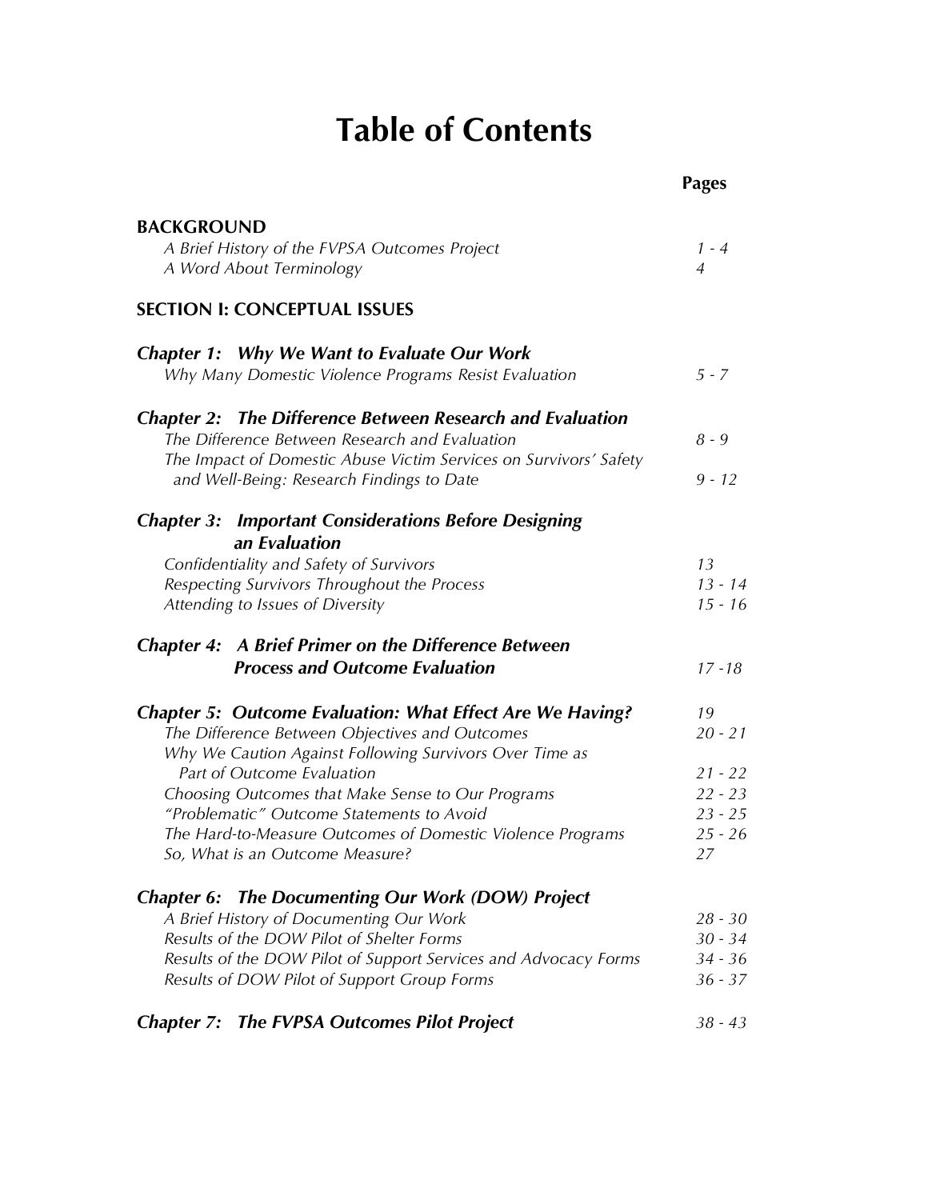# Table of Contents

| | Pages |
|---|---|
| **BACKGROUND** | |
| *A Brief History of the FVPSA Outcomes Project* | *1 - 4* |
| *A Word About Terminology* | *4* |
| **SECTION I: CONCEPTUAL ISSUES** | |
| ***Chapter 1: Why We Want to Evaluate Our Work*** | |
| *Why Many Domestic Violence Programs Resist Evaluation* | *5 - 7* |
| ***Chapter 2: The Difference Between Research and Evaluation*** | |
| *The Difference Between Research and Evaluation* | *8 - 9* |
| *The Impact of Domestic Abuse Victim Services on Survivors' Safety and Well-Being: Research Findings to Date* | *9 - 12* |
| ***Chapter 3: Important Considerations Before Designing an Evaluation*** | |
| *Confidentiality and Safety of Survivors* | *13* |
| *Respecting Survivors Throughout the Process* | *13 - 14* |
| *Attending to Issues of Diversity* | *15 - 16* |
| ***Chapter 4: A Brief Primer on the Difference Between Process and Outcome Evaluation*** | *17 -18* |
| ***Chapter 5: Outcome Evaluation: What Effect Are We Having?*** | *19* |
| *The Difference Between Objectives and Outcomes* | *20 - 21* |
| *Why We Caution Against Following Survivors Over Time as Part of Outcome Evaluation* | *21 - 22* |
| *Choosing Outcomes that Make Sense to Our Programs* | *22 - 23* |
| *"Problematic" Outcome Statements to Avoid* | *23 - 25* |
| *The Hard-to-Measure Outcomes of Domestic Violence Programs* | *25 - 26* |
| *So, What is an Outcome Measure?* | *27* |
| ***Chapter 6: The Documenting Our Work (DOW) Project*** | |
| *A Brief History of Documenting Our Work* | *28 - 30* |
| *Results of the DOW Pilot of Shelter Forms* | *30 - 34* |
| *Results of the DOW Pilot of Support Services and Advocacy Forms* | *34 - 36* |
| *Results of DOW Pilot of Support Group Forms* | *36 - 37* |
| ***Chapter 7: The FVPSA Outcomes Pilot Project*** | *38 - 43* |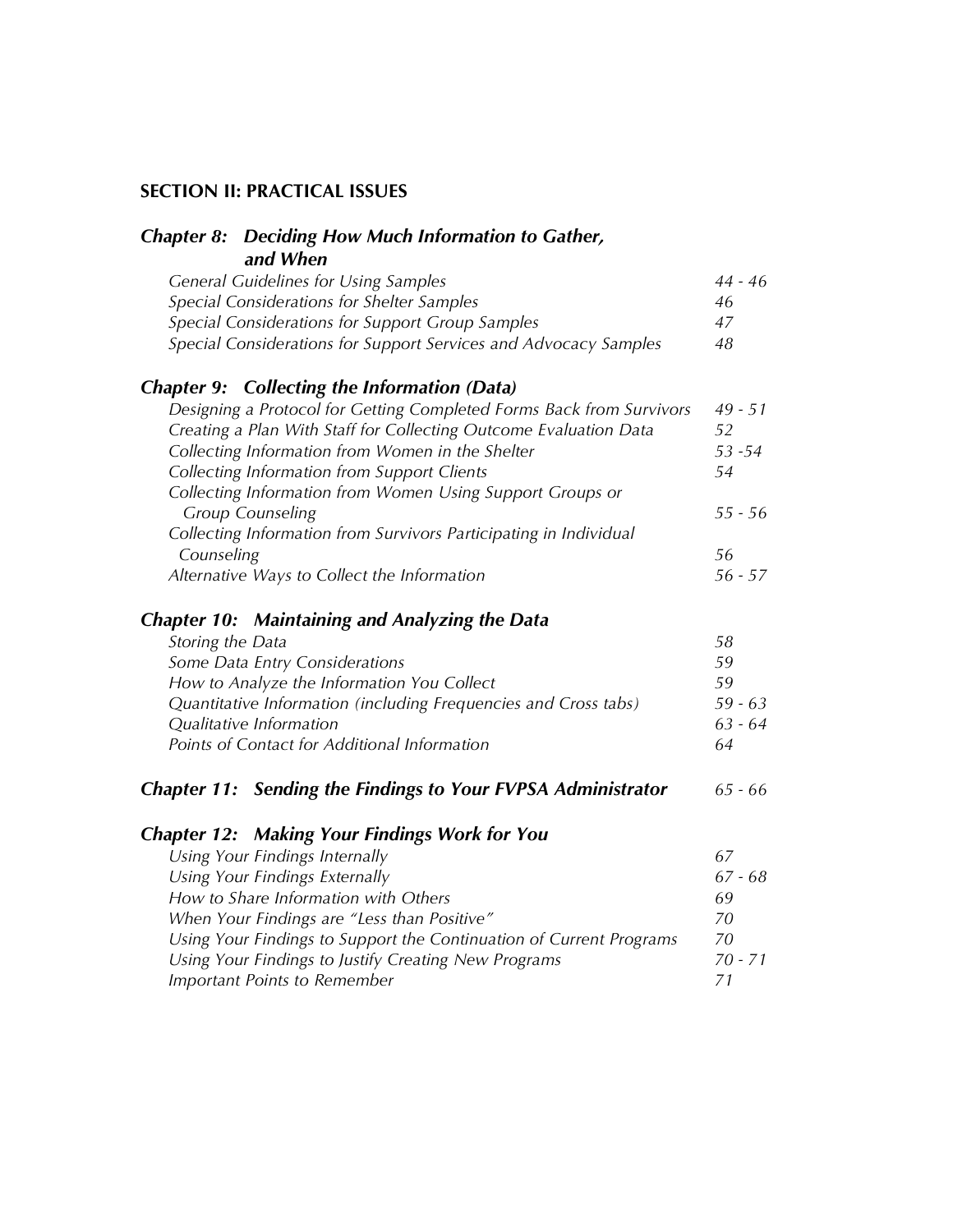## SECTION II: PRACTICAL ISSUES

### *Chapter 8: Deciding How Much Information to Gather, and When*

| | |
|---|---|
| *General Guidelines for Using Samples* | *44 - 46* |
| *Special Considerations for Shelter Samples* | *46* |
| *Special Considerations for Support Group Samples* | *47* |
| *Special Considerations for Support Services and Advocacy Samples* | *48* |

### *Chapter 9: Collecting the Information (Data)*

| | |
|---|---|
| *Designing a Protocol for Getting Completed Forms Back from Survivors* | *49 - 51* |
| *Creating a Plan With Staff for Collecting Outcome Evaluation Data* | *52* |
| *Collecting Information from Women in the Shelter* | *53 -54* |
| *Collecting Information from Support Clients* | *54* |
| *Collecting Information from Women Using Support Groups or Group Counseling* | *55 - 56* |
| *Collecting Information from Survivors Participating in Individual Counseling* | *56* |
| *Alternative Ways to Collect the Information* | *56 - 57* |

### *Chapter 10: Maintaining and Analyzing the Data*

| | |
|---|---|
| *Storing the Data* | *58* |
| *Some Data Entry Considerations* | *59* |
| *How to Analyze the Information You Collect* | *59* |
| *Quantitative Information (including Frequencies and Cross tabs)* | *59 - 63* |
| *Qualitative Information* | *63 - 64* |
| *Points of Contact for Additional Information* | *64* |

### *Chapter 11: Sending the Findings to Your FVPSA Administrator* *65 - 66*

### *Chapter 12: Making Your Findings Work for You*

| | |
|---|---|
| *Using Your Findings Internally* | *67* |
| *Using Your Findings Externally* | *67 - 68* |
| *How to Share Information with Others* | *69* |
| *When Your Findings are "Less than Positive"* | *70* |
| *Using Your Findings to Support the Continuation of Current Programs* | *70* |
| *Using Your Findings to Justify Creating New Programs* | *70 - 71* |
| *Important Points to Remember* | *71* |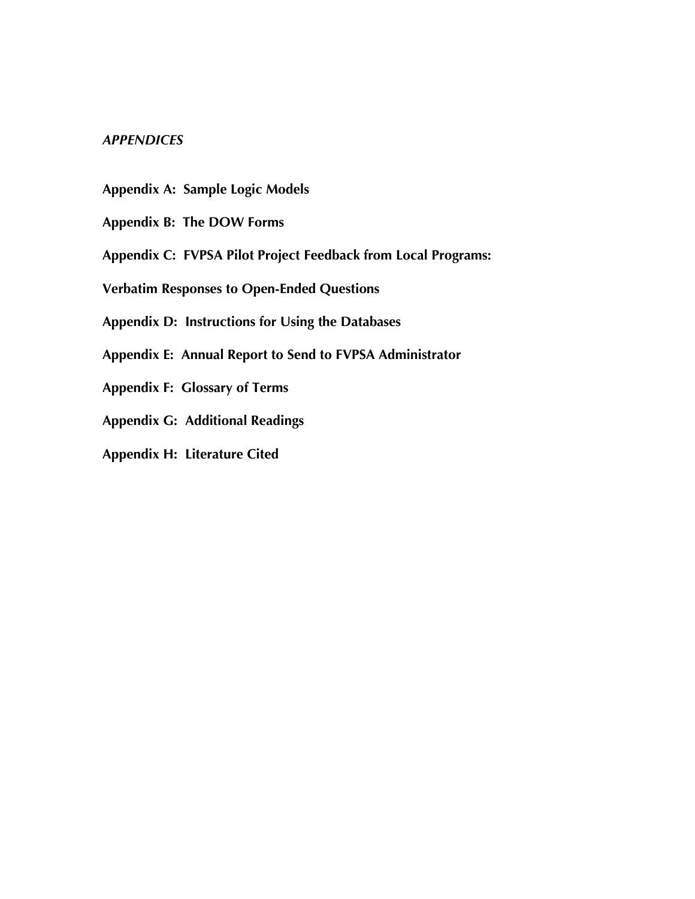## *APPENDICES*

**Appendix A: Sample Logic Models**

**Appendix B: The DOW Forms**

**Appendix C: FVPSA Pilot Project Feedback from Local Programs:**

**Verbatim Responses to Open-Ended Questions**

**Appendix D: Instructions for Using the Databases**

**Appendix E: Annual Report to Send to FVPSA Administrator**

**Appendix F: Glossary of Terms**

**Appendix G: Additional Readings**

**Appendix H: Literature Cited**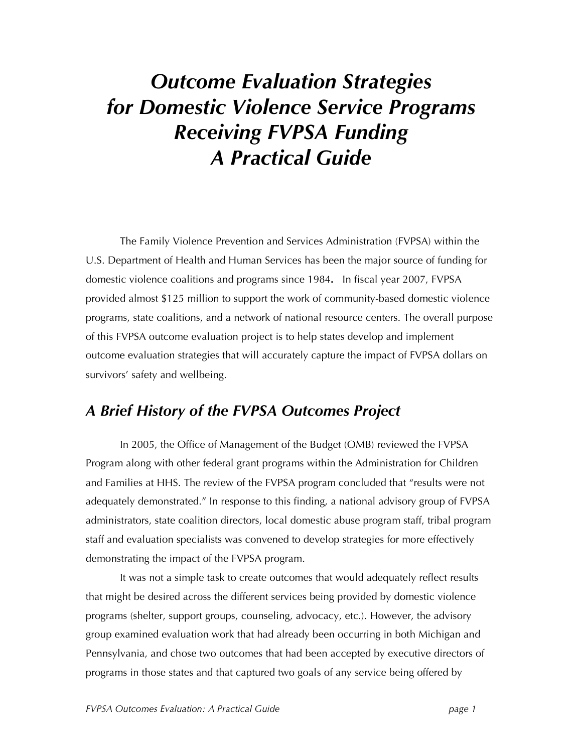# *Outcome Evaluation Strategies for Domestic Violence Service Programs Receiving FVPSA Funding A Practical Guide*

The Family Violence Prevention and Services Administration (FVPSA) within the U.S. Department of Health and Human Services has been the major source of funding for domestic violence coalitions and programs since 1984**.** In fiscal year 2007, FVPSA provided almost $125 million to support the work of community-based domestic violence programs, state coalitions, and a network of national resource centers. The overall purpose of this FVPSA outcome evaluation project is to help states develop and implement outcome evaluation strategies that will accurately capture the impact of FVPSA dollars on survivors' safety and wellbeing.

## *A Brief History of the FVPSA Outcomes Project*

In 2005, the Office of Management of the Budget (OMB) reviewed the FVPSA Program along with other federal grant programs within the Administration for Children and Families at HHS. The review of the FVPSA program concluded that "results were not adequately demonstrated." In response to this finding, a national advisory group of FVPSA administrators, state coalition directors, local domestic abuse program staff, tribal program staff and evaluation specialists was convened to develop strategies for more effectively demonstrating the impact of the FVPSA program.

It was not a simple task to create outcomes that would adequately reflect results that might be desired across the different services being provided by domestic violence programs (shelter, support groups, counseling, advocacy, etc.). However, the advisory group examined evaluation work that had already been occurring in both Michigan and Pennsylvania, and chose two outcomes that had been accepted by executive directors of programs in those states and that captured two goals of any service being offered by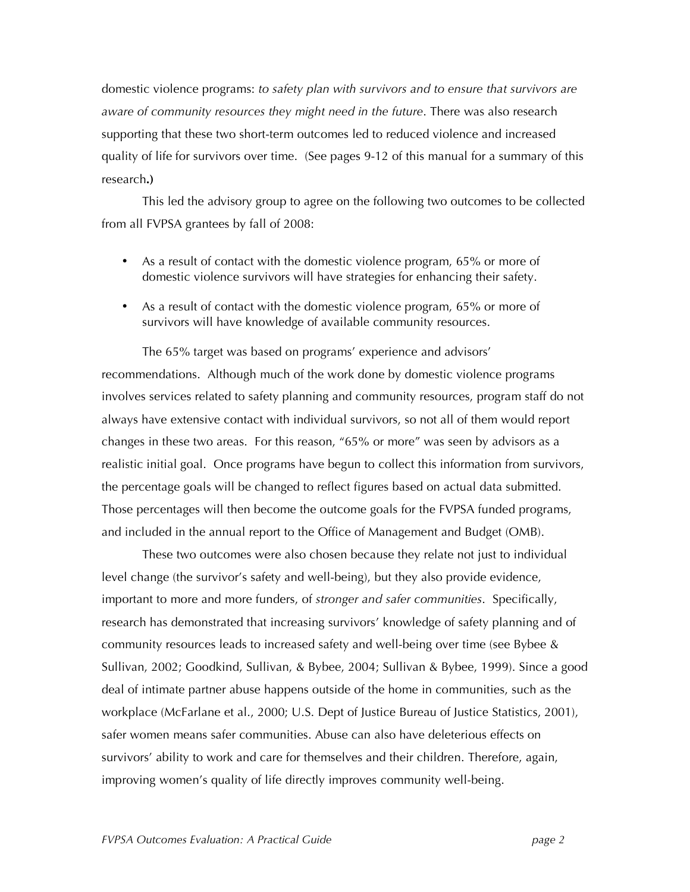domestic violence programs: *to safety plan with survivors and to ensure that survivors are aware of community resources they might need in the future*. There was also research supporting that these two short-term outcomes led to reduced violence and increased quality of life for survivors over time. (See pages 9-12 of this manual for a summary of this research**.)**

This led the advisory group to agree on the following two outcomes to be collected from all FVPSA grantees by fall of 2008:

- As a result of contact with the domestic violence program, 65% or more of domestic violence survivors will have strategies for enhancing their safety.
- As a result of contact with the domestic violence program, 65% or more of survivors will have knowledge of available community resources.

The 65% target was based on programs' experience and advisors' recommendations. Although much of the work done by domestic violence programs involves services related to safety planning and community resources, program staff do not always have extensive contact with individual survivors, so not all of them would report changes in these two areas. For this reason, "65% or more" was seen by advisors as a realistic initial goal. Once programs have begun to collect this information from survivors, the percentage goals will be changed to reflect figures based on actual data submitted. Those percentages will then become the outcome goals for the FVPSA funded programs, and included in the annual report to the Office of Management and Budget (OMB).

These two outcomes were also chosen because they relate not just to individual level change (the survivor's safety and well-being), but they also provide evidence, important to more and more funders, of *stronger and safer communities*. Specifically, research has demonstrated that increasing survivors' knowledge of safety planning and of community resources leads to increased safety and well-being over time (see Bybee & Sullivan, 2002; Goodkind, Sullivan, & Bybee, 2004; Sullivan & Bybee, 1999). Since a good deal of intimate partner abuse happens outside of the home in communities, such as the workplace (McFarlane et al., 2000; U.S. Dept of Justice Bureau of Justice Statistics, 2001), safer women means safer communities. Abuse can also have deleterious effects on survivors' ability to work and care for themselves and their children. Therefore, again, improving women's quality of life directly improves community well-being.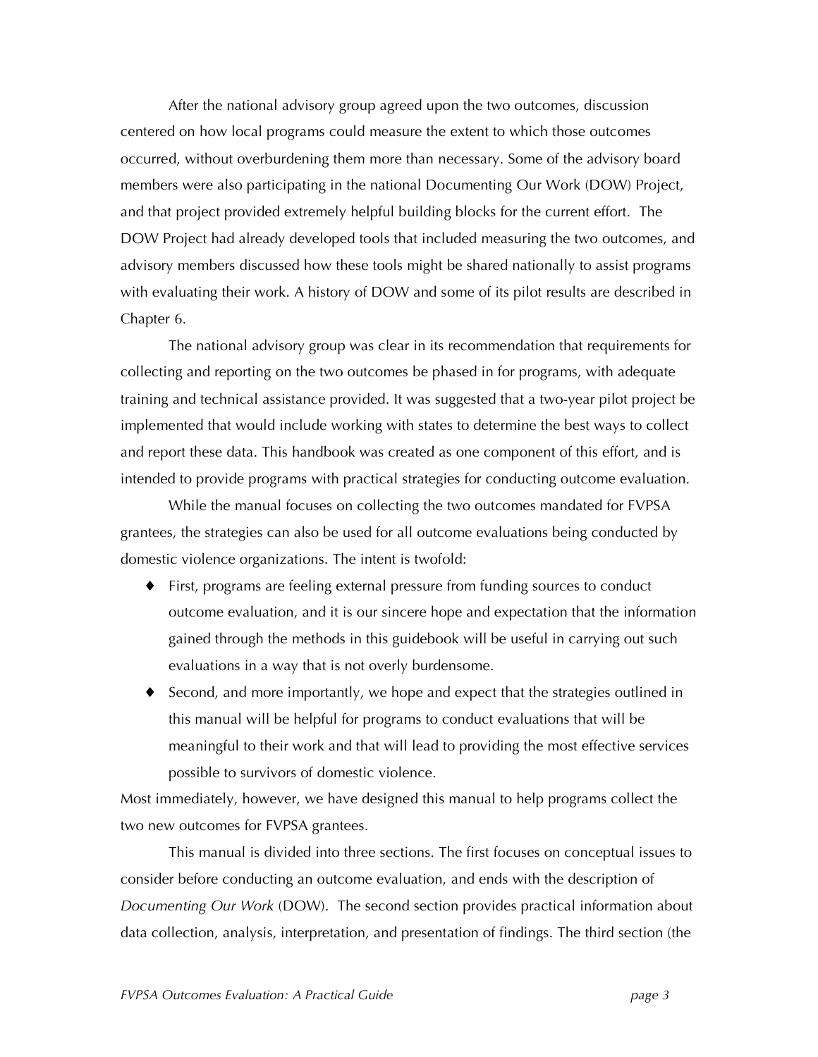After the national advisory group agreed upon the two outcomes, discussion centered on how local programs could measure the extent to which those outcomes occurred, without overburdening them more than necessary. Some of the advisory board members were also participating in the national Documenting Our Work (DOW) Project, and that project provided extremely helpful building blocks for the current effort. The DOW Project had already developed tools that included measuring the two outcomes, and advisory members discussed how these tools might be shared nationally to assist programs with evaluating their work. A history of DOW and some of its pilot results are described in Chapter 6.

The national advisory group was clear in its recommendation that requirements for collecting and reporting on the two outcomes be phased in for programs, with adequate training and technical assistance provided. It was suggested that a two-year pilot project be implemented that would include working with states to determine the best ways to collect and report these data. This handbook was created as one component of this effort, and is intended to provide programs with practical strategies for conducting outcome evaluation.

While the manual focuses on collecting the two outcomes mandated for FVPSA grantees, the strategies can also be used for all outcome evaluations being conducted by domestic violence organizations. The intent is twofold:

- First, programs are feeling external pressure from funding sources to conduct outcome evaluation, and it is our sincere hope and expectation that the information gained through the methods in this guidebook will be useful in carrying out such evaluations in a way that is not overly burdensome.
- Second, and more importantly, we hope and expect that the strategies outlined in this manual will be helpful for programs to conduct evaluations that will be meaningful to their work and that will lead to providing the most effective services possible to survivors of domestic violence.

Most immediately, however, we have designed this manual to help programs collect the two new outcomes for FVPSA grantees.

This manual is divided into three sections. The first focuses on conceptual issues to consider before conducting an outcome evaluation, and ends with the description of *Documenting Our Work* (DOW). The second section provides practical information about data collection, analysis, interpretation, and presentation of findings. The third section (the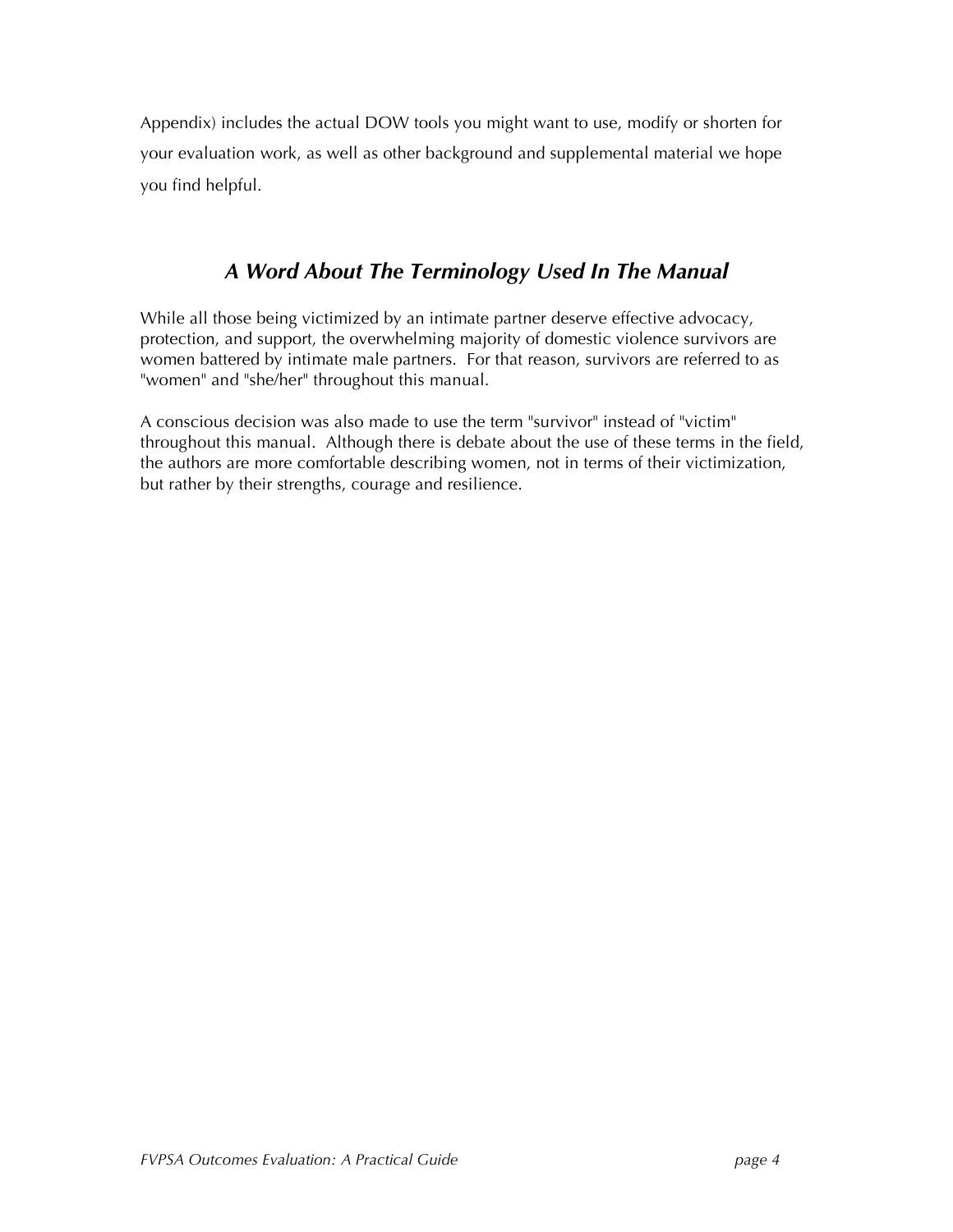Appendix) includes the actual DOW tools you might want to use, modify or shorten for your evaluation work, as well as other background and supplemental material we hope you find helpful.

## *A Word About The Terminology Used In The Manual*

While all those being victimized by an intimate partner deserve effective advocacy, protection, and support, the overwhelming majority of domestic violence survivors are women battered by intimate male partners. For that reason, survivors are referred to as "women" and "she/her" throughout this manual.

A conscious decision was also made to use the term "survivor" instead of "victim" throughout this manual. Although there is debate about the use of these terms in the field, the authors are more comfortable describing women, not in terms of their victimization, but rather by their strengths, courage and resilience.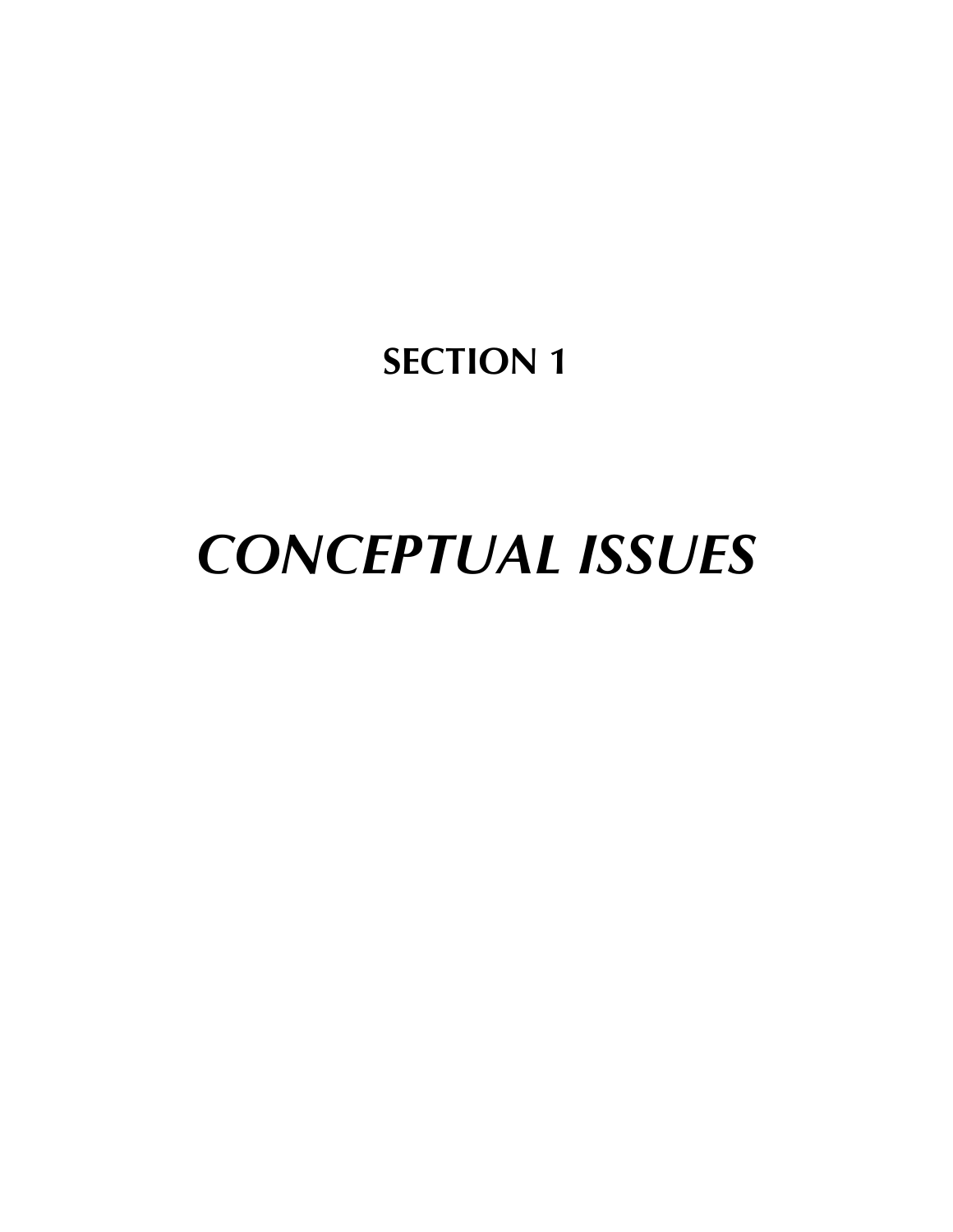# SECTION 1

# *CONCEPTUAL ISSUES*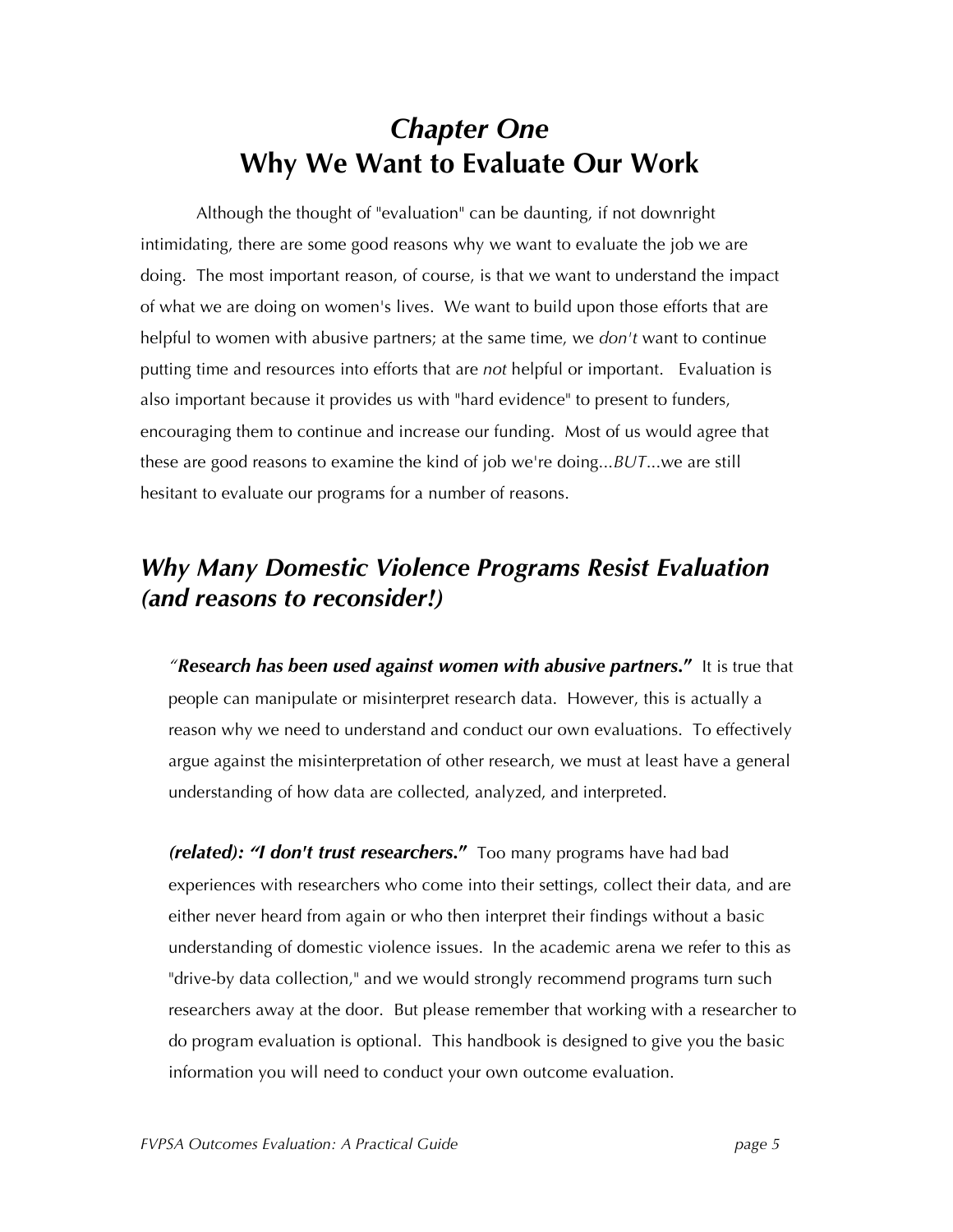# *Chapter One*
# Why We Want to Evaluate Our Work

Although the thought of "evaluation" can be daunting, if not downright intimidating, there are some good reasons why we want to evaluate the job we are doing. The most important reason, of course, is that we want to understand the impact of what we are doing on women's lives. We want to build upon those efforts that are helpful to women with abusive partners; at the same time, we *don't* want to continue putting time and resources into efforts that are *not* helpful or important. Evaluation is also important because it provides us with "hard evidence" to present to funders, encouraging them to continue and increase our funding. Most of us would agree that these are good reasons to examine the kind of job we're doing...*BUT*...we are still hesitant to evaluate our programs for a number of reasons.

## *Why Many Domestic Violence Programs Resist Evaluation (and reasons to reconsider!)*

***"Research has been used against women with abusive partners."*** It is true that people can manipulate or misinterpret research data. However, this is actually a reason why we need to understand and conduct our own evaluations. To effectively argue against the misinterpretation of other research, we must at least have a general understanding of how data are collected, analyzed, and interpreted.

***(related): "I don't trust researchers."*** Too many programs have had bad experiences with researchers who come into their settings, collect their data, and are either never heard from again or who then interpret their findings without a basic understanding of domestic violence issues. In the academic arena we refer to this as "drive-by data collection," and we would strongly recommend programs turn such researchers away at the door. But please remember that working with a researcher to do program evaluation is optional. This handbook is designed to give you the basic information you will need to conduct your own outcome evaluation.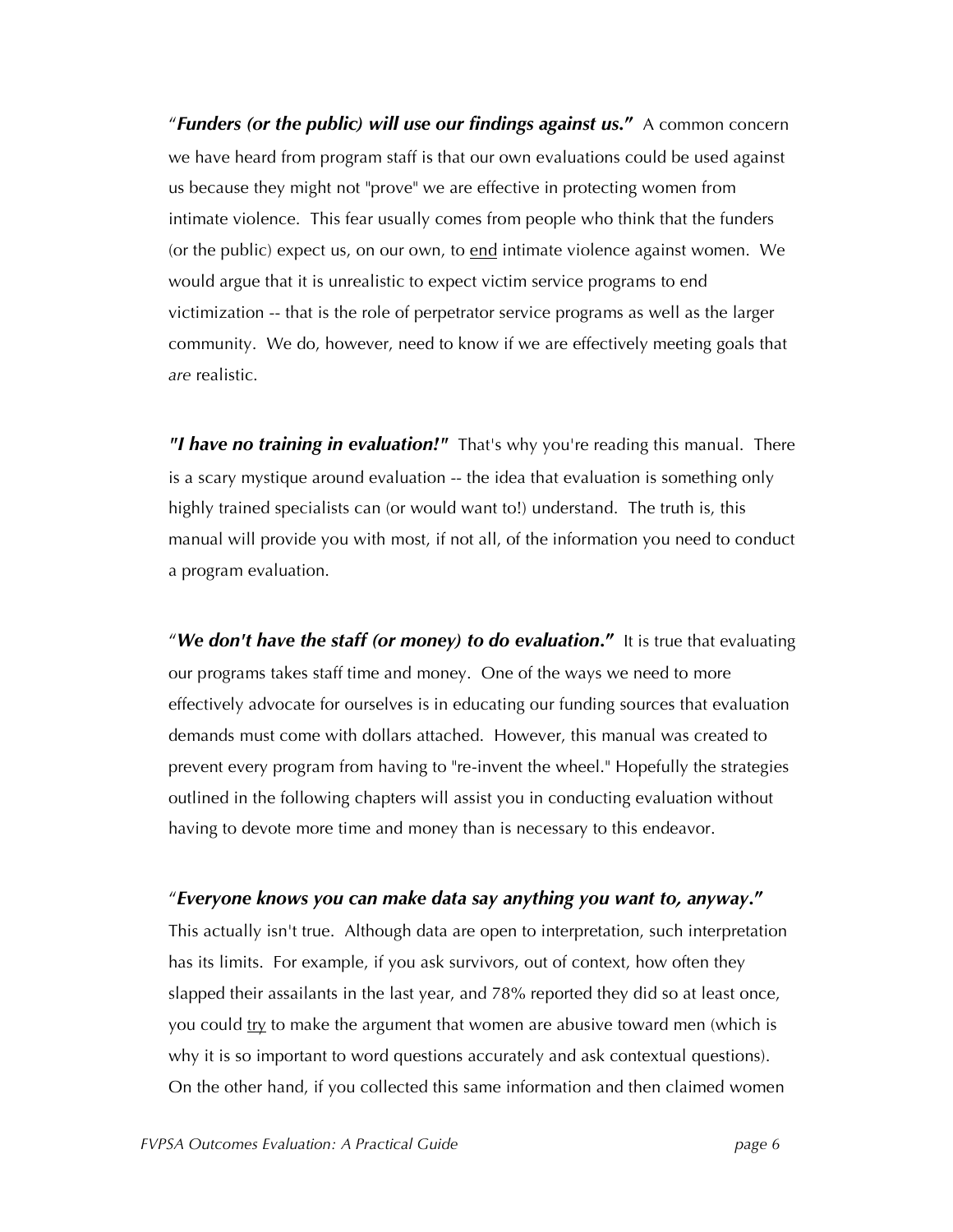"***Funders (or the public) will use our findings against us.***" A common concern we have heard from program staff is that our own evaluations could be used against us because they might not "prove" we are effective in protecting women from intimate violence. This fear usually comes from people who think that the funders (or the public) expect us, on our own, to <u>end</u> intimate violence against women. We would argue that it is unrealistic to expect victim service programs to end victimization -- that is the role of perpetrator service programs as well as the larger community. We do, however, need to know if we are effectively meeting goals that *are* realistic.

***"I have no training in evaluation!"*** That's why you're reading this manual. There is a scary mystique around evaluation -- the idea that evaluation is something only highly trained specialists can (or would want to!) understand. The truth is, this manual will provide you with most, if not all, of the information you need to conduct a program evaluation.

"***We don't have the staff (or money) to do evaluation.***" It is true that evaluating our programs takes staff time and money. One of the ways we need to more effectively advocate for ourselves is in educating our funding sources that evaluation demands must come with dollars attached. However, this manual was created to prevent every program from having to "re-invent the wheel." Hopefully the strategies outlined in the following chapters will assist you in conducting evaluation without having to devote more time and money than is necessary to this endeavor.

"***Everyone knows you can make data say anything you want to, anyway.***" This actually isn't true. Although data are open to interpretation, such interpretation has its limits. For example, if you ask survivors, out of context, how often they slapped their assailants in the last year, and 78% reported they did so at least once, you could <u>try</u> to make the argument that women are abusive toward men (which is why it is so important to word questions accurately and ask contextual questions). On the other hand, if you collected this same information and then claimed women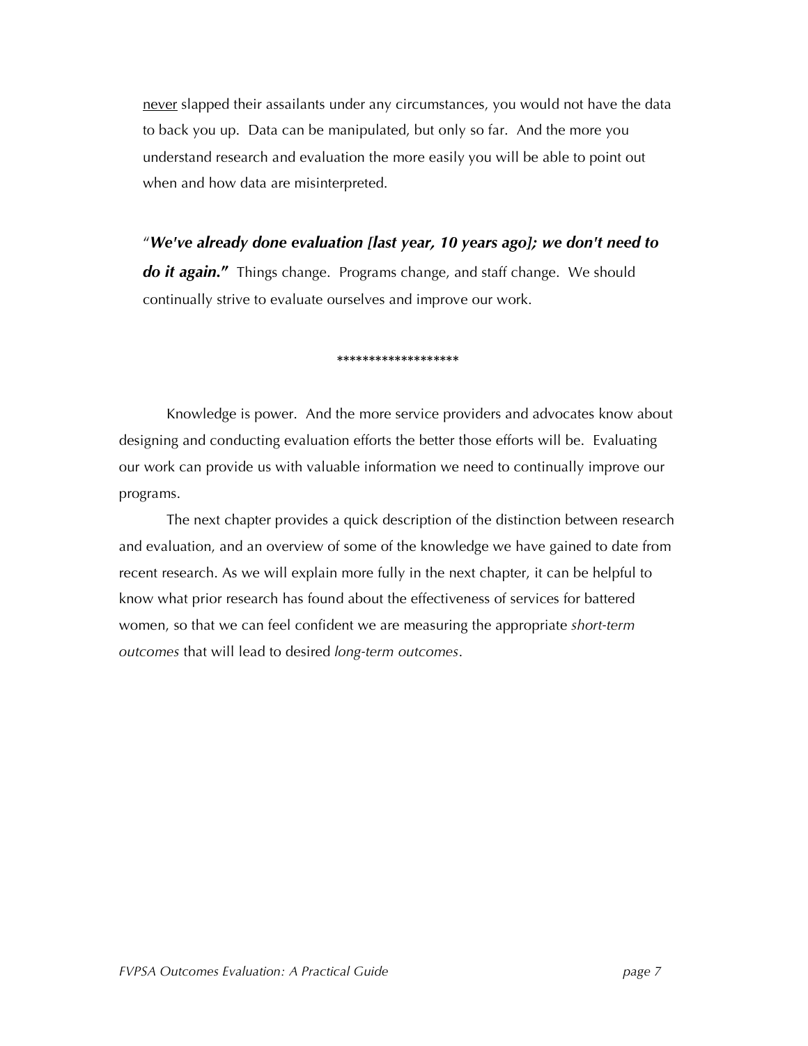never slapped their assailants under any circumstances, you would not have the data to back you up. Data can be manipulated, but only so far. And the more you understand research and evaluation the more easily you will be able to point out when and how data are misinterpreted.

"***We've already done evaluation [last year, 10 years ago]; we don't need to do it again."*** Things change. Programs change, and staff change. We should continually strive to evaluate ourselves and improve our work.

******************

Knowledge is power. And the more service providers and advocates know about designing and conducting evaluation efforts the better those efforts will be. Evaluating our work can provide us with valuable information we need to continually improve our programs.

The next chapter provides a quick description of the distinction between research and evaluation, and an overview of some of the knowledge we have gained to date from recent research. As we will explain more fully in the next chapter, it can be helpful to know what prior research has found about the effectiveness of services for battered women, so that we can feel confident we are measuring the appropriate *short-term outcomes* that will lead to desired *long-term outcomes*.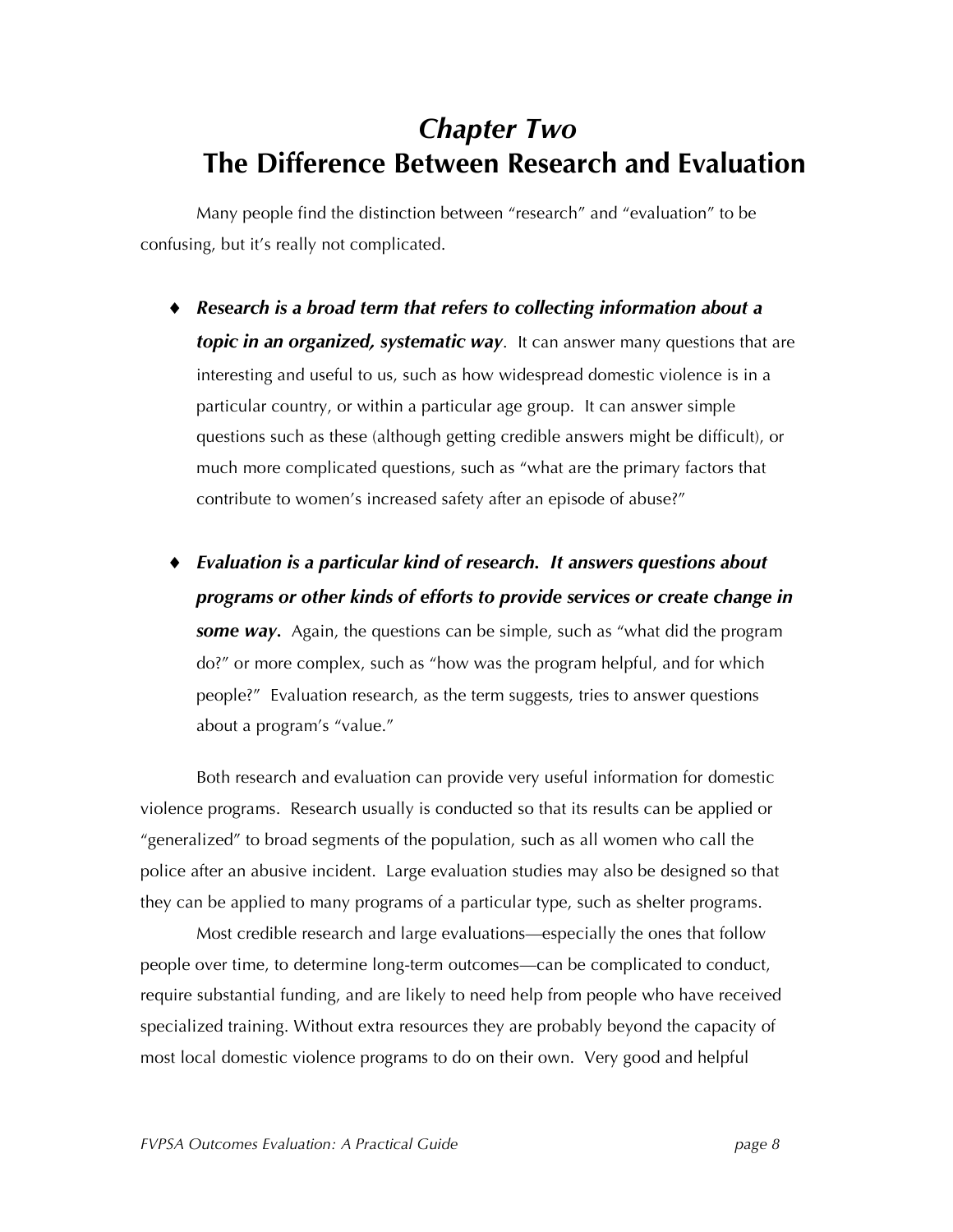# *Chapter Two*
# The Difference Between Research and Evaluation

Many people find the distinction between "research" and "evaluation" to be confusing, but it's really not complicated.

- ***Research is a broad term that refers to collecting information about a topic in an organized, systematic way***. It can answer many questions that are interesting and useful to us, such as how widespread domestic violence is in a particular country, or within a particular age group. It can answer simple questions such as these (although getting credible answers might be difficult), or much more complicated questions, such as "what are the primary factors that contribute to women's increased safety after an episode of abuse?"

- ***Evaluation is a particular kind of research. It answers questions about programs or other kinds of efforts to provide services or create change in some way.*** Again, the questions can be simple, such as "what did the program do?" or more complex, such as "how was the program helpful, and for which people?" Evaluation research, as the term suggests, tries to answer questions about a program's "value."

Both research and evaluation can provide very useful information for domestic violence programs. Research usually is conducted so that its results can be applied or "generalized" to broad segments of the population, such as all women who call the police after an abusive incident. Large evaluation studies may also be designed so that they can be applied to many programs of a particular type, such as shelter programs.

Most credible research and large evaluations—especially the ones that follow people over time, to determine long-term outcomes—can be complicated to conduct, require substantial funding, and are likely to need help from people who have received specialized training. Without extra resources they are probably beyond the capacity of most local domestic violence programs to do on their own. Very good and helpful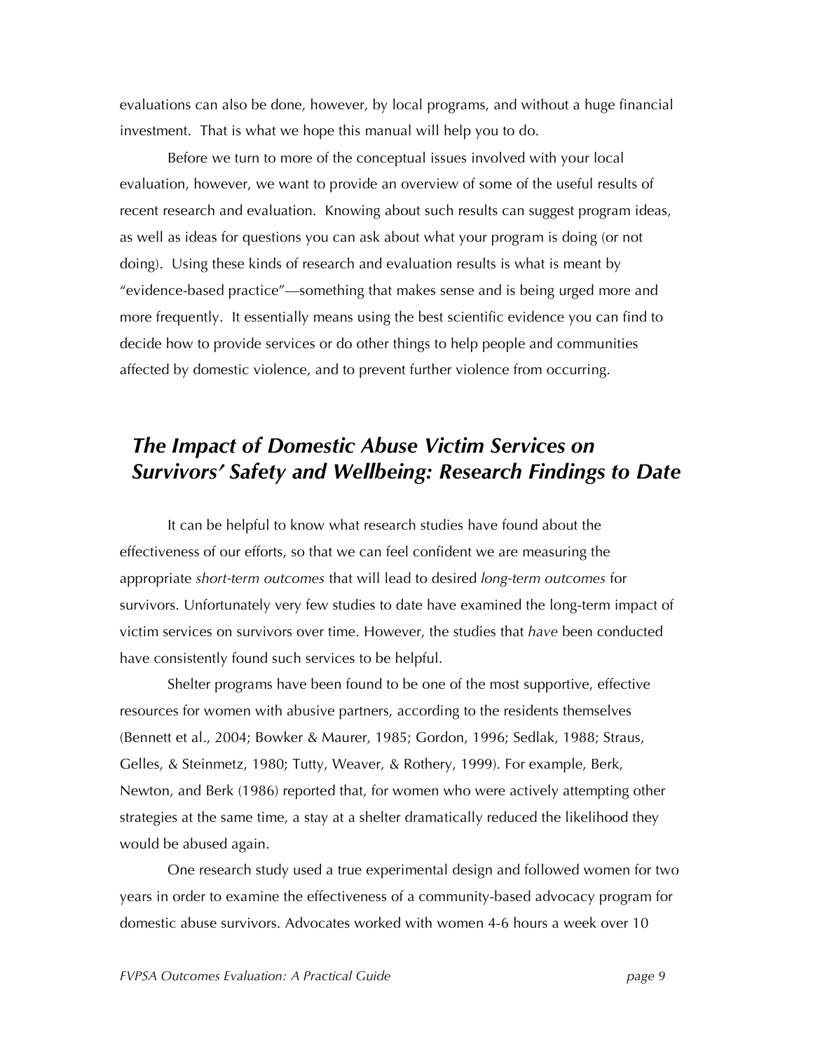evaluations can also be done, however, by local programs, and without a huge financial investment. That is what we hope this manual will help you to do.

Before we turn to more of the conceptual issues involved with your local evaluation, however, we want to provide an overview of some of the useful results of recent research and evaluation. Knowing about such results can suggest program ideas, as well as ideas for questions you can ask about what your program is doing (or not doing). Using these kinds of research and evaluation results is what is meant by "evidence-based practice"—something that makes sense and is being urged more and more frequently. It essentially means using the best scientific evidence you can find to decide how to provide services or do other things to help people and communities affected by domestic violence, and to prevent further violence from occurring.

## *The Impact of Domestic Abuse Victim Services on Survivors' Safety and Wellbeing: Research Findings to Date*

It can be helpful to know what research studies have found about the effectiveness of our efforts, so that we can feel confident we are measuring the appropriate *short-term outcomes* that will lead to desired *long-term outcomes* for survivors. Unfortunately very few studies to date have examined the long-term impact of victim services on survivors over time. However, the studies that *have* been conducted have consistently found such services to be helpful.

Shelter programs have been found to be one of the most supportive, effective resources for women with abusive partners, according to the residents themselves (Bennett et al., 2004; Bowker & Maurer, 1985; Gordon, 1996; Sedlak, 1988; Straus, Gelles, & Steinmetz, 1980; Tutty, Weaver, & Rothery, 1999). For example, Berk, Newton, and Berk (1986) reported that, for women who were actively attempting other strategies at the same time, a stay at a shelter dramatically reduced the likelihood they would be abused again.

One research study used a true experimental design and followed women for two years in order to examine the effectiveness of a community-based advocacy program for domestic abuse survivors. Advocates worked with women 4-6 hours a week over 10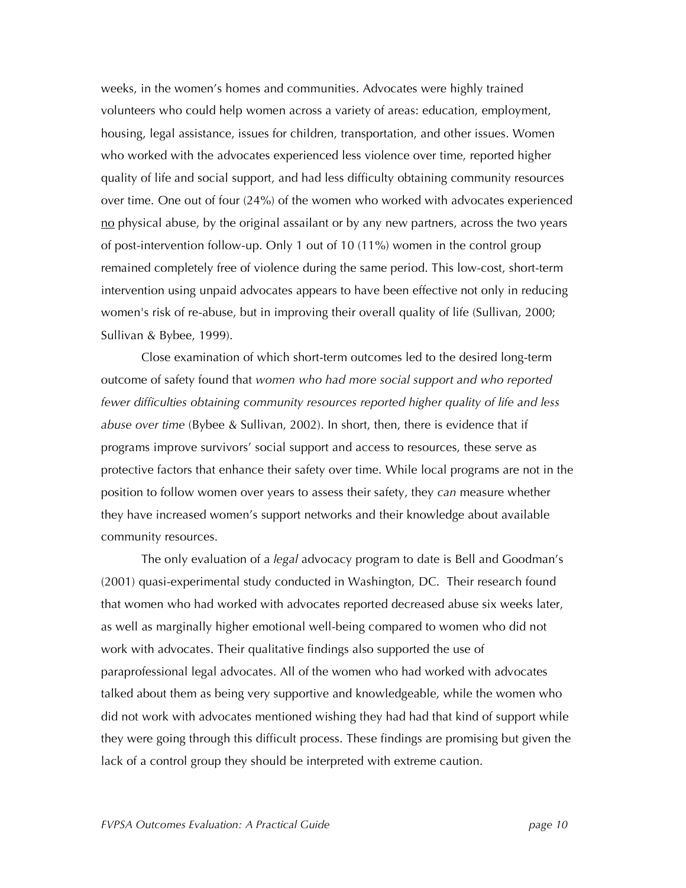weeks, in the women's homes and communities. Advocates were highly trained volunteers who could help women across a variety of areas: education, employment, housing, legal assistance, issues for children, transportation, and other issues. Women who worked with the advocates experienced less violence over time, reported higher quality of life and social support, and had less difficulty obtaining community resources over time. One out of four (24%) of the women who worked with advocates experienced <u>no</u> physical abuse, by the original assailant or by any new partners, across the two years of post-intervention follow-up. Only 1 out of 10 (11%) women in the control group remained completely free of violence during the same period. This low-cost, short-term intervention using unpaid advocates appears to have been effective not only in reducing women's risk of re-abuse, but in improving their overall quality of life (Sullivan, 2000; Sullivan & Bybee, 1999).

Close examination of which short-term outcomes led to the desired long-term outcome of safety found that *women who had more social support and who reported fewer difficulties obtaining community resources reported higher quality of life and less abuse over time* (Bybee & Sullivan, 2002). In short, then, there is evidence that if programs improve survivors' social support and access to resources, these serve as protective factors that enhance their safety over time. While local programs are not in the position to follow women over years to assess their safety, they *can* measure whether they have increased women's support networks and their knowledge about available community resources.

The only evaluation of a *legal* advocacy program to date is Bell and Goodman's (2001) quasi-experimental study conducted in Washington, DC. Their research found that women who had worked with advocates reported decreased abuse six weeks later, as well as marginally higher emotional well-being compared to women who did not work with advocates. Their qualitative findings also supported the use of paraprofessional legal advocates. All of the women who had worked with advocates talked about them as being very supportive and knowledgeable, while the women who did not work with advocates mentioned wishing they had had that kind of support while they were going through this difficult process. These findings are promising but given the lack of a control group they should be interpreted with extreme caution.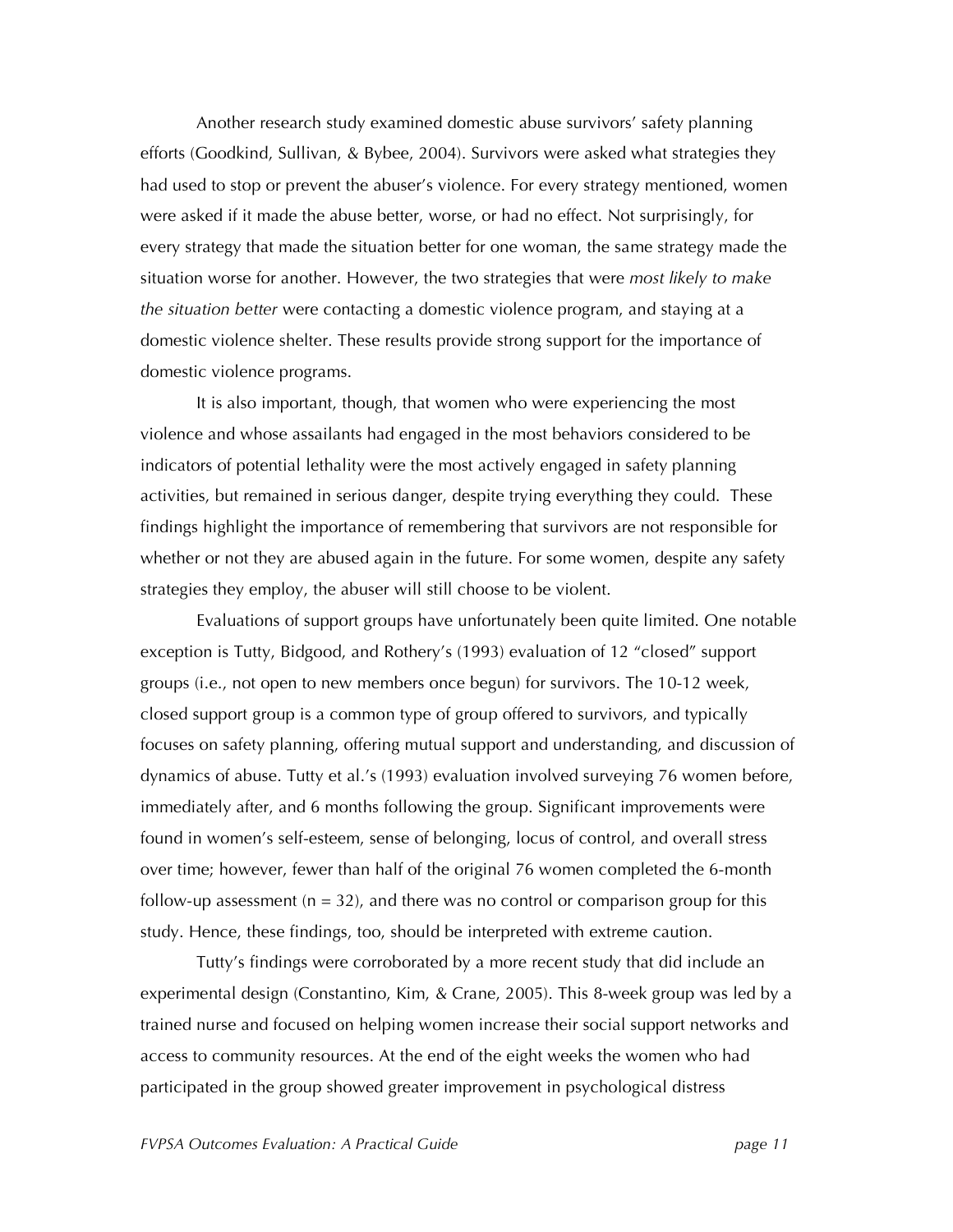Another research study examined domestic abuse survivors' safety planning efforts (Goodkind, Sullivan, & Bybee, 2004). Survivors were asked what strategies they had used to stop or prevent the abuser's violence. For every strategy mentioned, women were asked if it made the abuse better, worse, or had no effect. Not surprisingly, for every strategy that made the situation better for one woman, the same strategy made the situation worse for another. However, the two strategies that were *most likely to make the situation better* were contacting a domestic violence program, and staying at a domestic violence shelter. These results provide strong support for the importance of domestic violence programs.

It is also important, though, that women who were experiencing the most violence and whose assailants had engaged in the most behaviors considered to be indicators of potential lethality were the most actively engaged in safety planning activities, but remained in serious danger, despite trying everything they could. These findings highlight the importance of remembering that survivors are not responsible for whether or not they are abused again in the future. For some women, despite any safety strategies they employ, the abuser will still choose to be violent.

Evaluations of support groups have unfortunately been quite limited. One notable exception is Tutty, Bidgood, and Rothery's (1993) evaluation of 12 "closed" support groups (i.e., not open to new members once begun) for survivors. The 10-12 week, closed support group is a common type of group offered to survivors, and typically focuses on safety planning, offering mutual support and understanding, and discussion of dynamics of abuse. Tutty et al.'s (1993) evaluation involved surveying 76 women before, immediately after, and 6 months following the group. Significant improvements were found in women's self-esteem, sense of belonging, locus of control, and overall stress over time; however, fewer than half of the original 76 women completed the 6-month follow-up assessment (n = 32), and there was no control or comparison group for this study. Hence, these findings, too, should be interpreted with extreme caution.

Tutty's findings were corroborated by a more recent study that did include an experimental design (Constantino, Kim, & Crane, 2005). This 8-week group was led by a trained nurse and focused on helping women increase their social support networks and access to community resources. At the end of the eight weeks the women who had participated in the group showed greater improvement in psychological distress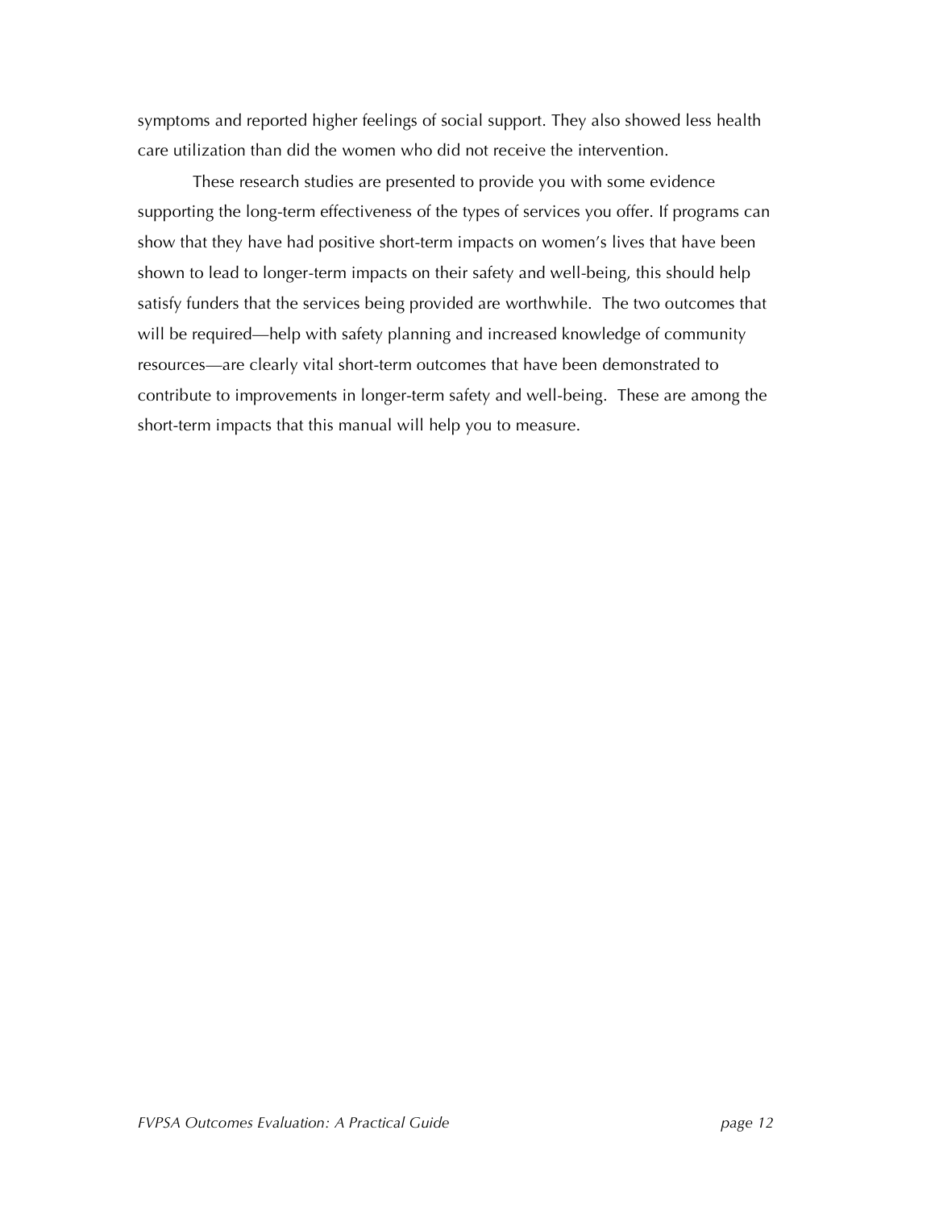symptoms and reported higher feelings of social support. They also showed less health care utilization than did the women who did not receive the intervention.

These research studies are presented to provide you with some evidence supporting the long-term effectiveness of the types of services you offer. If programs can show that they have had positive short-term impacts on women's lives that have been shown to lead to longer-term impacts on their safety and well-being, this should help satisfy funders that the services being provided are worthwhile. The two outcomes that will be required—help with safety planning and increased knowledge of community resources—are clearly vital short-term outcomes that have been demonstrated to contribute to improvements in longer-term safety and well-being. These are among the short-term impacts that this manual will help you to measure.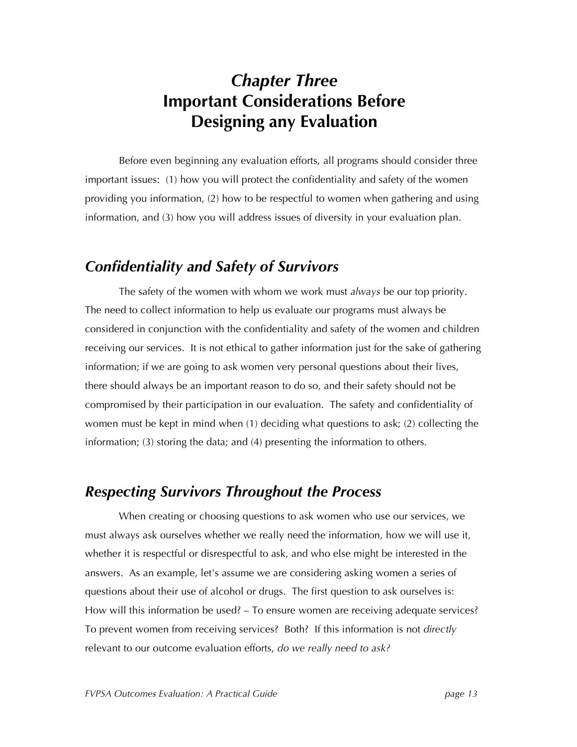# *Chapter Three* Important Considerations Before Designing any Evaluation

Before even beginning any evaluation efforts, all programs should consider three important issues: (1) how you will protect the confidentiality and safety of the women providing you information, (2) how to be respectful to women when gathering and using information, and (3) how you will address issues of diversity in your evaluation plan.

## *Confidentiality and Safety of Survivors*

The safety of the women with whom we work must *always* be our top priority. The need to collect information to help us evaluate our programs must always be considered in conjunction with the confidentiality and safety of the women and children receiving our services. It is not ethical to gather information just for the sake of gathering information; if we are going to ask women very personal questions about their lives, there should always be an important reason to do so, and their safety should not be compromised by their participation in our evaluation. The safety and confidentiality of women must be kept in mind when (1) deciding what questions to ask; (2) collecting the information; (3) storing the data; and (4) presenting the information to others.

## *Respecting Survivors Throughout the Process*

When creating or choosing questions to ask women who use our services, we must always ask ourselves whether we really need the information, how we will use it, whether it is respectful or disrespectful to ask, and who else might be interested in the answers. As an example, let's assume we are considering asking women a series of questions about their use of alcohol or drugs. The first question to ask ourselves is: How will this information be used? – To ensure women are receiving adequate services? To prevent women from receiving services? Both? If this information is not *directly* relevant to our outcome evaluation efforts, *do we really need to ask?*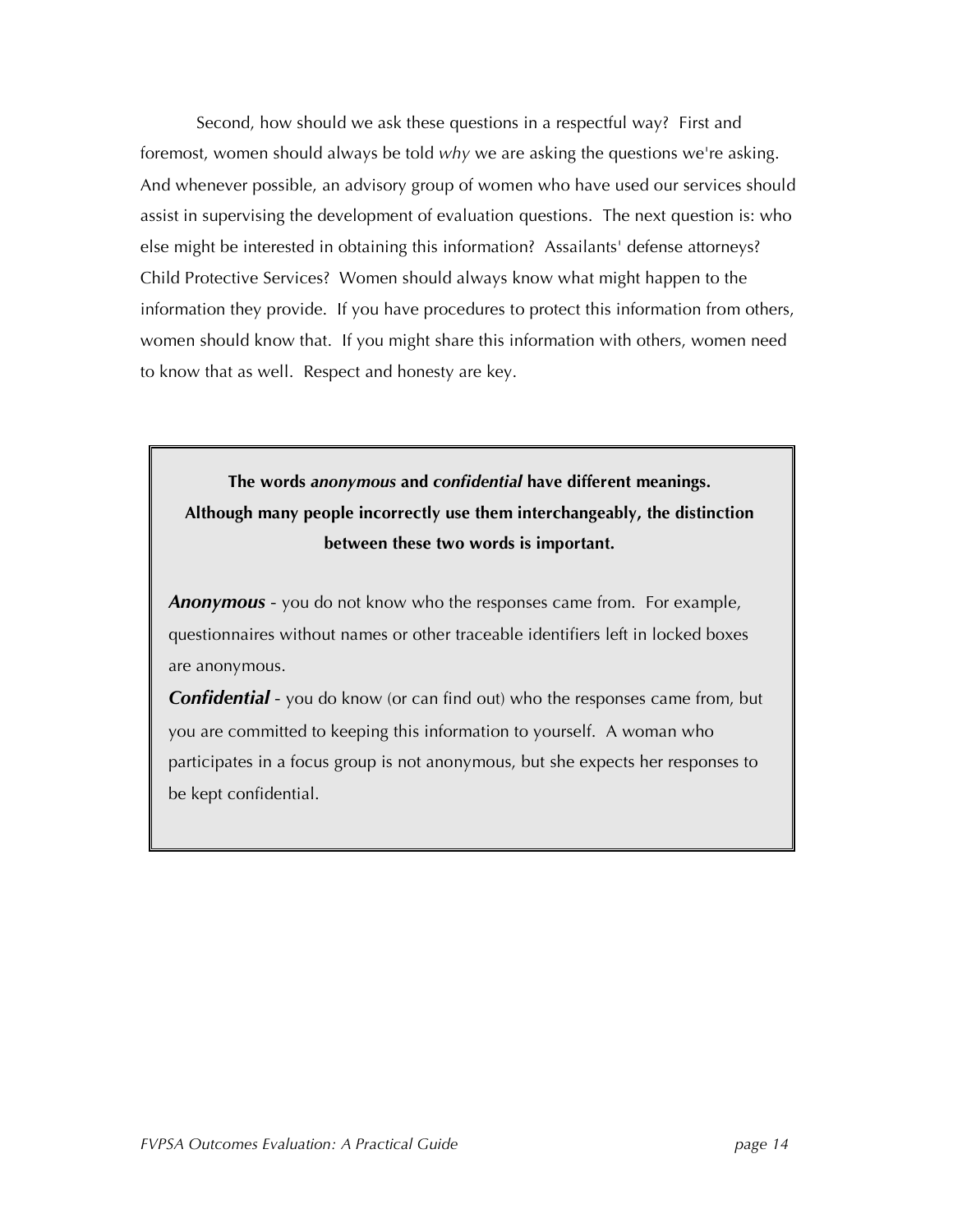Second, how should we ask these questions in a respectful way? First and foremost, women should always be told *why* we are asking the questions we're asking. And whenever possible, an advisory group of women who have used our services should assist in supervising the development of evaluation questions. The next question is: who else might be interested in obtaining this information? Assailants' defense attorneys? Child Protective Services? Women should always know what might happen to the information they provide. If you have procedures to protect this information from others, women should know that. If you might share this information with others, women need to know that as well. Respect and honesty are key.

> **The words *anonymous* and *confidential* have different meanings. Although many people incorrectly use them interchangeably, the distinction between these two words is important.**
>
> ***Anonymous*** - you do not know who the responses came from. For example, questionnaires without names or other traceable identifiers left in locked boxes are anonymous.
>
> ***Confidential*** - you do know (or can find out) who the responses came from, but you are committed to keeping this information to yourself. A woman who participates in a focus group is not anonymous, but she expects her responses to be kept confidential.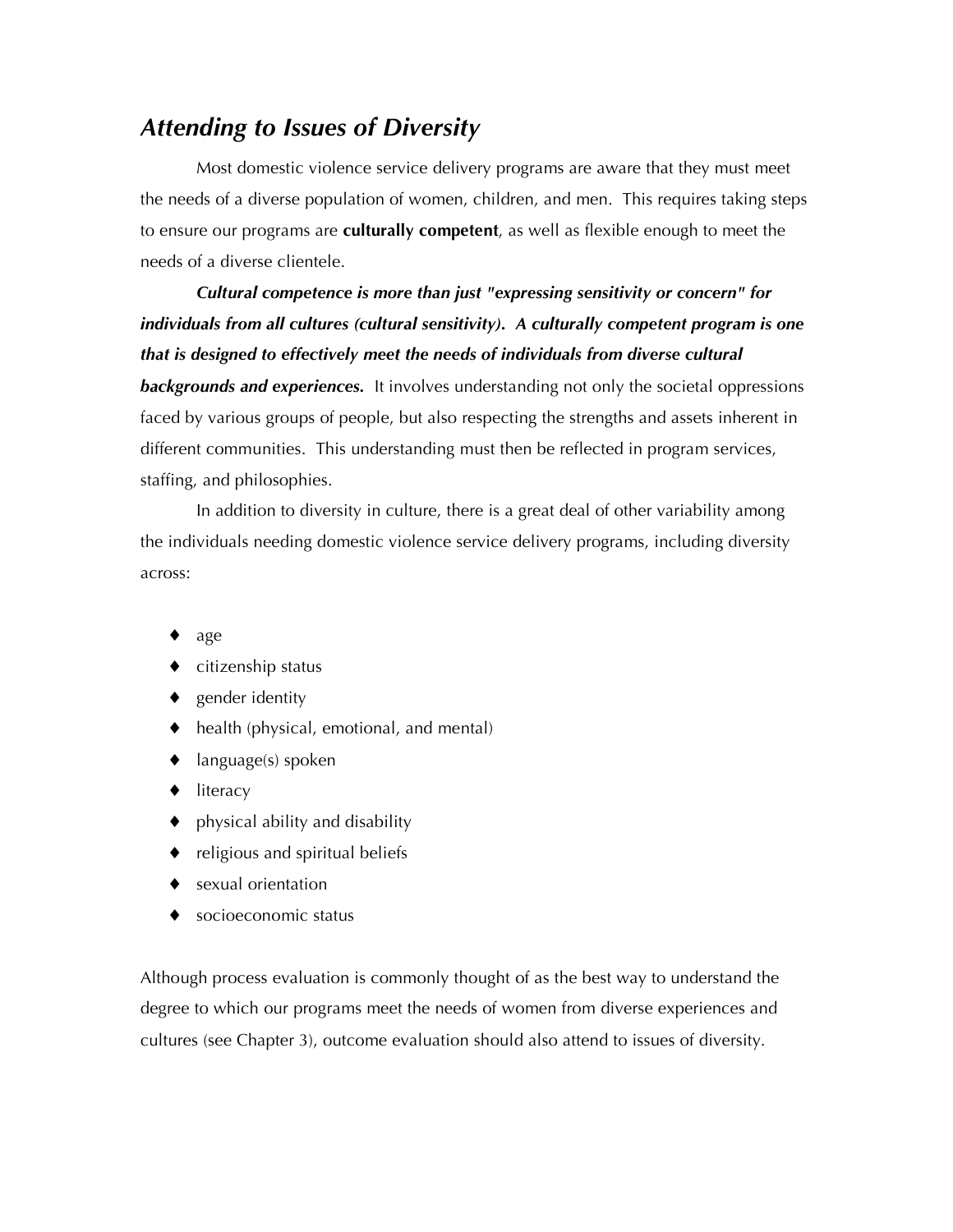## *Attending to Issues of Diversity*

Most domestic violence service delivery programs are aware that they must meet the needs of a diverse population of women, children, and men. This requires taking steps to ensure our programs are **culturally competent**, as well as flexible enough to meet the needs of a diverse clientele.

***Cultural competence is more than just "expressing sensitivity or concern" for individuals from all cultures (cultural sensitivity). A culturally competent program is one that is designed to effectively meet the needs of individuals from diverse cultural backgrounds and experiences.*** It involves understanding not only the societal oppressions faced by various groups of people, but also respecting the strengths and assets inherent in different communities. This understanding must then be reflected in program services, staffing, and philosophies.

In addition to diversity in culture, there is a great deal of other variability among the individuals needing domestic violence service delivery programs, including diversity across:

- age
- citizenship status
- gender identity
- health (physical, emotional, and mental)
- language(s) spoken
- literacy
- physical ability and disability
- religious and spiritual beliefs
- sexual orientation
- socioeconomic status

Although process evaluation is commonly thought of as the best way to understand the degree to which our programs meet the needs of women from diverse experiences and cultures (see Chapter 3), outcome evaluation should also attend to issues of diversity.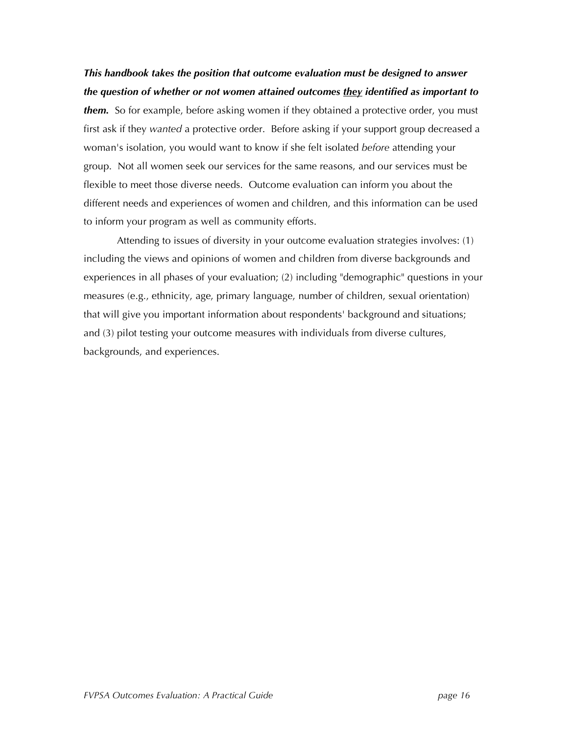***This handbook takes the position that outcome evaluation must be designed to answer the question of whether or not women attained outcomes <u>they</u> identified as important to them.*** So for example, before asking women if they obtained a protective order, you must first ask if they *wanted* a protective order. Before asking if your support group decreased a woman's isolation, you would want to know if she felt isolated *before* attending your group. Not all women seek our services for the same reasons, and our services must be flexible to meet those diverse needs. Outcome evaluation can inform you about the different needs and experiences of women and children, and this information can be used to inform your program as well as community efforts.

Attending to issues of diversity in your outcome evaluation strategies involves: (1) including the views and opinions of women and children from diverse backgrounds and experiences in all phases of your evaluation; (2) including "demographic" questions in your measures (e.g., ethnicity, age, primary language, number of children, sexual orientation) that will give you important information about respondents' background and situations; and (3) pilot testing your outcome measures with individuals from diverse cultures, backgrounds, and experiences.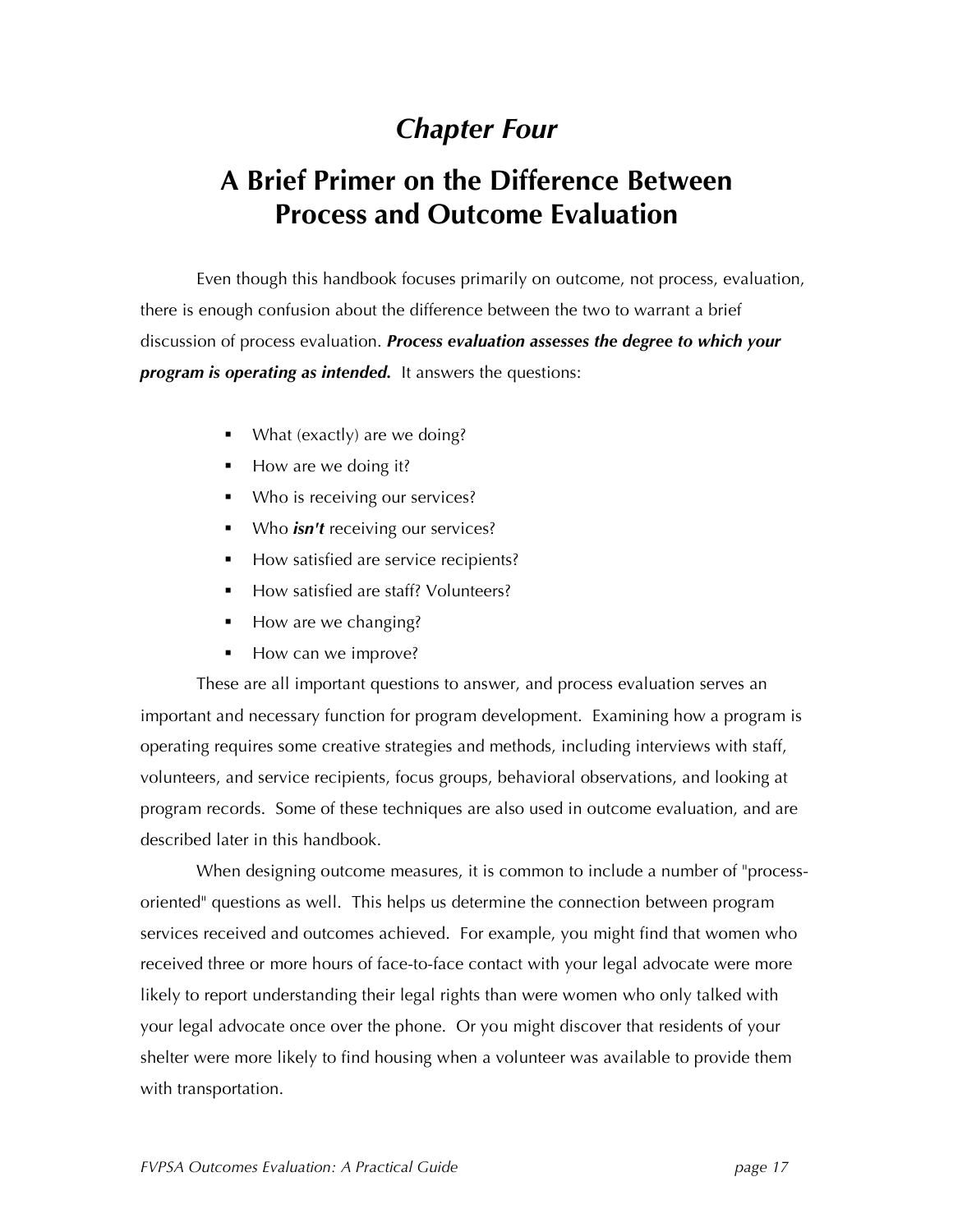# *Chapter Four*

## A Brief Primer on the Difference Between Process and Outcome Evaluation

Even though this handbook focuses primarily on outcome, not process, evaluation, there is enough confusion about the difference between the two to warrant a brief discussion of process evaluation. ***Process evaluation assesses the degree to which your program is operating as intended.*** It answers the questions:

- What (exactly) are we doing?
- How are we doing it?
- Who is receiving our services?
- Who ***isn't*** receiving our services?
- How satisfied are service recipients?
- How satisfied are staff? Volunteers?
- How are we changing?
- How can we improve?

These are all important questions to answer, and process evaluation serves an important and necessary function for program development. Examining how a program is operating requires some creative strategies and methods, including interviews with staff, volunteers, and service recipients, focus groups, behavioral observations, and looking at program records. Some of these techniques are also used in outcome evaluation, and are described later in this handbook.

When designing outcome measures, it is common to include a number of "process-oriented" questions as well. This helps us determine the connection between program services received and outcomes achieved. For example, you might find that women who received three or more hours of face-to-face contact with your legal advocate were more likely to report understanding their legal rights than were women who only talked with your legal advocate once over the phone. Or you might discover that residents of your shelter were more likely to find housing when a volunteer was available to provide them with transportation.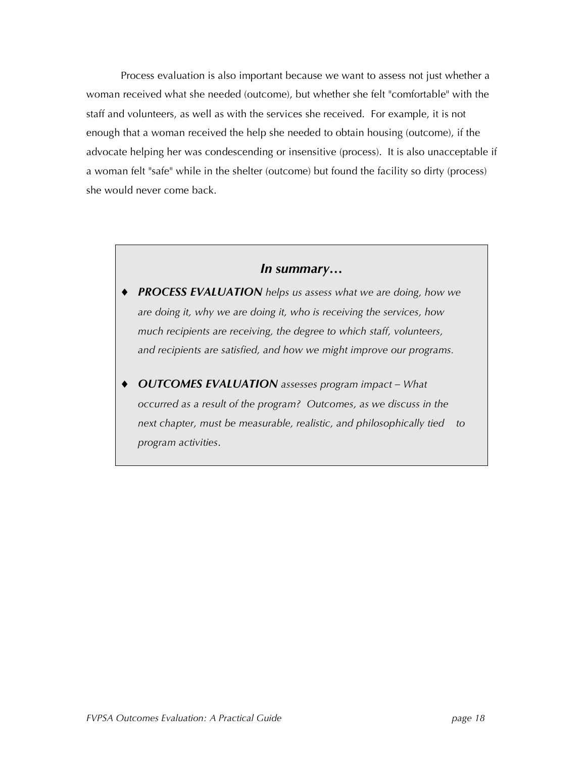Process evaluation is also important because we want to assess not just whether a woman received what she needed (outcome), but whether she felt "comfortable" with the staff and volunteers, as well as with the services she received. For example, it is not enough that a woman received the help she needed to obtain housing (outcome), if the advocate helping her was condescending or insensitive (process). It is also unacceptable if a woman felt "safe" while in the shelter (outcome) but found the facility so dirty (process) she would never come back.

> ***In summary…***
>
> - ***PROCESS EVALUATION*** *helps us assess what we are doing, how we are doing it, why we are doing it, who is receiving the services, how much recipients are receiving, the degree to which staff, volunteers, and recipients are satisfied, and how we might improve our programs.*
>
> - ***OUTCOMES EVALUATION*** *assesses program impact – What occurred as a result of the program? Outcomes, as we discuss in the next chapter, must be measurable, realistic, and philosophically tied to program activities.*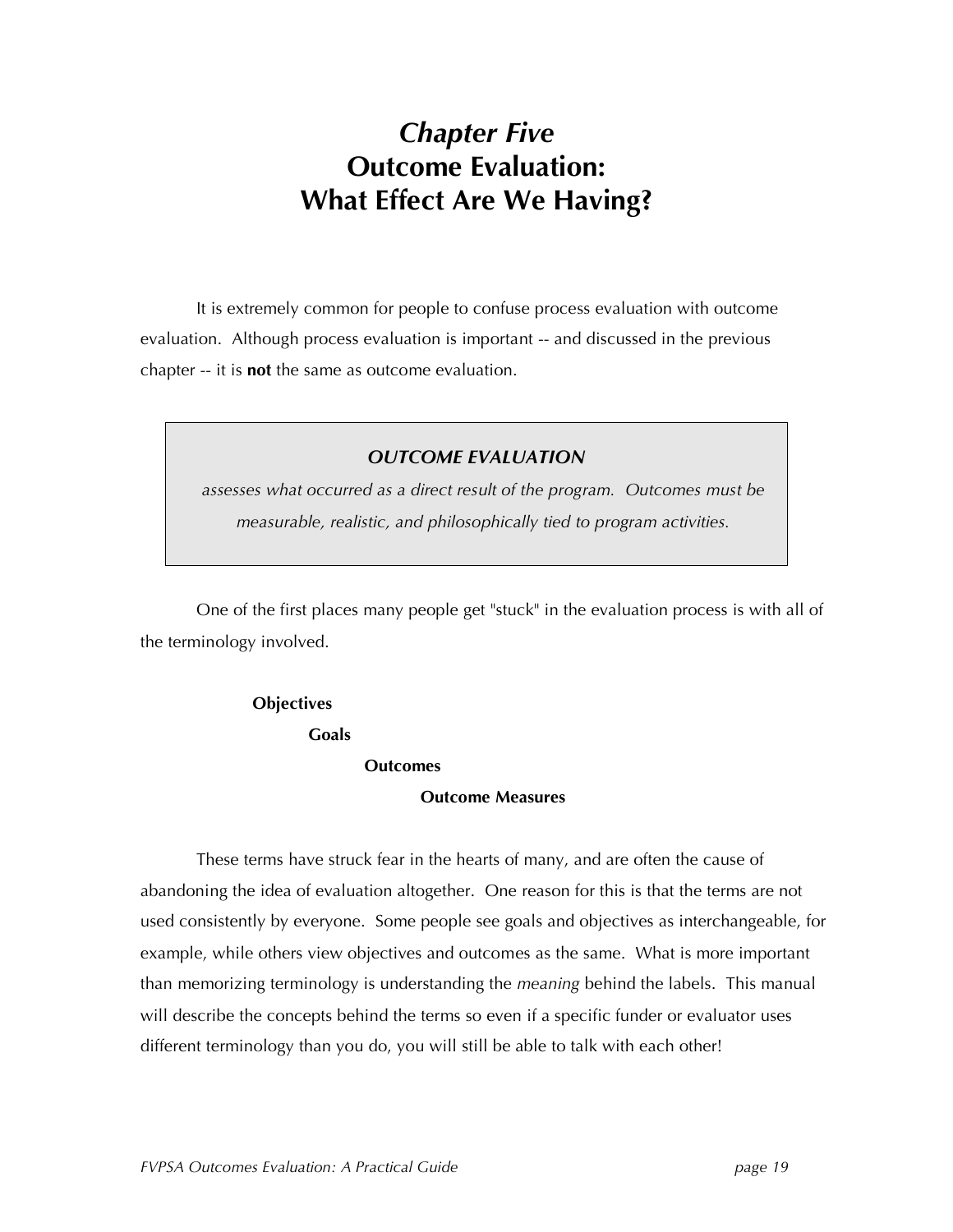# *Chapter Five* Outcome Evaluation: What Effect Are We Having?

It is extremely common for people to confuse process evaluation with outcome evaluation. Although process evaluation is important -- and discussed in the previous chapter -- it is **not** the same as outcome evaluation.

> ***OUTCOME EVALUATION***
>
> *assesses what occurred as a direct result of the program. Outcomes must be measurable, realistic, and philosophically tied to program activities.*

One of the first places many people get "stuck" in the evaluation process is with all of the terminology involved.

**Objectives**

**Goals**

**Outcomes**

**Outcome Measures**

These terms have struck fear in the hearts of many, and are often the cause of abandoning the idea of evaluation altogether. One reason for this is that the terms are not used consistently by everyone. Some people see goals and objectives as interchangeable, for example, while others view objectives and outcomes as the same. What is more important than memorizing terminology is understanding the *meaning* behind the labels. This manual will describe the concepts behind the terms so even if a specific funder or evaluator uses different terminology than you do, you will still be able to talk with each other!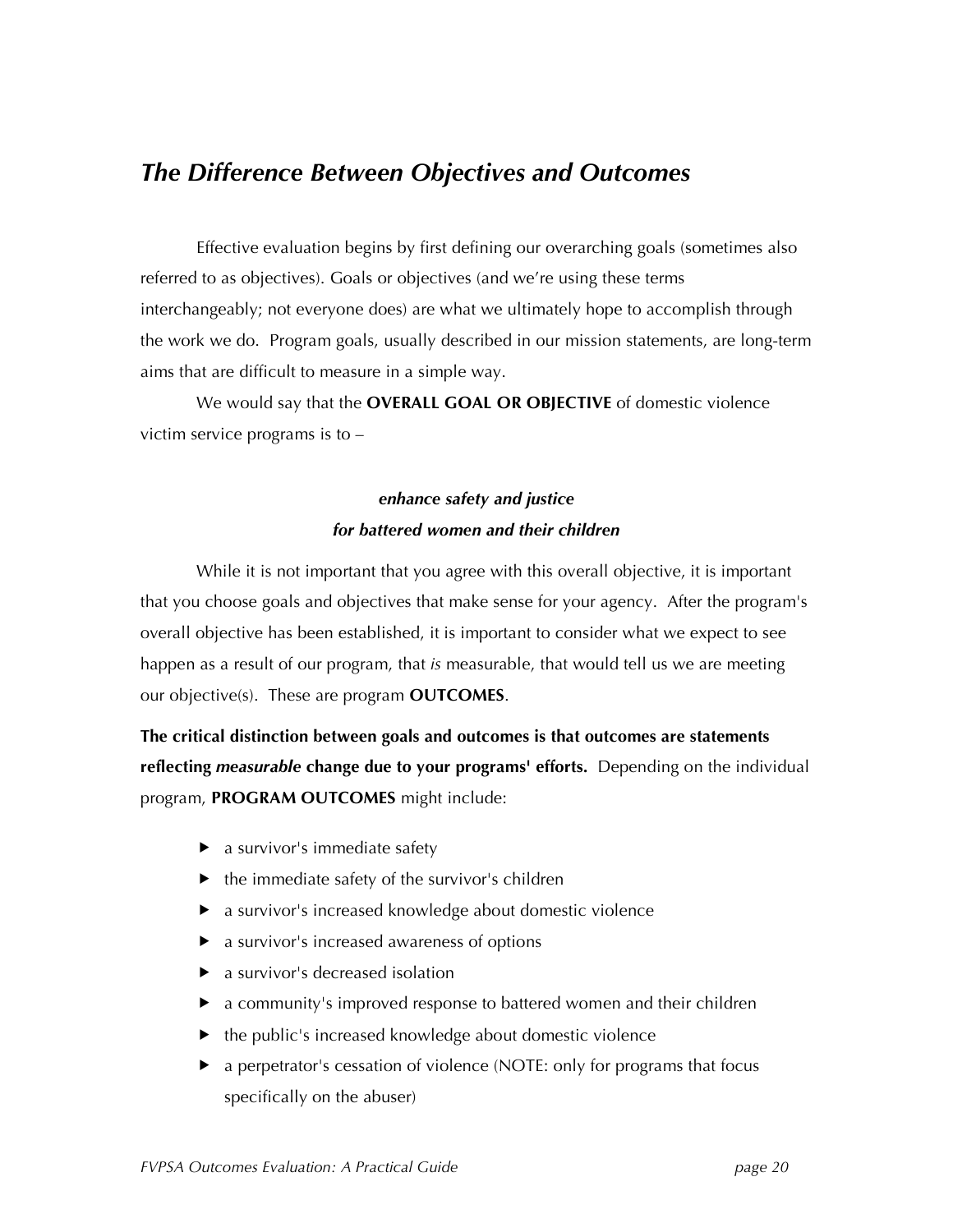## *The Difference Between Objectives and Outcomes*

Effective evaluation begins by first defining our overarching goals (sometimes also referred to as objectives). Goals or objectives (and we're using these terms interchangeably; not everyone does) are what we ultimately hope to accomplish through the work we do. Program goals, usually described in our mission statements, are long-term aims that are difficult to measure in a simple way.

We would say that the **OVERALL GOAL OR OBJECTIVE** of domestic violence victim service programs is to –

***enhance safety and justice***
***for battered women and their children***

While it is not important that you agree with this overall objective, it is important that you choose goals and objectives that make sense for your agency. After the program's overall objective has been established, it is important to consider what we expect to see happen as a result of our program, that *is* measurable, that would tell us we are meeting our objective(s). These are program **OUTCOMES**.

**The critical distinction between goals and outcomes is that outcomes are statements reflecting *measurabl*e change due to your programs' efforts.** Depending on the individual program, **PROGRAM OUTCOMES** might include:

- a survivor's immediate safety
- the immediate safety of the survivor's children
- a survivor's increased knowledge about domestic violence
- a survivor's increased awareness of options
- a survivor's decreased isolation
- a community's improved response to battered women and their children
- the public's increased knowledge about domestic violence
- a perpetrator's cessation of violence (NOTE: only for programs that focus specifically on the abuser)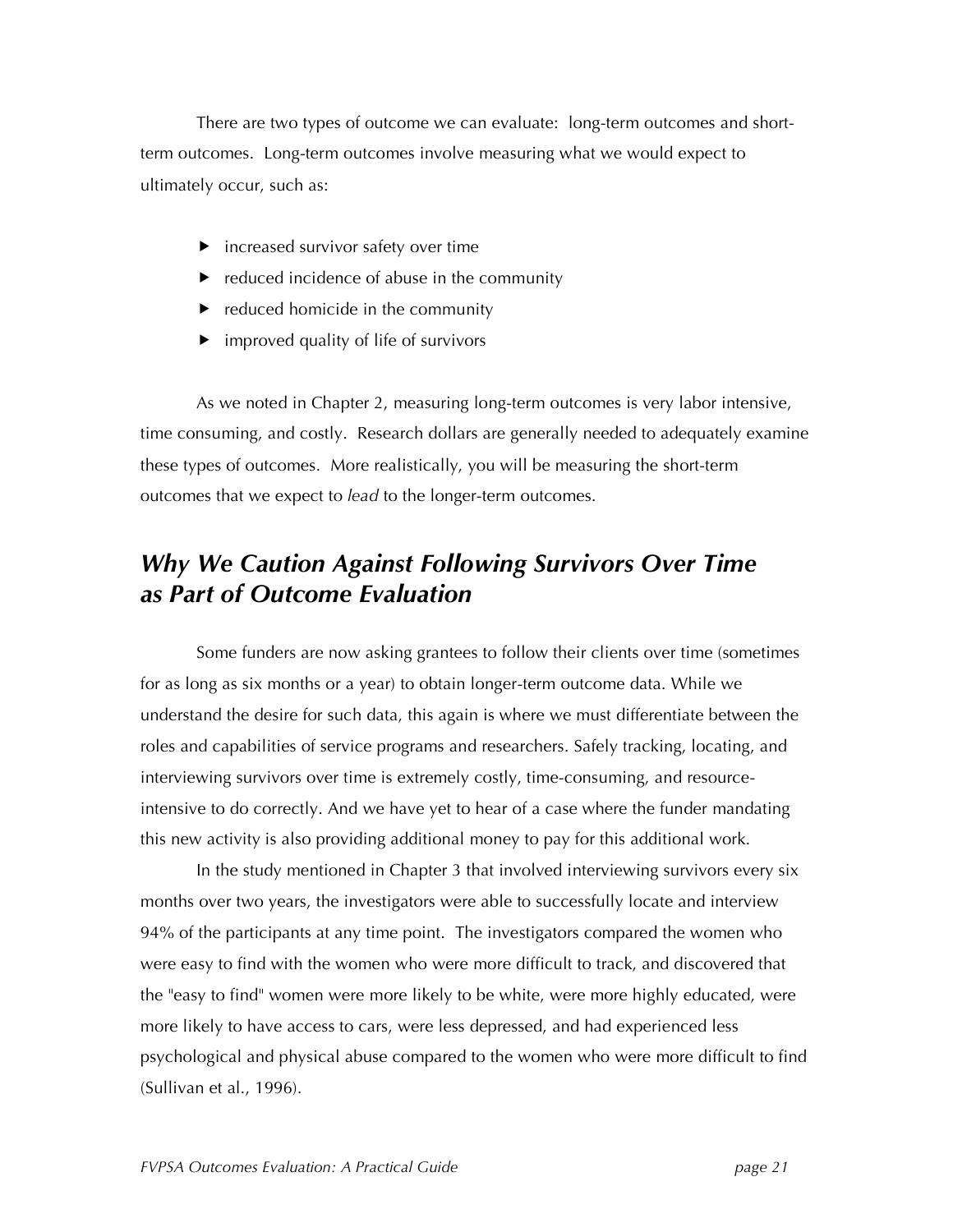There are two types of outcome we can evaluate: long-term outcomes and short-term outcomes. Long-term outcomes involve measuring what we would expect to ultimately occur, such as:

- increased survivor safety over time
- reduced incidence of abuse in the community
- reduced homicide in the community
- improved quality of life of survivors

As we noted in Chapter 2, measuring long-term outcomes is very labor intensive, time consuming, and costly. Research dollars are generally needed to adequately examine these types of outcomes. More realistically, you will be measuring the short-term outcomes that we expect to *lead* to the longer-term outcomes.

## *Why We Caution Against Following Survivors Over Time as Part of Outcome Evaluation*

Some funders are now asking grantees to follow their clients over time (sometimes for as long as six months or a year) to obtain longer-term outcome data. While we understand the desire for such data, this again is where we must differentiate between the roles and capabilities of service programs and researchers. Safely tracking, locating, and interviewing survivors over time is extremely costly, time-consuming, and resource-intensive to do correctly. And we have yet to hear of a case where the funder mandating this new activity is also providing additional money to pay for this additional work.

In the study mentioned in Chapter 3 that involved interviewing survivors every six months over two years, the investigators were able to successfully locate and interview 94% of the participants at any time point. The investigators compared the women who were easy to find with the women who were more difficult to track, and discovered that the "easy to find" women were more likely to be white, were more highly educated, were more likely to have access to cars, were less depressed, and had experienced less psychological and physical abuse compared to the women who were more difficult to find (Sullivan et al., 1996).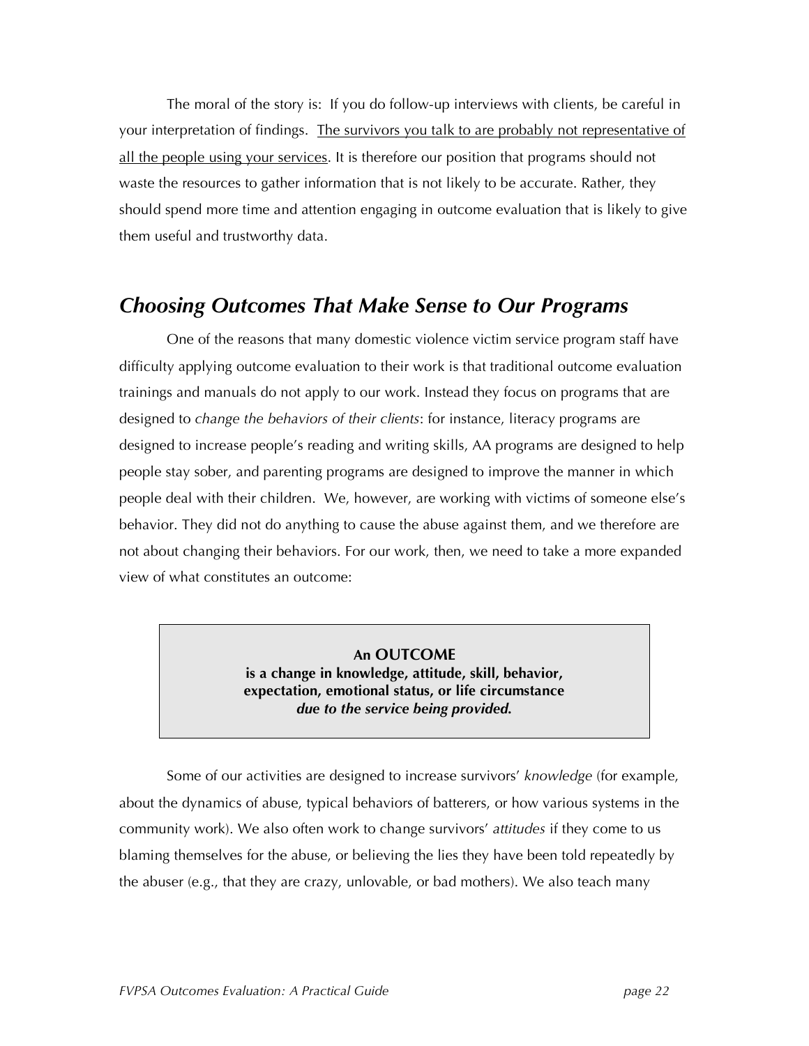The moral of the story is: If you do follow-up interviews with clients, be careful in your interpretation of findings. <u>The survivors you talk to are probably not representative of all the people using your services</u>. It is therefore our position that programs should not waste the resources to gather information that is not likely to be accurate. Rather, they should spend more time and attention engaging in outcome evaluation that is likely to give them useful and trustworthy data.

## *Choosing Outcomes That Make Sense to Our Programs*

One of the reasons that many domestic violence victim service program staff have difficulty applying outcome evaluation to their work is that traditional outcome evaluation trainings and manuals do not apply to our work. Instead they focus on programs that are designed to *change the behaviors of their clients*: for instance, literacy programs are designed to increase people's reading and writing skills, AA programs are designed to help people stay sober, and parenting programs are designed to improve the manner in which people deal with their children. We, however, are working with victims of someone else's behavior. They did not do anything to cause the abuse against them, and we therefore are not about changing their behaviors. For our work, then, we need to take a more expanded view of what constitutes an outcome:

> **An OUTCOME**
> **is a change in knowledge, attitude, skill, behavior, expectation, emotional status, or life circumstance**
> ***due to the service being provided.***

Some of our activities are designed to increase survivors' *knowledge* (for example, about the dynamics of abuse, typical behaviors of batterers, or how various systems in the community work). We also often work to change survivors' *attitudes* if they come to us blaming themselves for the abuse, or believing the lies they have been told repeatedly by the abuser (e.g., that they are crazy, unlovable, or bad mothers). We also teach many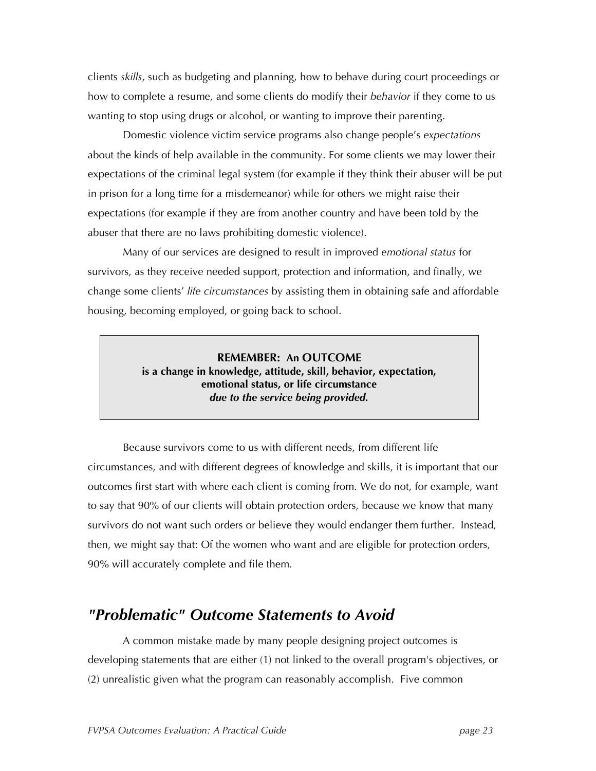clients *skills*, such as budgeting and planning, how to behave during court proceedings or how to complete a resume, and some clients do modify their *behavior* if they come to us wanting to stop using drugs or alcohol, or wanting to improve their parenting.

Domestic violence victim service programs also change people's *expectations* about the kinds of help available in the community. For some clients we may lower their expectations of the criminal legal system (for example if they think their abuser will be put in prison for a long time for a misdemeanor) while for others we might raise their expectations (for example if they are from another country and have been told by the abuser that there are no laws prohibiting domestic violence).

Many of our services are designed to result in improved *emotional status* for survivors, as they receive needed support, protection and information, and finally, we change some clients' *life circumstances* by assisting them in obtaining safe and affordable housing, becoming employed, or going back to school.

> **REMEMBER: An OUTCOME**
> **is a change in knowledge, attitude, skill, behavior, expectation, emotional status, or life circumstance**
> ***due to the service being provided.***

Because survivors come to us with different needs, from different life circumstances, and with different degrees of knowledge and skills, it is important that our outcomes first start with where each client is coming from. We do not, for example, want to say that 90% of our clients will obtain protection orders, because we know that many survivors do not want such orders or believe they would endanger them further. Instead, then, we might say that: Of the women who want and are eligible for protection orders, 90% will accurately complete and file them.

## *"Problematic" Outcome Statements to Avoid*

A common mistake made by many people designing project outcomes is developing statements that are either (1) not linked to the overall program's objectives, or (2) unrealistic given what the program can reasonably accomplish. Five common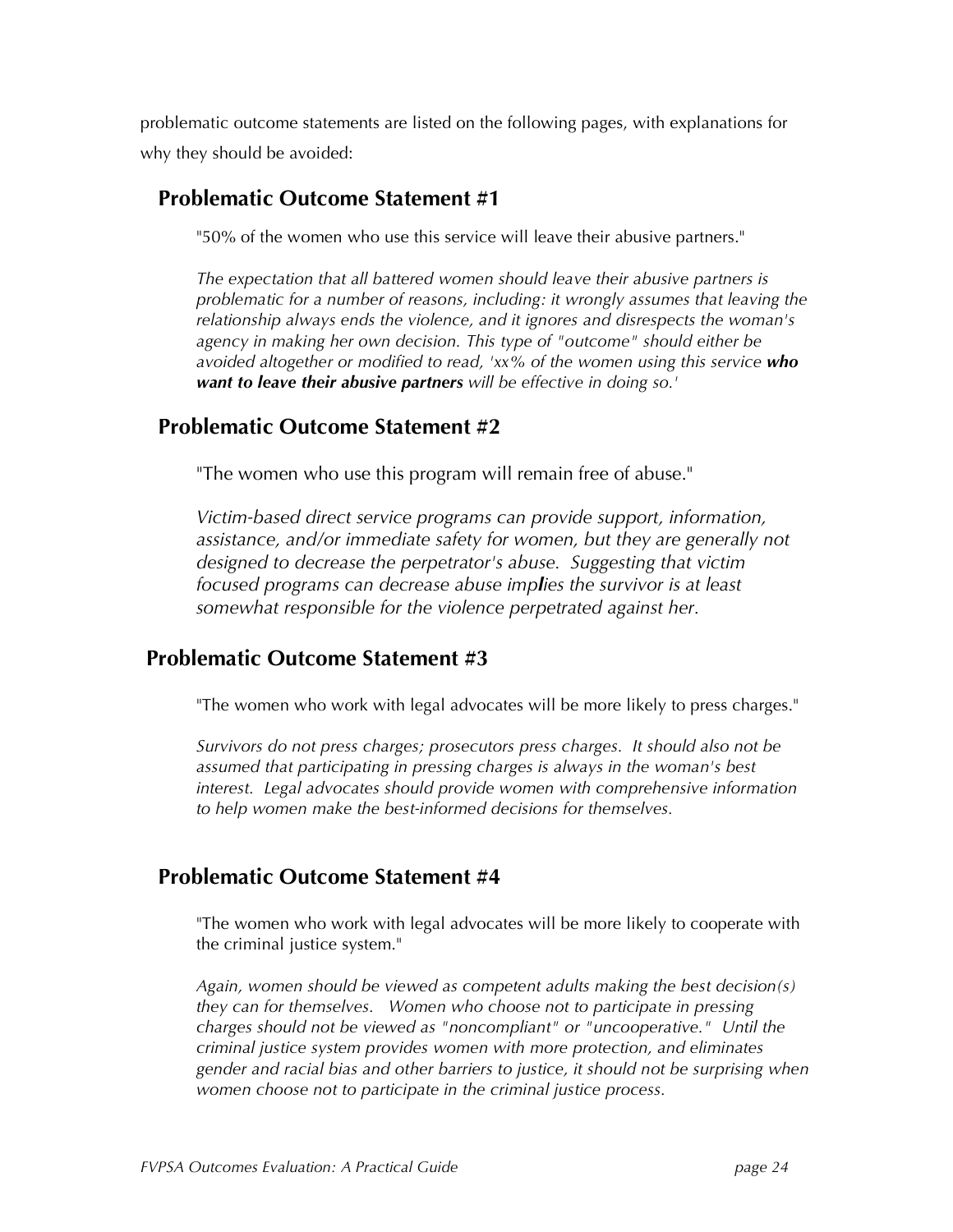problematic outcome statements are listed on the following pages, with explanations for why they should be avoided:

## Problematic Outcome Statement #1

"50% of the women who use this service will leave their abusive partners."

*The expectation that all battered women should leave their abusive partners is problematic for a number of reasons, including: it wrongly assumes that leaving the relationship always ends the violence, and it ignores and disrespects the woman's agency in making her own decision. This type of "outcome" should either be avoided altogether or modified to read, 'xx% of the women using this service **who want to leave their abusive partners** will be effective in doing so.'*

## Problematic Outcome Statement #2

"The women who use this program will remain free of abuse."

*Victim-based direct service programs can provide support, information, assistance, and/or immediate safety for women, but they are generally not designed to decrease the perpetrator's abuse. Suggesting that victim focused programs can decrease abuse implies the survivor is at least somewhat responsible for the violence perpetrated against her.*

## Problematic Outcome Statement #3

"The women who work with legal advocates will be more likely to press charges."

*Survivors do not press charges; prosecutors press charges. It should also not be assumed that participating in pressing charges is always in the woman's best interest. Legal advocates should provide women with comprehensive information to help women make the best-informed decisions for themselves.*

## Problematic Outcome Statement #4

"The women who work with legal advocates will be more likely to cooperate with the criminal justice system."

*Again, women should be viewed as competent adults making the best decision(s) they can for themselves. Women who choose not to participate in pressing charges should not be viewed as "noncompliant" or "uncooperative." Until the criminal justice system provides women with more protection, and eliminates gender and racial bias and other barriers to justice, it should not be surprising when women choose not to participate in the criminal justice process.*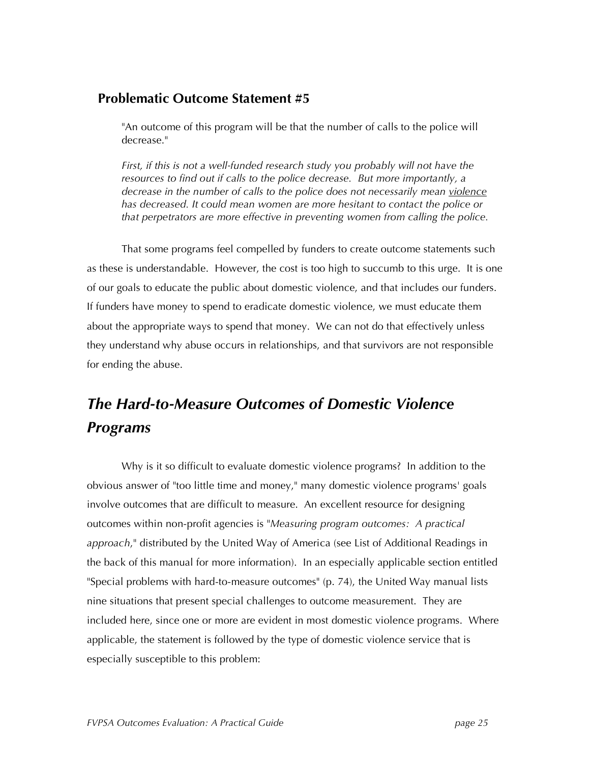### Problematic Outcome Statement #5

"An outcome of this program will be that the number of calls to the police will decrease."

*First, if this is not a well-funded research study you probably will not have the resources to find out if calls to the police decrease. But more importantly, a decrease in the number of calls to the police does not necessarily mean <u>violence</u> has decreased. It could mean women are more hesitant to contact the police or that perpetrators are more effective in preventing women from calling the police.*

That some programs feel compelled by funders to create outcome statements such as these is understandable. However, the cost is too high to succumb to this urge. It is one of our goals to educate the public about domestic violence, and that includes our funders. If funders have money to spend to eradicate domestic violence, we must educate them about the appropriate ways to spend that money. We can not do that effectively unless they understand why abuse occurs in relationships, and that survivors are not responsible for ending the abuse.

## *The Hard-to-Measure Outcomes of Domestic Violence Programs*

Why is it so difficult to evaluate domestic violence programs? In addition to the obvious answer of "too little time and money," many domestic violence programs' goals involve outcomes that are difficult to measure. An excellent resource for designing outcomes within non-profit agencies is "*Measuring program outcomes: A practical approach*," distributed by the United Way of America (see List of Additional Readings in the back of this manual for more information). In an especially applicable section entitled "Special problems with hard-to-measure outcomes" (p. 74), the United Way manual lists nine situations that present special challenges to outcome measurement. They are included here, since one or more are evident in most domestic violence programs. Where applicable, the statement is followed by the type of domestic violence service that is especially susceptible to this problem: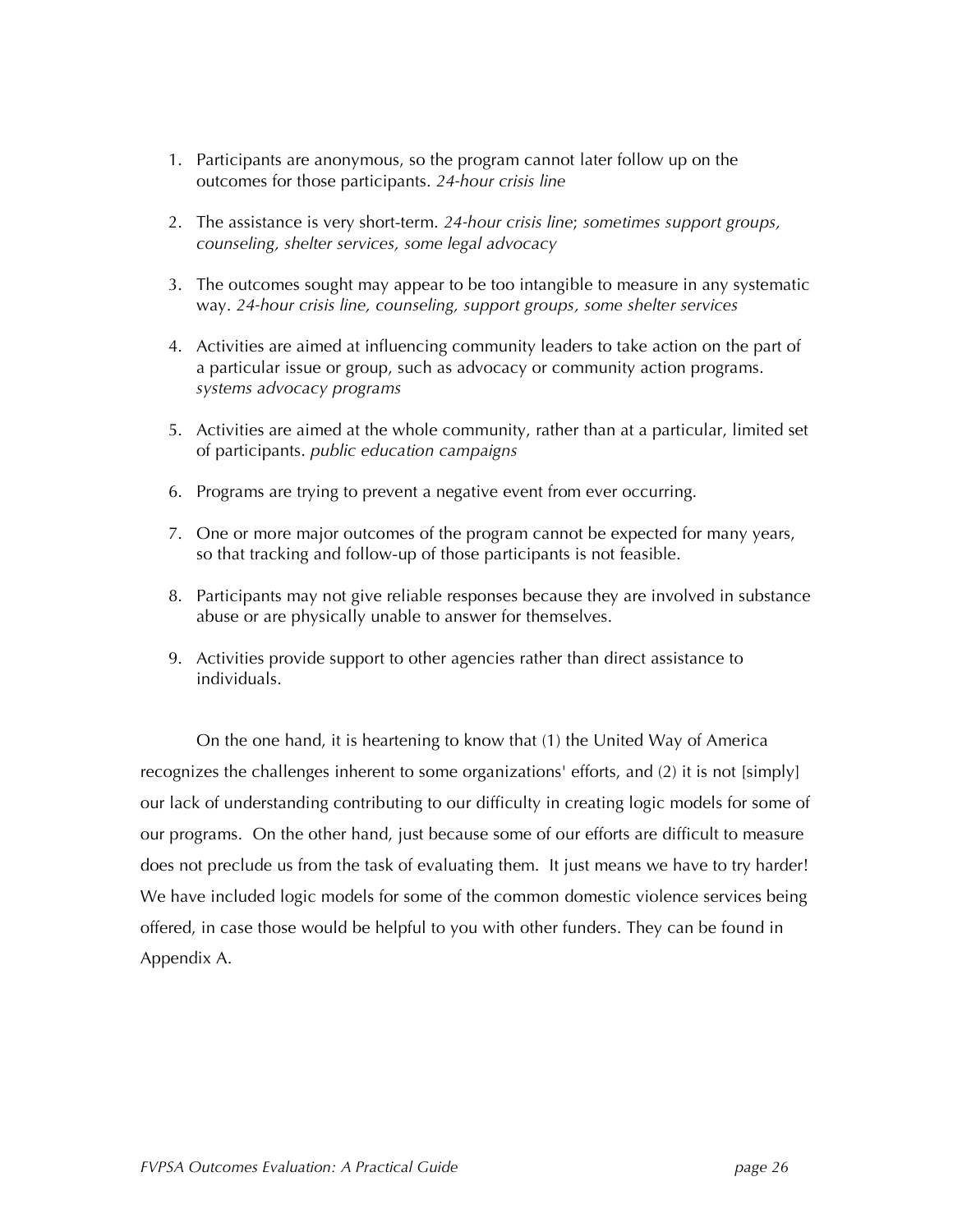1. Participants are anonymous, so the program cannot later follow up on the outcomes for those participants. *24-hour crisis line*

2. The assistance is very short-term. *24-hour crisis line*; *sometimes support groups, counseling, shelter services, some legal advocacy*

3. The outcomes sought may appear to be too intangible to measure in any systematic way. *24-hour crisis line, counseling, support groups, some shelter services*

4. Activities are aimed at influencing community leaders to take action on the part of a particular issue or group, such as advocacy or community action programs. *systems advocacy programs*

5. Activities are aimed at the whole community, rather than at a particular, limited set of participants. *public education campaigns*

6. Programs are trying to prevent a negative event from ever occurring.

7. One or more major outcomes of the program cannot be expected for many years, so that tracking and follow-up of those participants is not feasible.

8. Participants may not give reliable responses because they are involved in substance abuse or are physically unable to answer for themselves.

9. Activities provide support to other agencies rather than direct assistance to individuals.

On the one hand, it is heartening to know that (1) the United Way of America recognizes the challenges inherent to some organizations' efforts, and (2) it is not [simply] our lack of understanding contributing to our difficulty in creating logic models for some of our programs. On the other hand, just because some of our efforts are difficult to measure does not preclude us from the task of evaluating them. It just means we have to try harder! We have included logic models for some of the common domestic violence services being offered, in case those would be helpful to you with other funders. They can be found in Appendix A.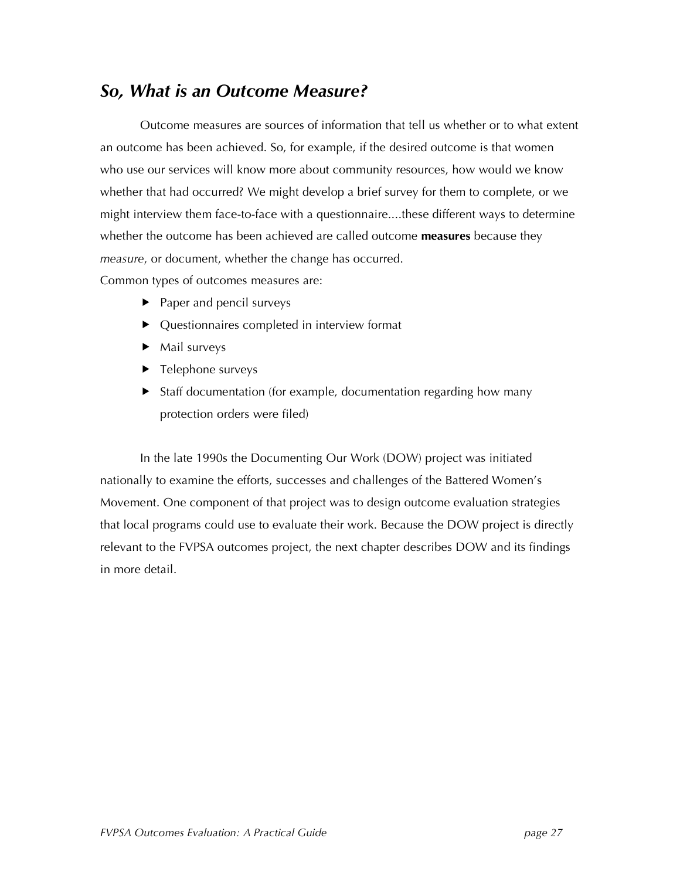## *So, What is an Outcome Measure?*

Outcome measures are sources of information that tell us whether or to what extent an outcome has been achieved. So, for example, if the desired outcome is that women who use our services will know more about community resources, how would we know whether that had occurred? We might develop a brief survey for them to complete, or we might interview them face-to-face with a questionnaire....these different ways to determine whether the outcome has been achieved are called outcome **measures** because they *measure*, or document, whether the change has occurred.

Common types of outcomes measures are:

- Paper and pencil surveys
- Questionnaires completed in interview format
- Mail surveys
- Telephone surveys
- Staff documentation (for example, documentation regarding how many protection orders were filed)

In the late 1990s the Documenting Our Work (DOW) project was initiated nationally to examine the efforts, successes and challenges of the Battered Women's Movement. One component of that project was to design outcome evaluation strategies that local programs could use to evaluate their work. Because the DOW project is directly relevant to the FVPSA outcomes project, the next chapter describes DOW and its findings in more detail.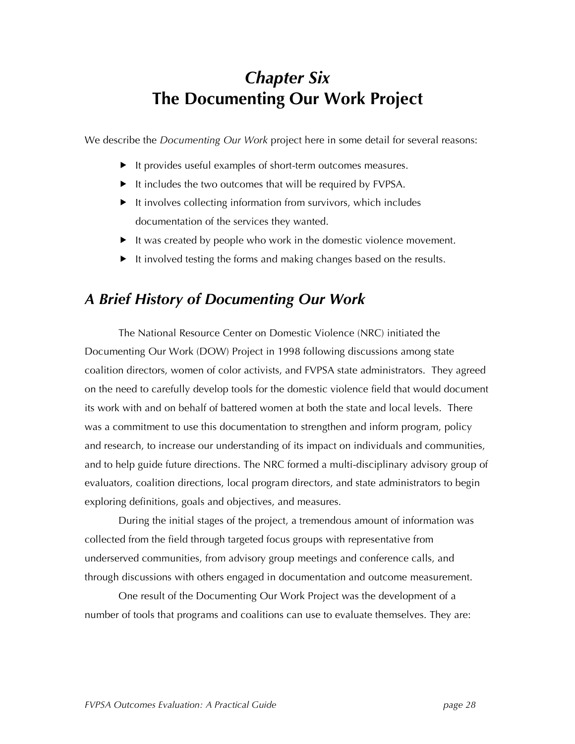# *Chapter Six*
# The Documenting Our Work Project

We describe the *Documenting Our Work* project here in some detail for several reasons:

- It provides useful examples of short-term outcomes measures.
- It includes the two outcomes that will be required by FVPSA.
- It involves collecting information from survivors, which includes documentation of the services they wanted.
- It was created by people who work in the domestic violence movement.
- It involved testing the forms and making changes based on the results.

## *A Brief History of Documenting Our Work*

The National Resource Center on Domestic Violence (NRC) initiated the Documenting Our Work (DOW) Project in 1998 following discussions among state coalition directors, women of color activists, and FVPSA state administrators. They agreed on the need to carefully develop tools for the domestic violence field that would document its work with and on behalf of battered women at both the state and local levels. There was a commitment to use this documentation to strengthen and inform program, policy and research, to increase our understanding of its impact on individuals and communities, and to help guide future directions. The NRC formed a multi-disciplinary advisory group of evaluators, coalition directions, local program directors, and state administrators to begin exploring definitions, goals and objectives, and measures.

During the initial stages of the project, a tremendous amount of information was collected from the field through targeted focus groups with representative from underserved communities, from advisory group meetings and conference calls, and through discussions with others engaged in documentation and outcome measurement.

One result of the Documenting Our Work Project was the development of a number of tools that programs and coalitions can use to evaluate themselves. They are: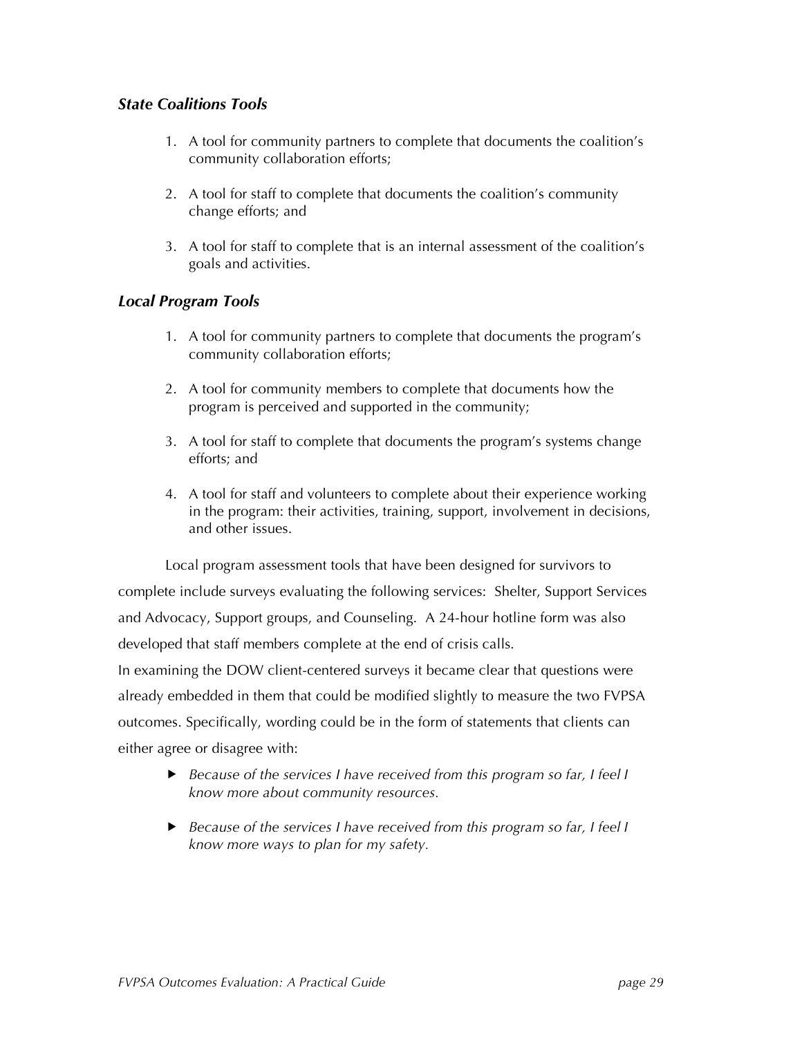### *State Coalitions Tools*

1. A tool for community partners to complete that documents the coalition's community collaboration efforts;

2. A tool for staff to complete that documents the coalition's community change efforts; and

3. A tool for staff to complete that is an internal assessment of the coalition's goals and activities.

### *Local Program Tools*

1. A tool for community partners to complete that documents the program's community collaboration efforts;

2. A tool for community members to complete that documents how the program is perceived and supported in the community;

3. A tool for staff to complete that documents the program's systems change efforts; and

4. A tool for staff and volunteers to complete about their experience working in the program: their activities, training, support, involvement in decisions, and other issues.

Local program assessment tools that have been designed for survivors to complete include surveys evaluating the following services: Shelter, Support Services and Advocacy, Support groups, and Counseling. A 24-hour hotline form was also developed that staff members complete at the end of crisis calls.

In examining the DOW client-centered surveys it became clear that questions were already embedded in them that could be modified slightly to measure the two FVPSA outcomes. Specifically, wording could be in the form of statements that clients can either agree or disagree with:

- *Because of the services I have received from this program so far, I feel I know more about community resources.*

- *Because of the services I have received from this program so far, I feel I know more ways to plan for my safety.*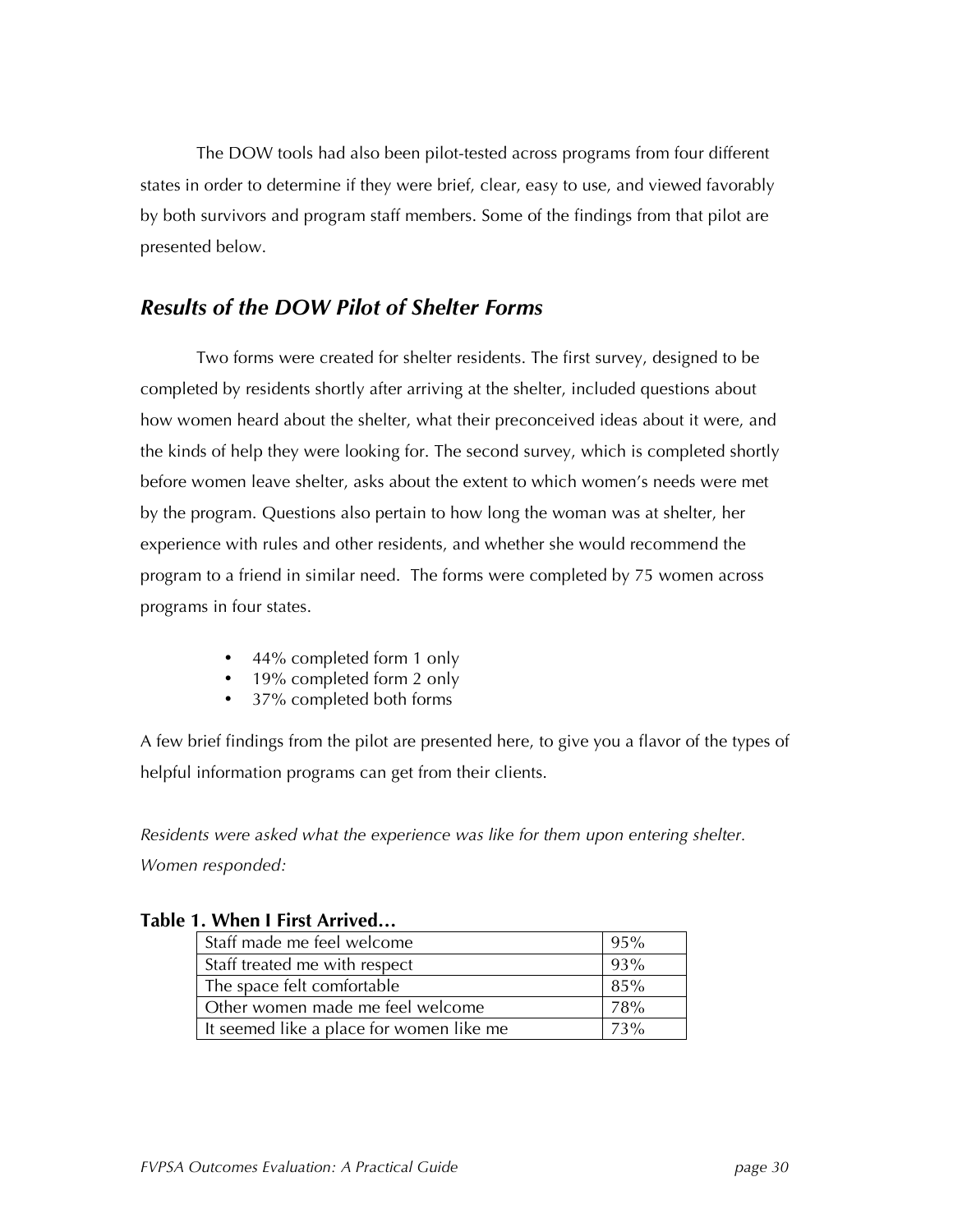The DOW tools had also been pilot-tested across programs from four different states in order to determine if they were brief, clear, easy to use, and viewed favorably by both survivors and program staff members. Some of the findings from that pilot are presented below.

## *Results of the DOW Pilot of Shelter Forms*

Two forms were created for shelter residents. The first survey, designed to be completed by residents shortly after arriving at the shelter, included questions about how women heard about the shelter, what their preconceived ideas about it were, and the kinds of help they were looking for. The second survey, which is completed shortly before women leave shelter, asks about the extent to which women's needs were met by the program. Questions also pertain to how long the woman was at shelter, her experience with rules and other residents, and whether she would recommend the program to a friend in similar need. The forms were completed by 75 women across programs in four states.

- 44% completed form 1 only
- 19% completed form 2 only
- 37% completed both forms

A few brief findings from the pilot are presented here, to give you a flavor of the types of helpful information programs can get from their clients.

*Residents were asked what the experience was like for them upon entering shelter. Women responded:*

**Table 1. When I First Arrived…**

| Staff made me feel welcome | 95% |
|---|---|
| Staff treated me with respect | 93% |
| The space felt comfortable | 85% |
| Other women made me feel welcome | 78% |
| It seemed like a place for women like me | 73% |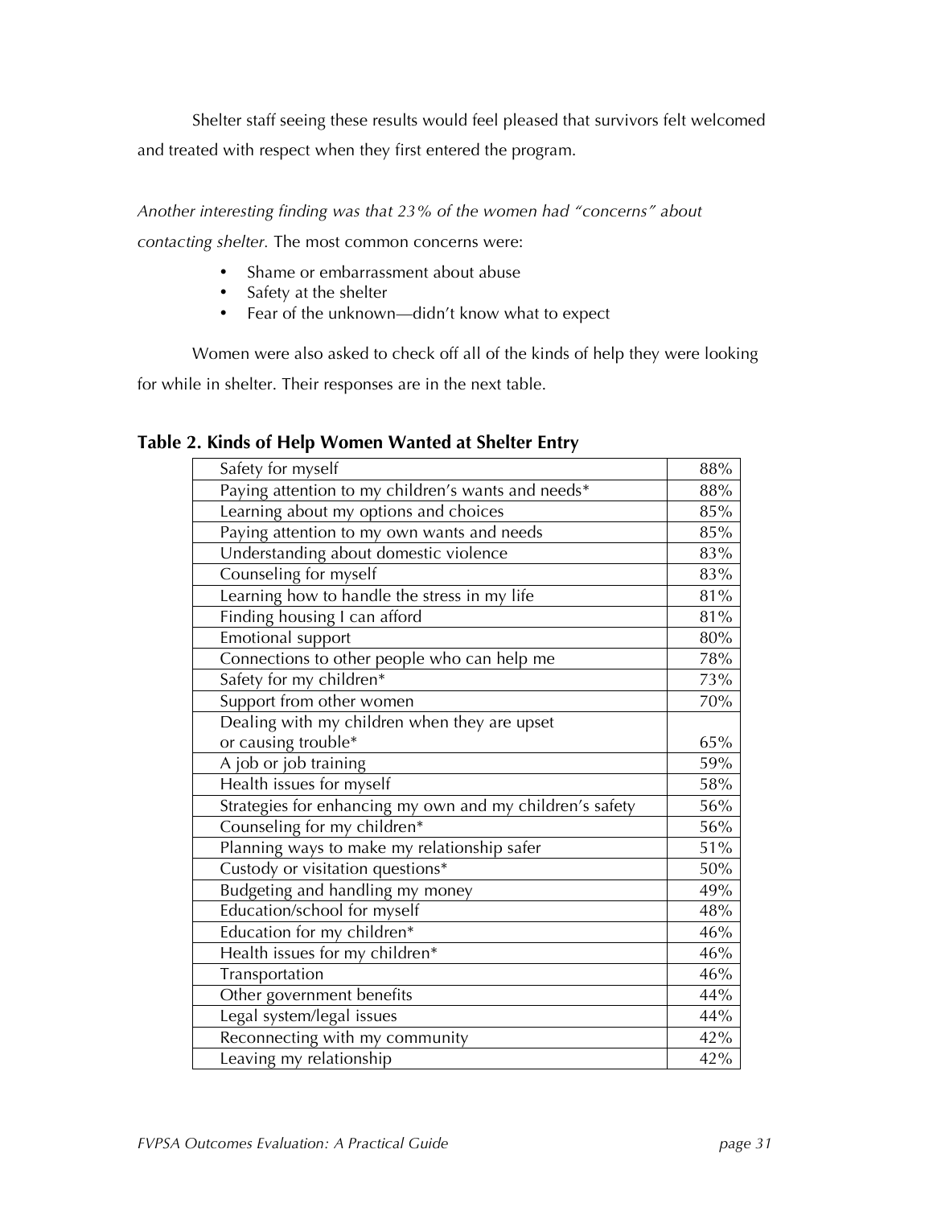Shelter staff seeing these results would feel pleased that survivors felt welcomed and treated with respect when they first entered the program.

*Another interesting finding was that 23% of the women had "concerns" about contacting shelter.* The most common concerns were:

- Shame or embarrassment about abuse
- Safety at the shelter
- Fear of the unknown—didn't know what to expect

Women were also asked to check off all of the kinds of help they were looking for while in shelter. Their responses are in the next table.

**Table 2. Kinds of Help Women Wanted at Shelter Entry**

| | |
|---|---|
| Safety for myself | 88% |
| Paying attention to my children's wants and needs* | 88% |
| Learning about my options and choices | 85% |
| Paying attention to my own wants and needs | 85% |
| Understanding about domestic violence | 83% |
| Counseling for myself | 83% |
| Learning how to handle the stress in my life | 81% |
| Finding housing I can afford | 81% |
| Emotional support | 80% |
| Connections to other people who can help me | 78% |
| Safety for my children* | 73% |
| Support from other women | 70% |
| Dealing with my children when they are upset or causing trouble* | 65% |
| A job or job training | 59% |
| Health issues for myself | 58% |
| Strategies for enhancing my own and my children's safety | 56% |
| Counseling for my children* | 56% |
| Planning ways to make my relationship safer | 51% |
| Custody or visitation questions* | 50% |
| Budgeting and handling my money | 49% |
| Education/school for myself | 48% |
| Education for my children* | 46% |
| Health issues for my children* | 46% |
| Transportation | 46% |
| Other government benefits | 44% |
| Legal system/legal issues | 44% |
| Reconnecting with my community | 42% |
| Leaving my relationship | 42% |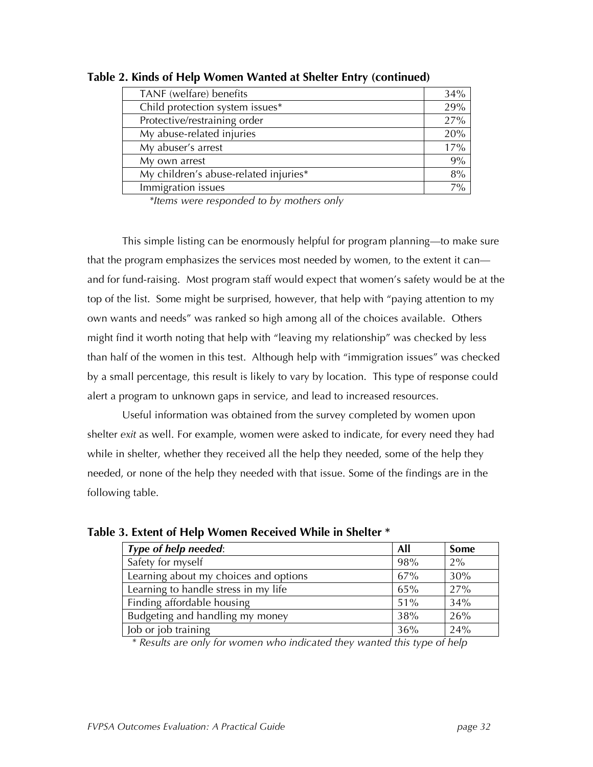**Table 2. Kinds of Help Women Wanted at Shelter Entry (continued)**

| | |
|---|---|
| TANF (welfare) benefits | 34% |
| Child protection system issues* | 29% |
| Protective/restraining order | 27% |
| My abuse-related injuries | 20% |
| My abuser's arrest | 17% |
| My own arrest | 9% |
| My children's abuse-related injuries* | 8% |
| Immigration issues | 7% |

*\*Items were responded to by mothers only*

This simple listing can be enormously helpful for program planning—to make sure that the program emphasizes the services most needed by women, to the extent it can—and for fund-raising. Most program staff would expect that women's safety would be at the top of the list. Some might be surprised, however, that help with "paying attention to my own wants and needs" was ranked so high among all of the choices available. Others might find it worth noting that help with "leaving my relationship" was checked by less than half of the women in this test. Although help with "immigration issues" was checked by a small percentage, this result is likely to vary by location. This type of response could alert a program to unknown gaps in service, and lead to increased resources.

Useful information was obtained from the survey completed by women upon shelter *exit* as well. For example, women were asked to indicate, for every need they had while in shelter, whether they received all the help they needed, some of the help they needed, or none of the help they needed with that issue. Some of the findings are in the following table.

**Table 3. Extent of Help Women Received While in Shelter \***

| ***Type of help needed*:** | **All** | **Some** |
|---|---|---|
| Safety for myself | 98% | 2% |
| Learning about my choices and options | 67% | 30% |
| Learning to handle stress in my life | 65% | 27% |
| Finding affordable housing | 51% | 34% |
| Budgeting and handling my money | 38% | 26% |
| Job or job training | 36% | 24% |

*\* Results are only for women who indicated they wanted this type of help*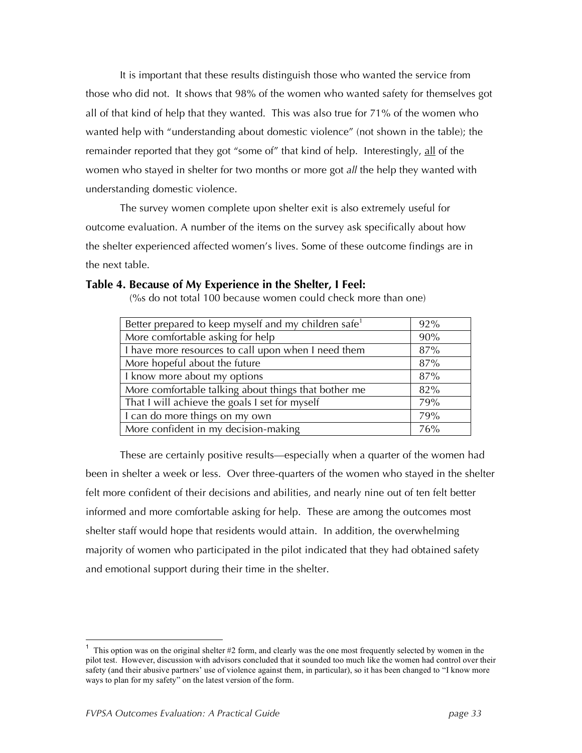It is important that these results distinguish those who wanted the service from those who did not. It shows that 98% of the women who wanted safety for themselves got all of that kind of help that they wanted. This was also true for 71% of the women who wanted help with "understanding about domestic violence" (not shown in the table); the remainder reported that they got "some of" that kind of help. Interestingly, <u>all</u> of the women who stayed in shelter for two months or more got *all* the help they wanted with understanding domestic violence.

The survey women complete upon shelter exit is also extremely useful for outcome evaluation. A number of the items on the survey ask specifically about how the shelter experienced affected women's lives. Some of these outcome findings are in the next table.

**Table 4. Because of My Experience in the Shelter, I Feel:**

(%s do not total 100 because women could check more than one)

| | |
|---|---|
| Better prepared to keep myself and my children safe[1] | 92% |
| More comfortable asking for help | 90% |
| I have more resources to call upon when I need them | 87% |
| More hopeful about the future | 87% |
| I know more about my options | 87% |
| More comfortable talking about things that bother me | 82% |
| That I will achieve the goals I set for myself | 79% |
| I can do more things on my own | 79% |
| More confident in my decision-making | 76% |

These are certainly positive results—especially when a quarter of the women had been in shelter a week or less. Over three-quarters of the women who stayed in the shelter felt more confident of their decisions and abilities, and nearly nine out of ten felt better informed and more comfortable asking for help. These are among the outcomes most shelter staff would hope that residents would attain. In addition, the overwhelming majority of women who participated in the pilot indicated that they had obtained safety and emotional support during their time in the shelter.

---

[1] This option was on the original shelter #2 form, and clearly was the one most frequently selected by women in the pilot test. However, discussion with advisors concluded that it sounded too much like the women had control over their safety (and their abusive partners' use of violence against them, in particular), so it has been changed to "I know more ways to plan for my safety" on the latest version of the form.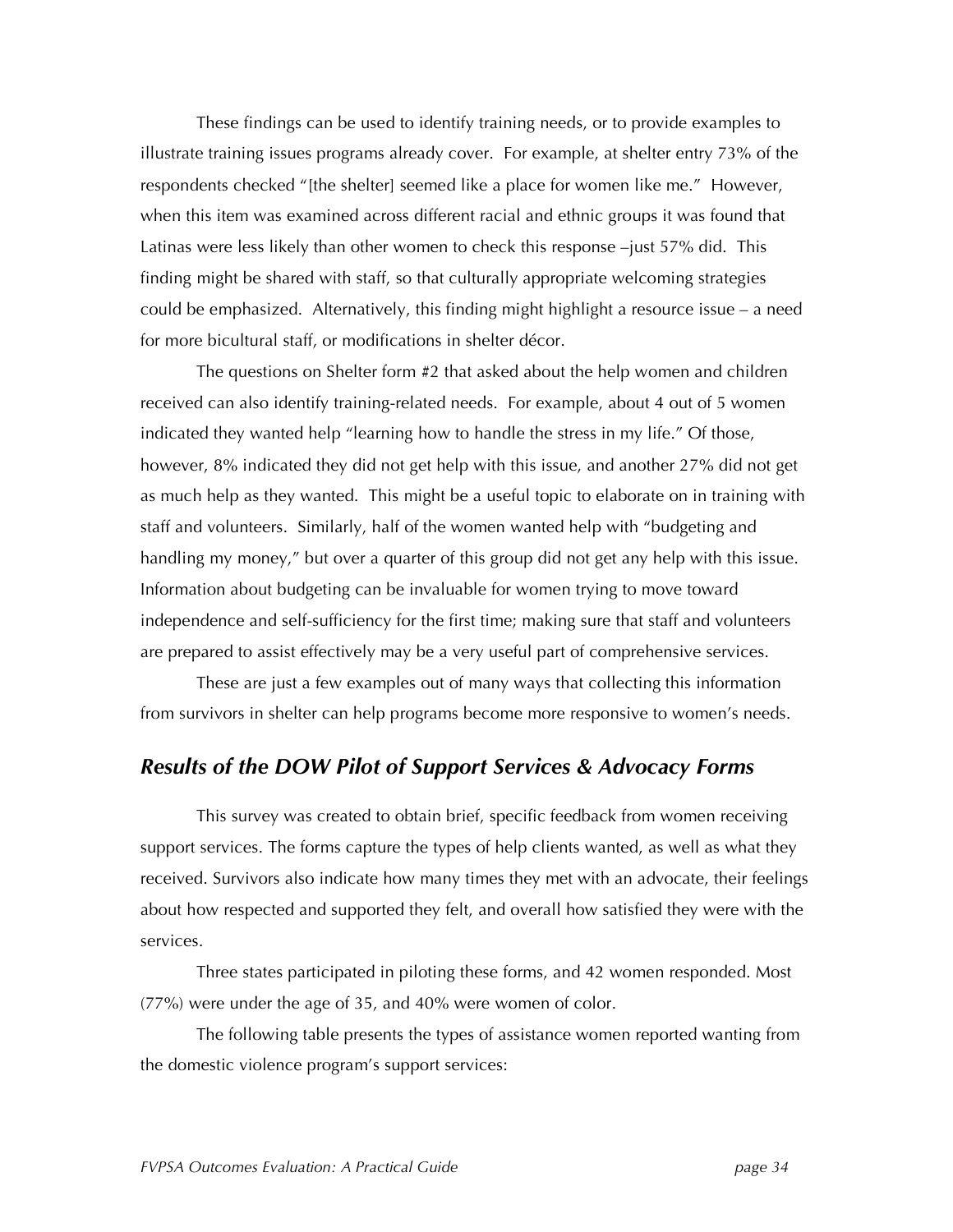These findings can be used to identify training needs, or to provide examples to illustrate training issues programs already cover. For example, at shelter entry 73% of the respondents checked "[the shelter] seemed like a place for women like me." However, when this item was examined across different racial and ethnic groups it was found that Latinas were less likely than other women to check this response –just 57% did. This finding might be shared with staff, so that culturally appropriate welcoming strategies could be emphasized. Alternatively, this finding might highlight a resource issue – a need for more bicultural staff, or modifications in shelter décor.

The questions on Shelter form #2 that asked about the help women and children received can also identify training-related needs. For example, about 4 out of 5 women indicated they wanted help "learning how to handle the stress in my life." Of those, however, 8% indicated they did not get help with this issue, and another 27% did not get as much help as they wanted. This might be a useful topic to elaborate on in training with staff and volunteers. Similarly, half of the women wanted help with "budgeting and handling my money," but over a quarter of this group did not get any help with this issue. Information about budgeting can be invaluable for women trying to move toward independence and self-sufficiency for the first time; making sure that staff and volunteers are prepared to assist effectively may be a very useful part of comprehensive services.

These are just a few examples out of many ways that collecting this information from survivors in shelter can help programs become more responsive to women's needs.

## *Results of the DOW Pilot of Support Services & Advocacy Forms*

This survey was created to obtain brief, specific feedback from women receiving support services. The forms capture the types of help clients wanted, as well as what they received. Survivors also indicate how many times they met with an advocate, their feelings about how respected and supported they felt, and overall how satisfied they were with the services.

Three states participated in piloting these forms, and 42 women responded. Most (77%) were under the age of 35, and 40% were women of color.

The following table presents the types of assistance women reported wanting from the domestic violence program's support services: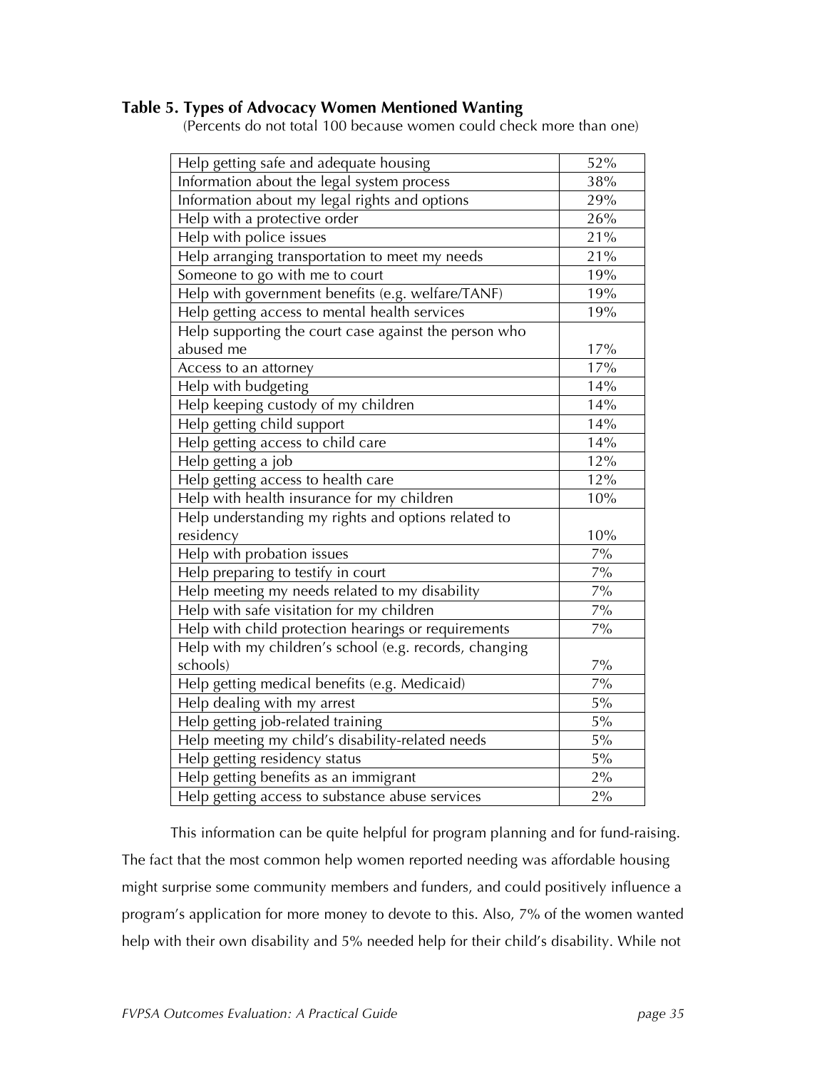### Table 5. Types of Advocacy Women Mentioned Wanting

(Percents do not total 100 because women could check more than one)

| | |
|---|---|
| Help getting safe and adequate housing | 52% |
| Information about the legal system process | 38% |
| Information about my legal rights and options | 29% |
| Help with a protective order | 26% |
| Help with police issues | 21% |
| Help arranging transportation to meet my needs | 21% |
| Someone to go with me to court | 19% |
| Help with government benefits (e.g. welfare/TANF) | 19% |
| Help getting access to mental health services | 19% |
| Help supporting the court case against the person who abused me | 17% |
| Access to an attorney | 17% |
| Help with budgeting | 14% |
| Help keeping custody of my children | 14% |
| Help getting child support | 14% |
| Help getting access to child care | 14% |
| Help getting a job | 12% |
| Help getting access to health care | 12% |
| Help with health insurance for my children | 10% |
| Help understanding my rights and options related to residency | 10% |
| Help with probation issues | 7% |
| Help preparing to testify in court | 7% |
| Help meeting my needs related to my disability | 7% |
| Help with safe visitation for my children | 7% |
| Help with child protection hearings or requirements | 7% |
| Help with my children's school (e.g. records, changing schools) | 7% |
| Help getting medical benefits (e.g. Medicaid) | 7% |
| Help dealing with my arrest | 5% |
| Help getting job-related training | 5% |
| Help meeting my child's disability-related needs | 5% |
| Help getting residency status | 5% |
| Help getting benefits as an immigrant | 2% |
| Help getting access to substance abuse services | 2% |

This information can be quite helpful for program planning and for fund-raising. The fact that the most common help women reported needing was affordable housing might surprise some community members and funders, and could positively influence a program's application for more money to devote to this. Also, 7% of the women wanted help with their own disability and 5% needed help for their child's disability. While not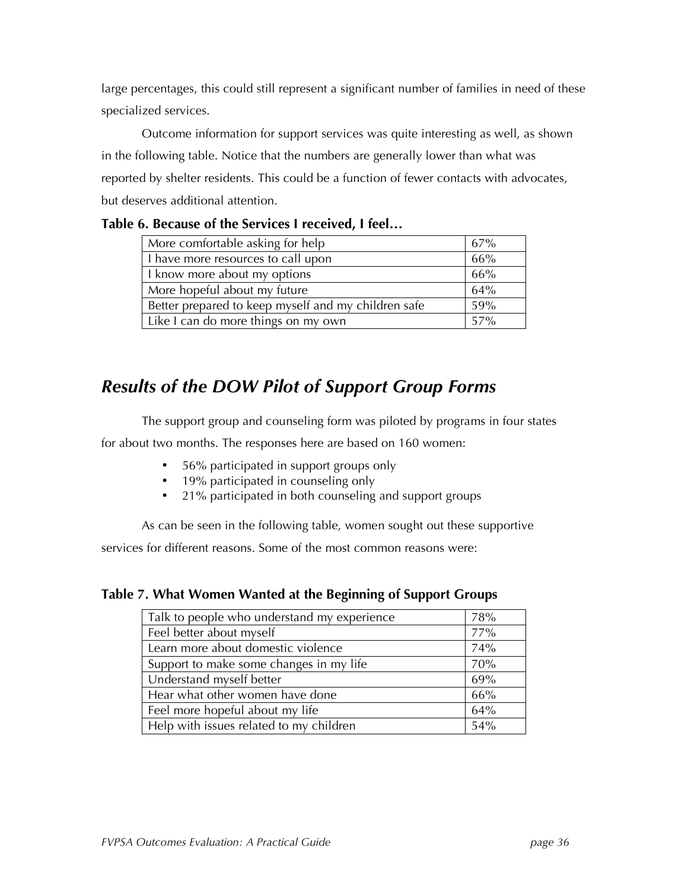large percentages, this could still represent a significant number of families in need of these specialized services.

Outcome information for support services was quite interesting as well, as shown in the following table. Notice that the numbers are generally lower than what was reported by shelter residents. This could be a function of fewer contacts with advocates, but deserves additional attention.

**Table 6. Because of the Services I received, I feel…**

| | |
|---|---|
| More comfortable asking for help | 67% |
| I have more resources to call upon | 66% |
| I know more about my options | 66% |
| More hopeful about my future | 64% |
| Better prepared to keep myself and my children safe | 59% |
| Like I can do more things on my own | 57% |

## *Results of the DOW Pilot of Support Group Forms*

The support group and counseling form was piloted by programs in four states for about two months. The responses here are based on 160 women:

- 56% participated in support groups only
- 19% participated in counseling only
- 21% participated in both counseling and support groups

As can be seen in the following table, women sought out these supportive services for different reasons. Some of the most common reasons were:

**Table 7. What Women Wanted at the Beginning of Support Groups**

| | |
|---|---|
| Talk to people who understand my experience | 78% |
| Feel better about myself | 77% |
| Learn more about domestic violence | 74% |
| Support to make some changes in my life | 70% |
| Understand myself better | 69% |
| Hear what other women have done | 66% |
| Feel more hopeful about my life | 64% |
| Help with issues related to my children | 54% |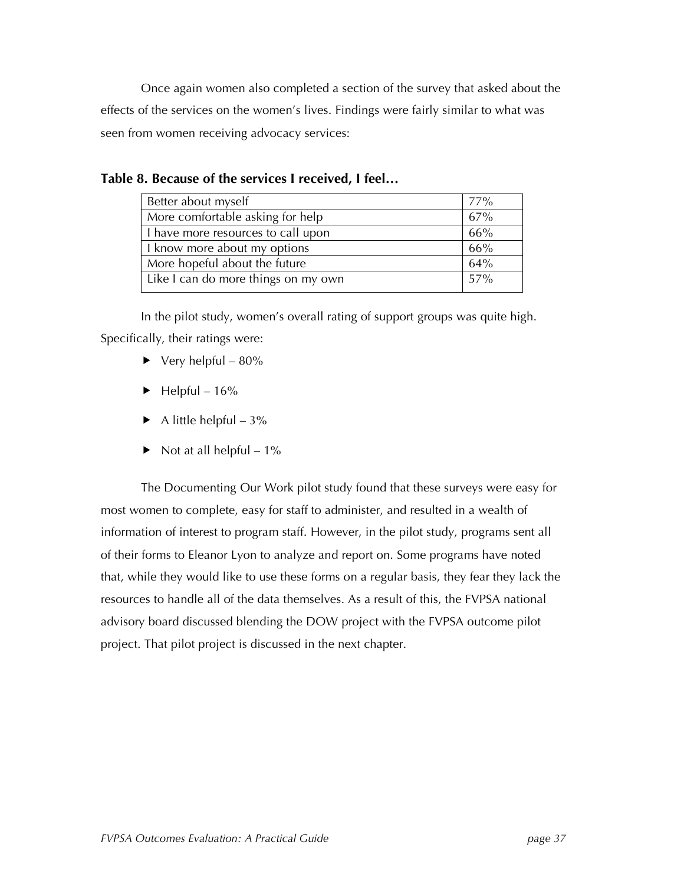Once again women also completed a section of the survey that asked about the effects of the services on the women's lives. Findings were fairly similar to what was seen from women receiving advocacy services:

**Table 8. Because of the services I received, I feel…**

| | |
|---|---|
| Better about myself | 77% |
| More comfortable asking for help | 67% |
| I have more resources to call upon | 66% |
| I know more about my options | 66% |
| More hopeful about the future | 64% |
| Like I can do more things on my own | 57% |

In the pilot study, women's overall rating of support groups was quite high. Specifically, their ratings were:

- Very helpful – 80%
- Helpful – 16%
- A little helpful – 3%
- Not at all helpful – 1%

The Documenting Our Work pilot study found that these surveys were easy for most women to complete, easy for staff to administer, and resulted in a wealth of information of interest to program staff. However, in the pilot study, programs sent all of their forms to Eleanor Lyon to analyze and report on. Some programs have noted that, while they would like to use these forms on a regular basis, they fear they lack the resources to handle all of the data themselves. As a result of this, the FVPSA national advisory board discussed blending the DOW project with the FVPSA outcome pilot project. That pilot project is discussed in the next chapter.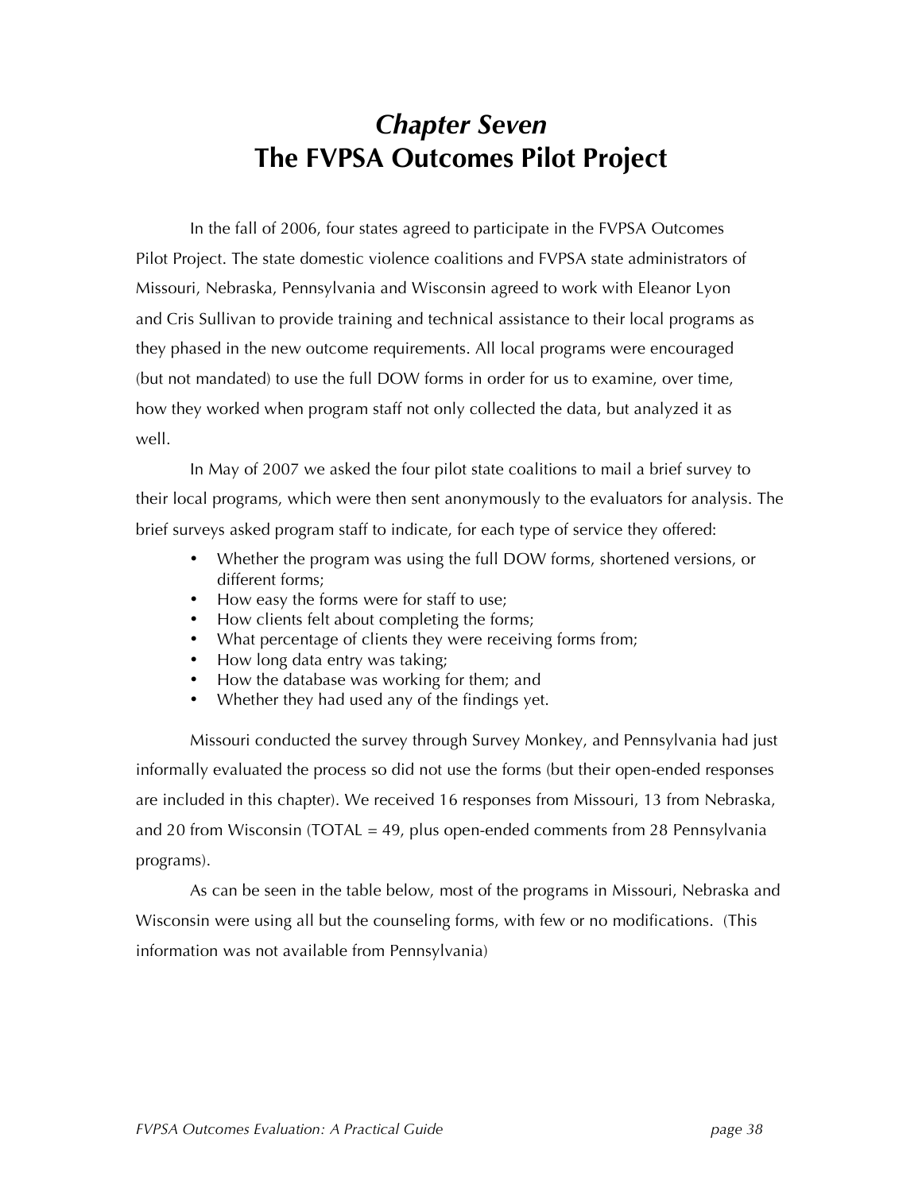# *Chapter Seven* The FVPSA Outcomes Pilot Project

In the fall of 2006, four states agreed to participate in the FVPSA Outcomes Pilot Project. The state domestic violence coalitions and FVPSA state administrators of Missouri, Nebraska, Pennsylvania and Wisconsin agreed to work with Eleanor Lyon and Cris Sullivan to provide training and technical assistance to their local programs as they phased in the new outcome requirements. All local programs were encouraged (but not mandated) to use the full DOW forms in order for us to examine, over time, how they worked when program staff not only collected the data, but analyzed it as well.

In May of 2007 we asked the four pilot state coalitions to mail a brief survey to their local programs, which were then sent anonymously to the evaluators for analysis. The brief surveys asked program staff to indicate, for each type of service they offered:

- Whether the program was using the full DOW forms, shortened versions, or different forms;
- How easy the forms were for staff to use;
- How clients felt about completing the forms;
- What percentage of clients they were receiving forms from;
- How long data entry was taking;
- How the database was working for them; and
- Whether they had used any of the findings yet.

Missouri conducted the survey through Survey Monkey, and Pennsylvania had just informally evaluated the process so did not use the forms (but their open-ended responses are included in this chapter). We received 16 responses from Missouri, 13 from Nebraska, and 20 from Wisconsin (TOTAL = 49, plus open-ended comments from 28 Pennsylvania programs).

As can be seen in the table below, most of the programs in Missouri, Nebraska and Wisconsin were using all but the counseling forms, with few or no modifications. (This information was not available from Pennsylvania)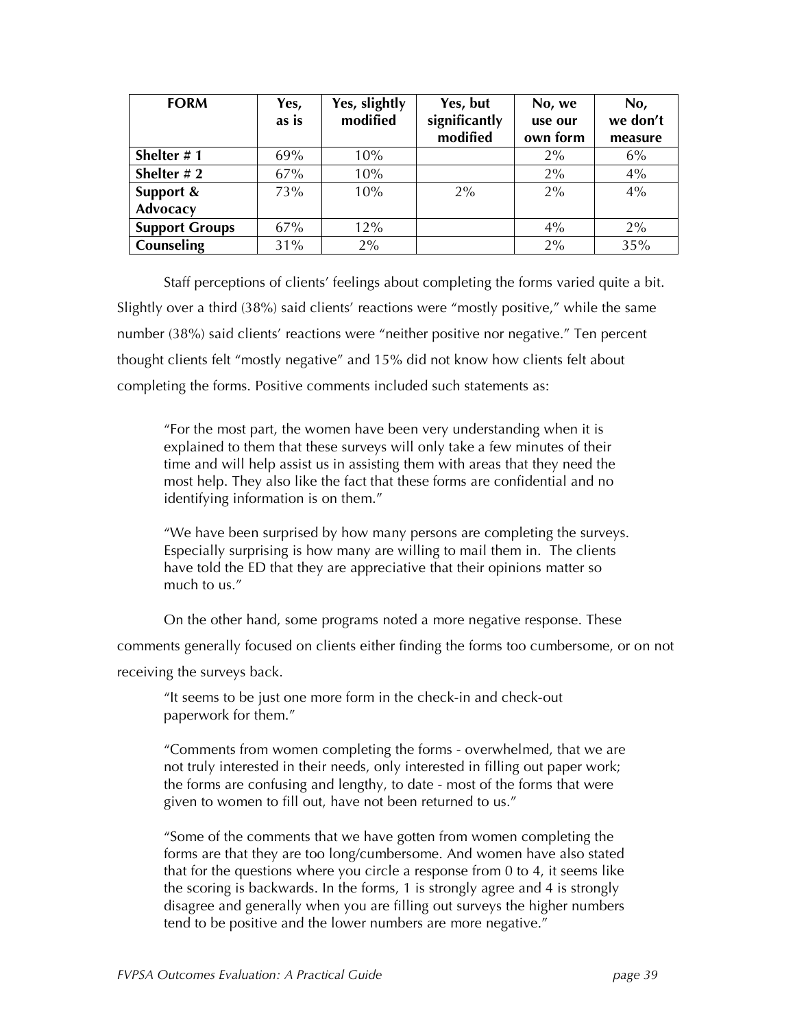| FORM | Yes, as is | Yes, slightly modified | Yes, but significantly modified | No, we use our own form | No, we don't measure |
|---|---|---|---|---|---|
| **Shelter # 1** | 69% | 10% | | 2% | 6% |
| **Shelter # 2** | 67% | 10% | | 2% | 4% |
| **Support & Advocacy** | 73% | 10% | 2% | 2% | 4% |
| **Support Groups** | 67% | 12% | | 4% | 2% |
| **Counseling** | 31% | 2% | | 2% | 35% |

Staff perceptions of clients' feelings about completing the forms varied quite a bit. Slightly over a third (38%) said clients' reactions were "mostly positive," while the same number (38%) said clients' reactions were "neither positive nor negative." Ten percent thought clients felt "mostly negative" and 15% did not know how clients felt about completing the forms. Positive comments included such statements as:

> "For the most part, the women have been very understanding when it is explained to them that these surveys will only take a few minutes of their time and will help assist us in assisting them with areas that they need the most help. They also like the fact that these forms are confidential and no identifying information is on them."

> "We have been surprised by how many persons are completing the surveys. Especially surprising is how many are willing to mail them in. The clients have told the ED that they are appreciative that their opinions matter so much to us."

On the other hand, some programs noted a more negative response. These comments generally focused on clients either finding the forms too cumbersome, or on not receiving the surveys back.

> "It seems to be just one more form in the check-in and check-out paperwork for them."

> "Comments from women completing the forms - overwhelmed, that we are not truly interested in their needs, only interested in filling out paper work; the forms are confusing and lengthy, to date - most of the forms that were given to women to fill out, have not been returned to us."

> "Some of the comments that we have gotten from women completing the forms are that they are too long/cumbersome. And women have also stated that for the questions where you circle a response from 0 to 4, it seems like the scoring is backwards. In the forms, 1 is strongly agree and 4 is strongly disagree and generally when you are filling out surveys the higher numbers tend to be positive and the lower numbers are more negative."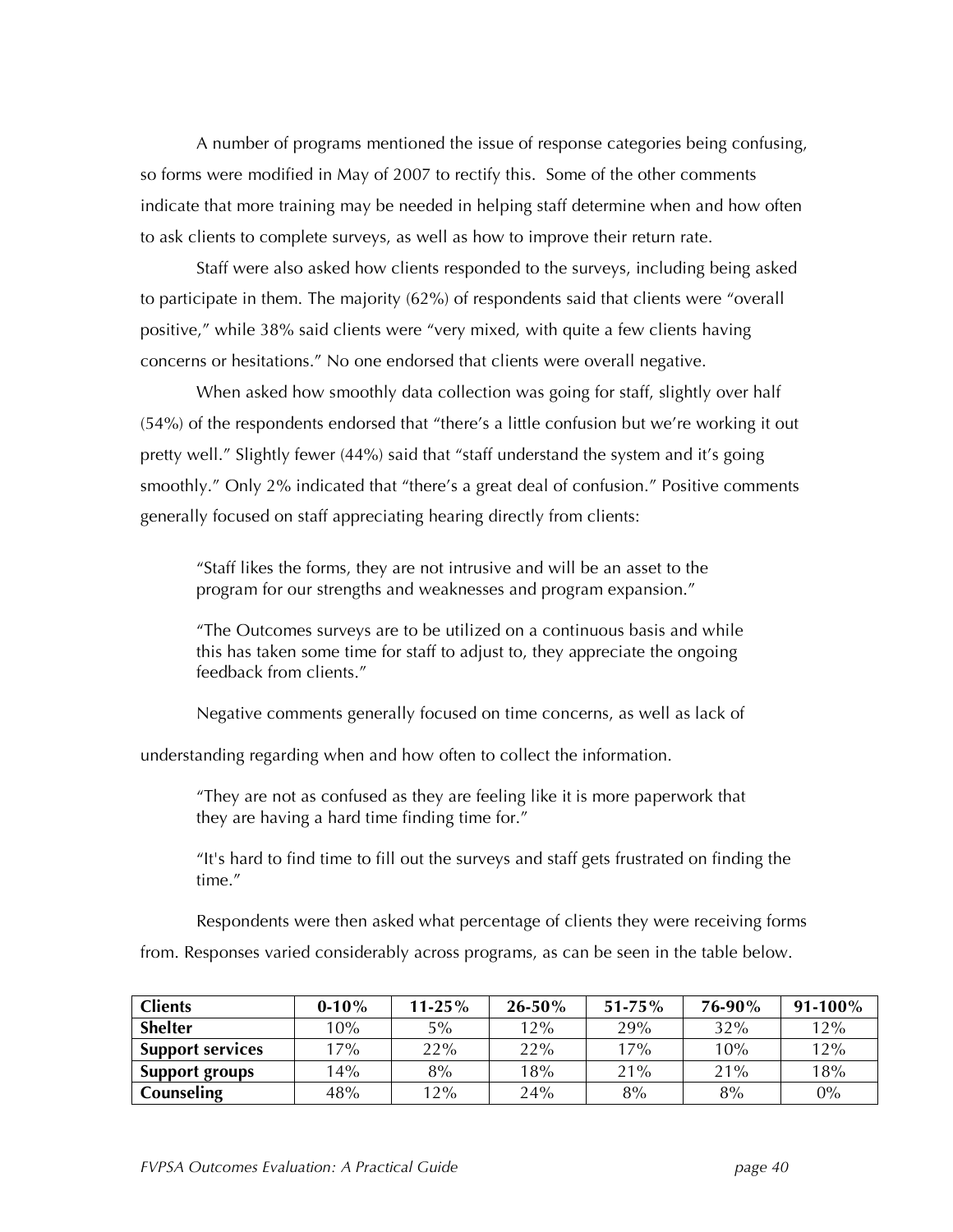A number of programs mentioned the issue of response categories being confusing, so forms were modified in May of 2007 to rectify this. Some of the other comments indicate that more training may be needed in helping staff determine when and how often to ask clients to complete surveys, as well as how to improve their return rate.

Staff were also asked how clients responded to the surveys, including being asked to participate in them. The majority (62%) of respondents said that clients were "overall positive," while 38% said clients were "very mixed, with quite a few clients having concerns or hesitations." No one endorsed that clients were overall negative.

When asked how smoothly data collection was going for staff, slightly over half (54%) of the respondents endorsed that "there's a little confusion but we're working it out pretty well." Slightly fewer (44%) said that "staff understand the system and it's going smoothly." Only 2% indicated that "there's a great deal of confusion." Positive comments generally focused on staff appreciating hearing directly from clients:

> "Staff likes the forms, they are not intrusive and will be an asset to the program for our strengths and weaknesses and program expansion."

> "The Outcomes surveys are to be utilized on a continuous basis and while this has taken some time for staff to adjust to, they appreciate the ongoing feedback from clients."

Negative comments generally focused on time concerns, as well as lack of understanding regarding when and how often to collect the information.

> "They are not as confused as they are feeling like it is more paperwork that they are having a hard time finding time for."

> "It's hard to find time to fill out the surveys and staff gets frustrated on finding the time."

Respondents were then asked what percentage of clients they were receiving forms from. Responses varied considerably across programs, as can be seen in the table below.

| Clients | 0-10% | 11-25% | 26-50% | 51-75% | 76-90% | 91-100% |
|---|---|---|---|---|---|---|
| **Shelter** | 10% | 5% | 12% | 29% | 32% | 12% |
| **Support services** | 17% | 22% | 22% | 17% | 10% | 12% |
| **Support groups** | 14% | 8% | 18% | 21% | 21% | 18% |
| **Counseling** | 48% | 12% | 24% | 8% | 8% | 0% |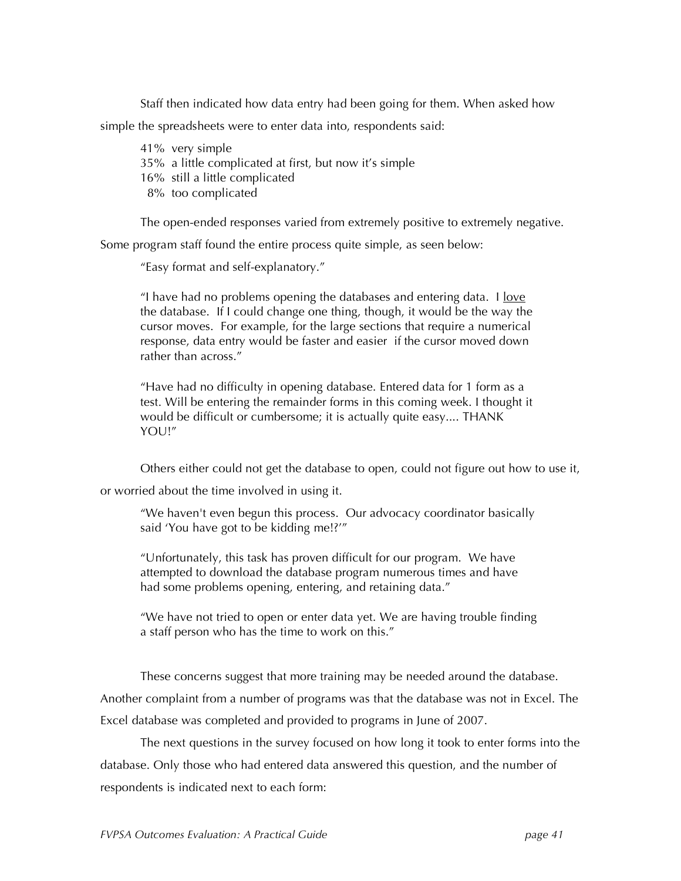Staff then indicated how data entry had been going for them. When asked how simple the spreadsheets were to enter data into, respondents said:

41% very simple
35% a little complicated at first, but now it's simple
16% still a little complicated
8% too complicated

The open-ended responses varied from extremely positive to extremely negative. Some program staff found the entire process quite simple, as seen below:

> "Easy format and self-explanatory."
>
> "I have had no problems opening the databases and entering data. I <u>love</u> the database. If I could change one thing, though, it would be the way the cursor moves. For example, for the large sections that require a numerical response, data entry would be faster and easier if the cursor moved down rather than across."
>
> "Have had no difficulty in opening database. Entered data for 1 form as a test. Will be entering the remainder forms in this coming week. I thought it would be difficult or cumbersome; it is actually quite easy.... THANK YOU!"

Others either could not get the database to open, could not figure out how to use it, or worried about the time involved in using it.

> "We haven't even begun this process. Our advocacy coordinator basically said 'You have got to be kidding me!?'"
>
> "Unfortunately, this task has proven difficult for our program. We have attempted to download the database program numerous times and have had some problems opening, entering, and retaining data."
>
> "We have not tried to open or enter data yet. We are having trouble finding a staff person who has the time to work on this."

These concerns suggest that more training may be needed around the database. Another complaint from a number of programs was that the database was not in Excel. The Excel database was completed and provided to programs in June of 2007.

The next questions in the survey focused on how long it took to enter forms into the database. Only those who had entered data answered this question, and the number of respondents is indicated next to each form: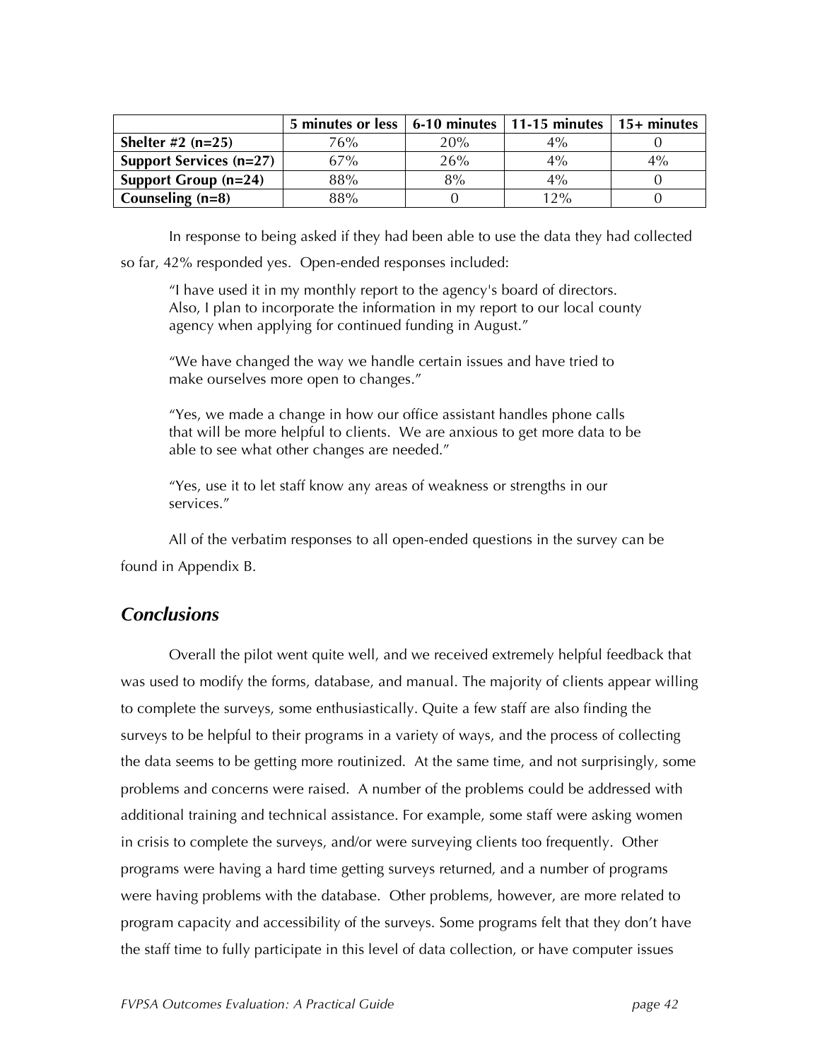| | 5 minutes or less | 6-10 minutes | 11-15 minutes | 15+ minutes |
|---|---|---|---|---|
| **Shelter #2 (n=25)** | 76% | 20% | 4% | 0 |
| **Support Services (n=27)** | 67% | 26% | 4% | 4% |
| **Support Group (n=24)** | 88% | 8% | 4% | 0 |
| **Counseling (n=8)** | 88% | 0 | 12% | 0 |

In response to being asked if they had been able to use the data they had collected so far, 42% responded yes. Open-ended responses included:

> "I have used it in my monthly report to the agency's board of directors. Also, I plan to incorporate the information in my report to our local county agency when applying for continued funding in August."
>
> "We have changed the way we handle certain issues and have tried to make ourselves more open to changes."
>
> "Yes, we made a change in how our office assistant handles phone calls that will be more helpful to clients. We are anxious to get more data to be able to see what other changes are needed."
>
> "Yes, use it to let staff know any areas of weakness or strengths in our services."

All of the verbatim responses to all open-ended questions in the survey can be found in Appendix B.

## *Conclusions*

Overall the pilot went quite well, and we received extremely helpful feedback that was used to modify the forms, database, and manual. The majority of clients appear willing to complete the surveys, some enthusiastically. Quite a few staff are also finding the surveys to be helpful to their programs in a variety of ways, and the process of collecting the data seems to be getting more routinized. At the same time, and not surprisingly, some problems and concerns were raised. A number of the problems could be addressed with additional training and technical assistance. For example, some staff were asking women in crisis to complete the surveys, and/or were surveying clients too frequently. Other programs were having a hard time getting surveys returned, and a number of programs were having problems with the database. Other problems, however, are more related to program capacity and accessibility of the surveys. Some programs felt that they don't have the staff time to fully participate in this level of data collection, or have computer issues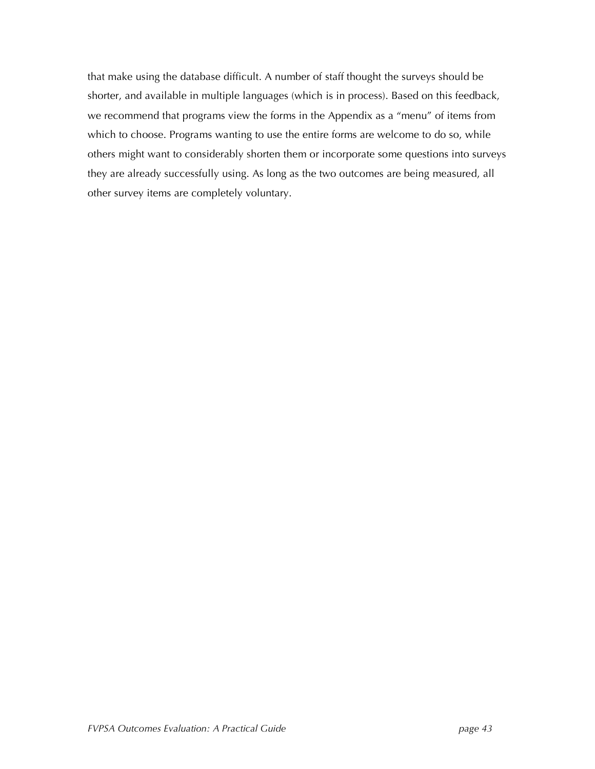that make using the database difficult. A number of staff thought the surveys should be shorter, and available in multiple languages (which is in process). Based on this feedback, we recommend that programs view the forms in the Appendix as a "menu" of items from which to choose. Programs wanting to use the entire forms are welcome to do so, while others might want to considerably shorten them or incorporate some questions into surveys they are already successfully using. As long as the two outcomes are being measured, all other survey items are completely voluntary.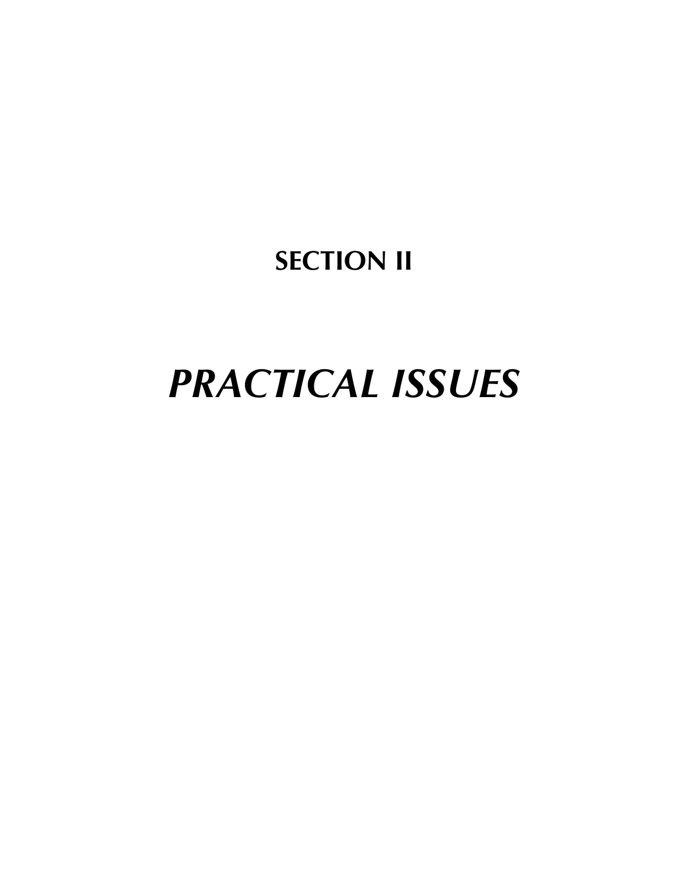# SECTION II

# *PRACTICAL ISSUES*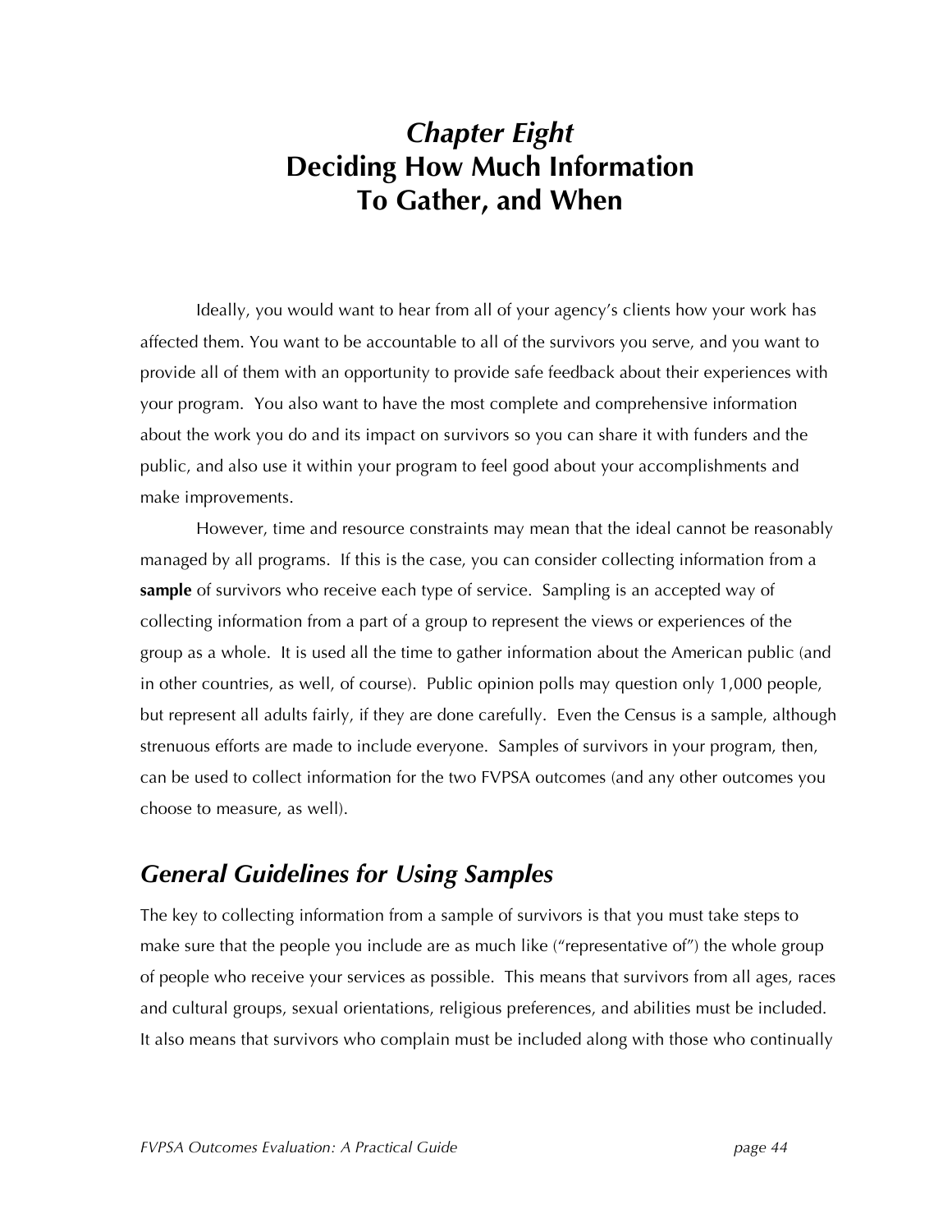# *Chapter Eight*
# Deciding How Much Information To Gather, and When

Ideally, you would want to hear from all of your agency's clients how your work has affected them. You want to be accountable to all of the survivors you serve, and you want to provide all of them with an opportunity to provide safe feedback about their experiences with your program. You also want to have the most complete and comprehensive information about the work you do and its impact on survivors so you can share it with funders and the public, and also use it within your program to feel good about your accomplishments and make improvements.

However, time and resource constraints may mean that the ideal cannot be reasonably managed by all programs. If this is the case, you can consider collecting information from a **sample** of survivors who receive each type of service. Sampling is an accepted way of collecting information from a part of a group to represent the views or experiences of the group as a whole. It is used all the time to gather information about the American public (and in other countries, as well, of course). Public opinion polls may question only 1,000 people, but represent all adults fairly, if they are done carefully. Even the Census is a sample, although strenuous efforts are made to include everyone. Samples of survivors in your program, then, can be used to collect information for the two FVPSA outcomes (and any other outcomes you choose to measure, as well).

## *General Guidelines for Using Samples*

The key to collecting information from a sample of survivors is that you must take steps to make sure that the people you include are as much like ("representative of") the whole group of people who receive your services as possible. This means that survivors from all ages, races and cultural groups, sexual orientations, religious preferences, and abilities must be included. It also means that survivors who complain must be included along with those who continually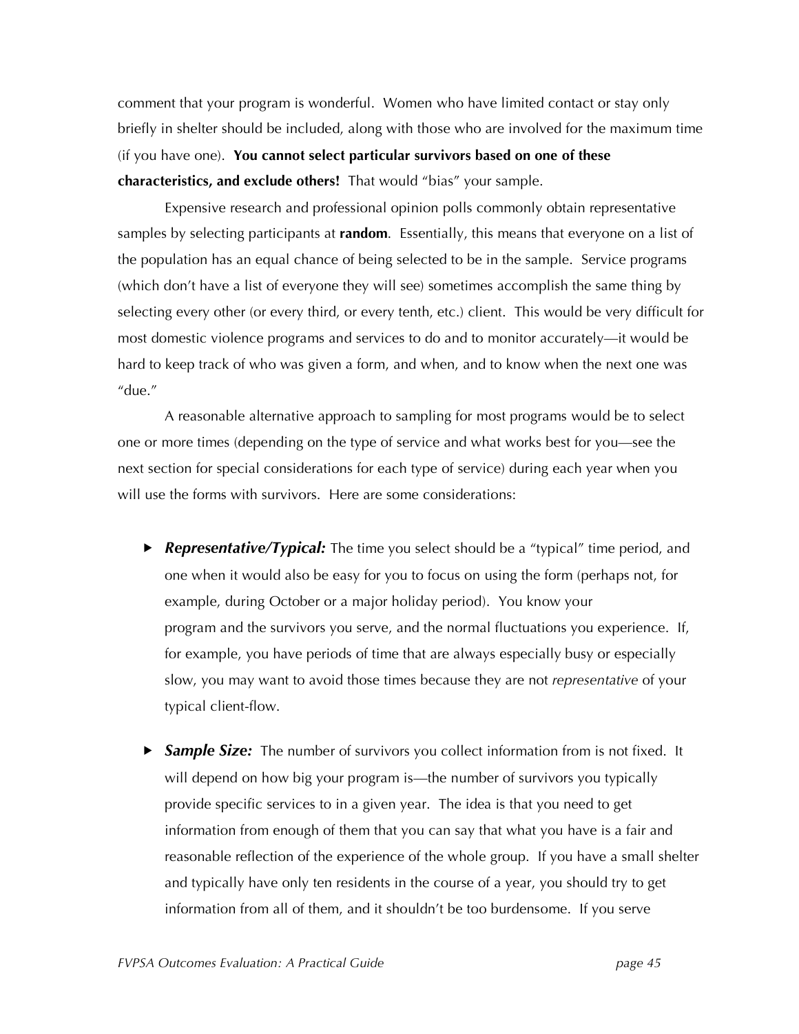comment that your program is wonderful. Women who have limited contact or stay only briefly in shelter should be included, along with those who are involved for the maximum time (if you have one). **You cannot select particular survivors based on one of these characteristics, and exclude others!** That would "bias" your sample.

Expensive research and professional opinion polls commonly obtain representative samples by selecting participants at **random**. Essentially, this means that everyone on a list of the population has an equal chance of being selected to be in the sample. Service programs (which don't have a list of everyone they will see) sometimes accomplish the same thing by selecting every other (or every third, or every tenth, etc.) client. This would be very difficult for most domestic violence programs and services to do and to monitor accurately—it would be hard to keep track of who was given a form, and when, and to know when the next one was "due."

A reasonable alternative approach to sampling for most programs would be to select one or more times (depending on the type of service and what works best for you—see the next section for special considerations for each type of service) during each year when you will use the forms with survivors. Here are some considerations:

- ***Representative/Typical:*** The time you select should be a "typical" time period, and one when it would also be easy for you to focus on using the form (perhaps not, for example, during October or a major holiday period). You know your program and the survivors you serve, and the normal fluctuations you experience. If, for example, you have periods of time that are always especially busy or especially slow, you may want to avoid those times because they are not *representative* of your typical client-flow.

- ***Sample Size:*** The number of survivors you collect information from is not fixed. It will depend on how big your program is—the number of survivors you typically provide specific services to in a given year. The idea is that you need to get information from enough of them that you can say that what you have is a fair and reasonable reflection of the experience of the whole group. If you have a small shelter and typically have only ten residents in the course of a year, you should try to get information from all of them, and it shouldn't be too burdensome. If you serve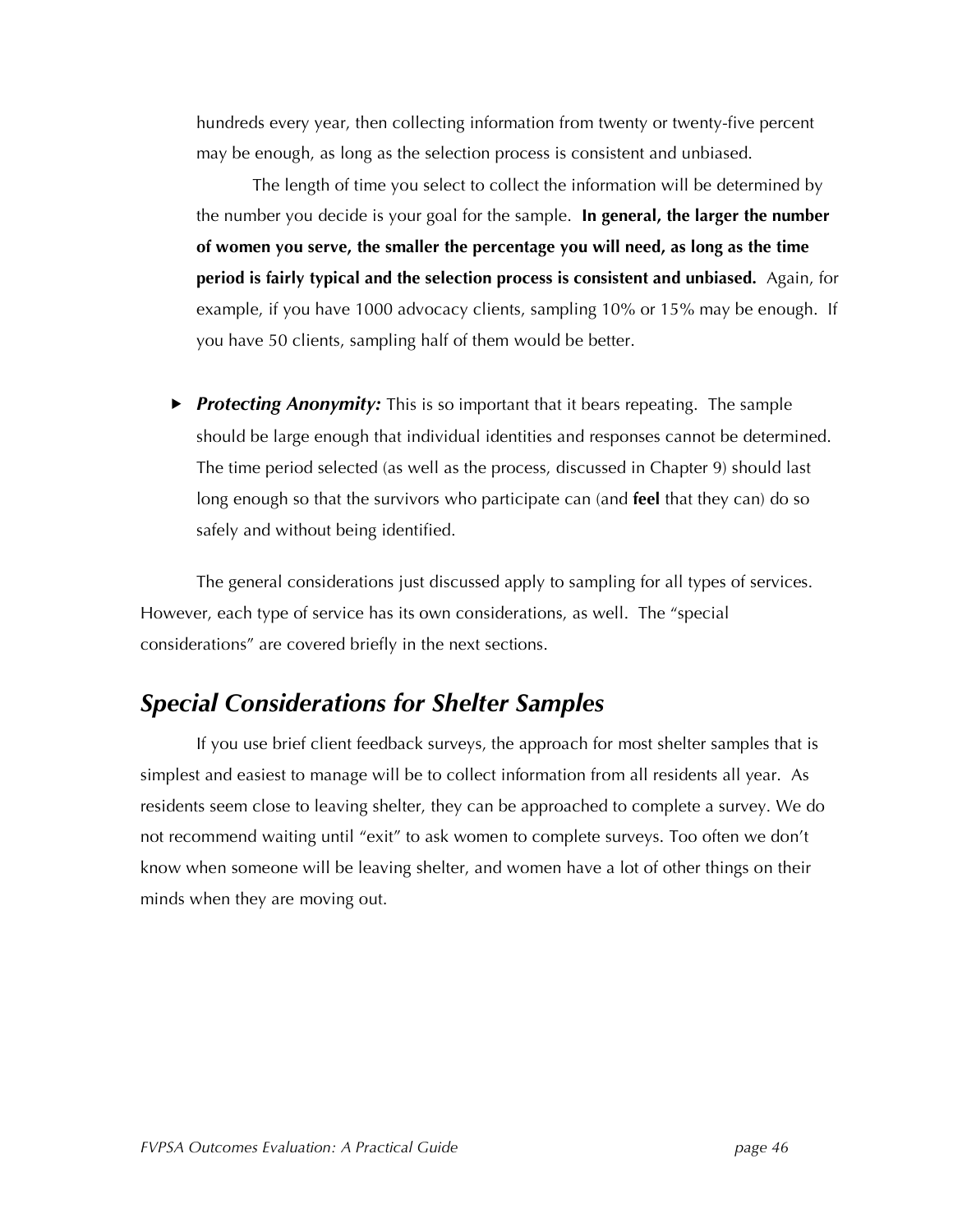hundreds every year, then collecting information from twenty or twenty-five percent may be enough, as long as the selection process is consistent and unbiased.

The length of time you select to collect the information will be determined by the number you decide is your goal for the sample. **In general, the larger the number of women you serve, the smaller the percentage you will need, as long as the time period is fairly typical and the selection process is consistent and unbiased.** Again, for example, if you have 1000 advocacy clients, sampling 10% or 15% may be enough. If you have 50 clients, sampling half of them would be better.

- ***Protecting Anonymity:*** This is so important that it bears repeating. The sample should be large enough that individual identities and responses cannot be determined. The time period selected (as well as the process, discussed in Chapter 9) should last long enough so that the survivors who participate can (and **feel** that they can) do so safely and without being identified.

The general considerations just discussed apply to sampling for all types of services. However, each type of service has its own considerations, as well. The "special considerations" are covered briefly in the next sections.

## *Special Considerations for Shelter Samples*

If you use brief client feedback surveys, the approach for most shelter samples that is simplest and easiest to manage will be to collect information from all residents all year. As residents seem close to leaving shelter, they can be approached to complete a survey. We do not recommend waiting until "exit" to ask women to complete surveys. Too often we don't know when someone will be leaving shelter, and women have a lot of other things on their minds when they are moving out.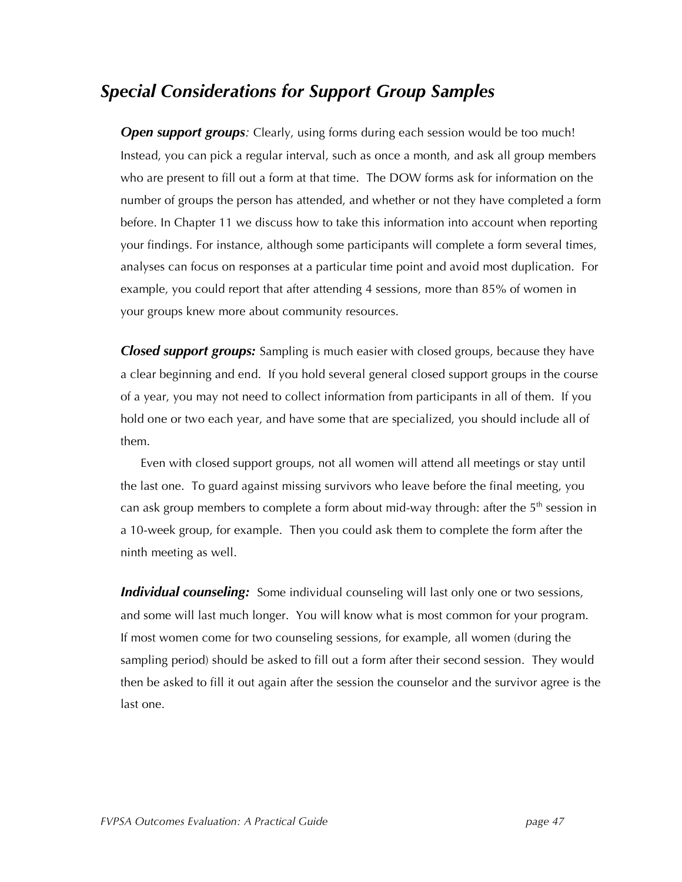## *Special Considerations for Support Group Samples*

***Open support groups**:* Clearly, using forms during each session would be too much! Instead, you can pick a regular interval, such as once a month, and ask all group members who are present to fill out a form at that time. The DOW forms ask for information on the number of groups the person has attended, and whether or not they have completed a form before. In Chapter 11 we discuss how to take this information into account when reporting your findings. For instance, although some participants will complete a form several times, analyses can focus on responses at a particular time point and avoid most duplication. For example, you could report that after attending 4 sessions, more than 85% of women in your groups knew more about community resources.

***Closed support groups:*** Sampling is much easier with closed groups, because they have a clear beginning and end. If you hold several general closed support groups in the course of a year, you may not need to collect information from participants in all of them. If you hold one or two each year, and have some that are specialized, you should include all of them.

Even with closed support groups, not all women will attend all meetings or stay until the last one. To guard against missing survivors who leave before the final meeting, you can ask group members to complete a form about mid-way through: after the 5th session in a 10-week group, for example. Then you could ask them to complete the form after the ninth meeting as well.

***Individual counseling:*** Some individual counseling will last only one or two sessions, and some will last much longer. You will know what is most common for your program. If most women come for two counseling sessions, for example, all women (during the sampling period) should be asked to fill out a form after their second session. They would then be asked to fill it out again after the session the counselor and the survivor agree is the last one.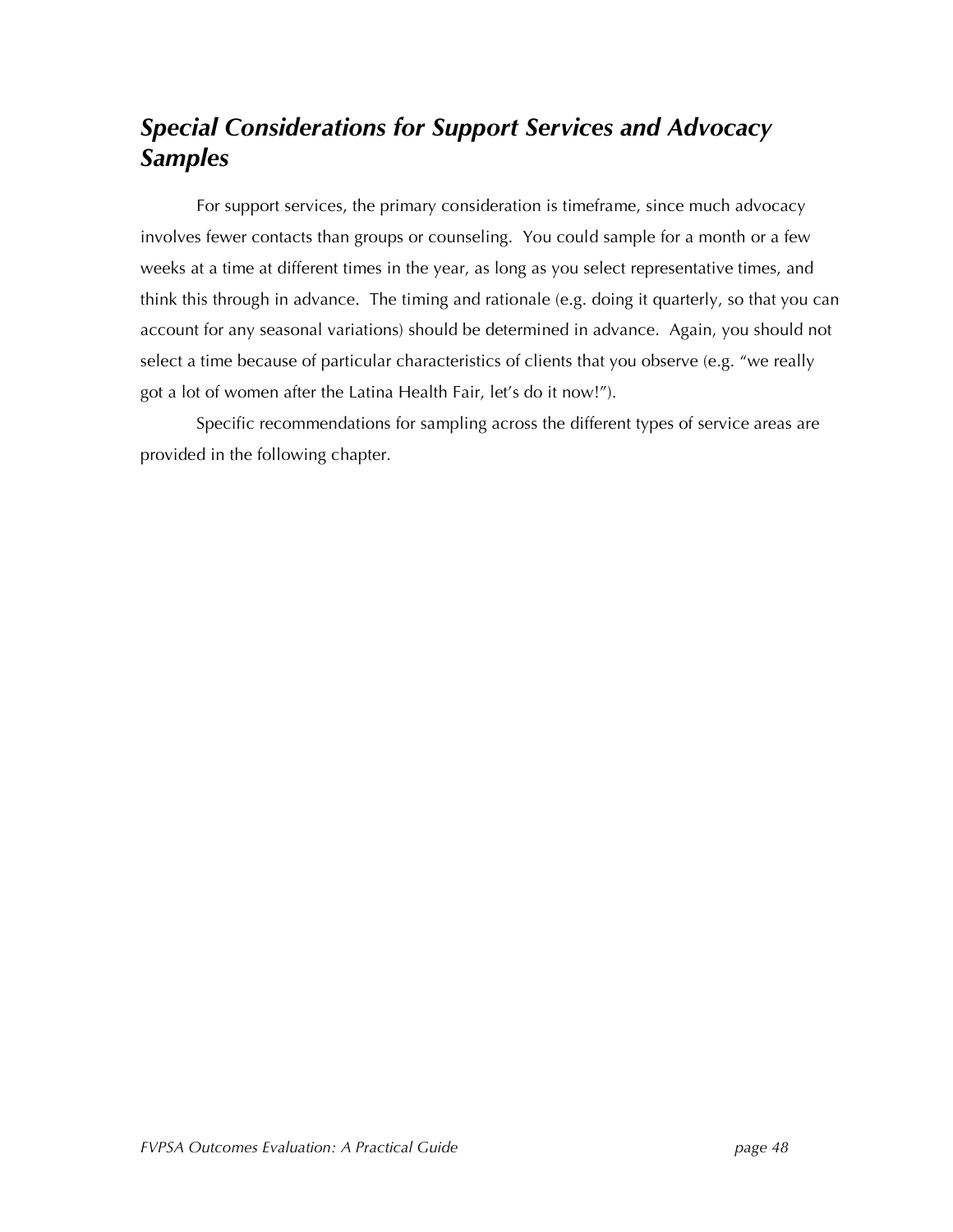## *Special Considerations for Support Services and Advocacy Samples*

For support services, the primary consideration is timeframe, since much advocacy involves fewer contacts than groups or counseling. You could sample for a month or a few weeks at a time at different times in the year, as long as you select representative times, and think this through in advance. The timing and rationale (e.g. doing it quarterly, so that you can account for any seasonal variations) should be determined in advance. Again, you should not select a time because of particular characteristics of clients that you observe (e.g. "we really got a lot of women after the Latina Health Fair, let's do it now!").

Specific recommendations for sampling across the different types of service areas are provided in the following chapter.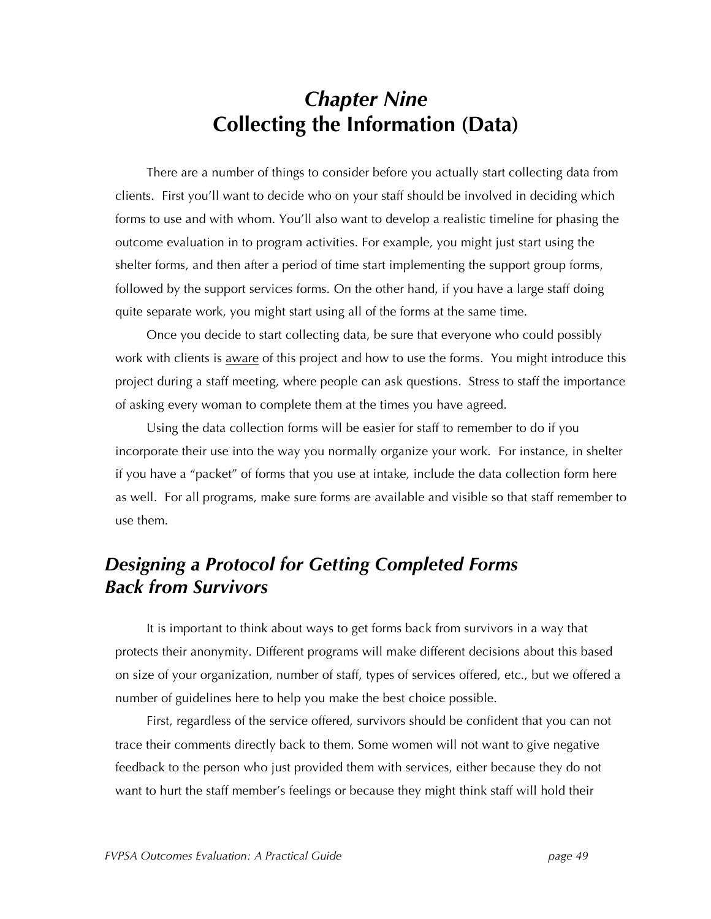# *Chapter Nine*
# Collecting the Information (Data)

There are a number of things to consider before you actually start collecting data from clients. First you'll want to decide who on your staff should be involved in deciding which forms to use and with whom. You'll also want to develop a realistic timeline for phasing the outcome evaluation in to program activities. For example, you might just start using the shelter forms, and then after a period of time start implementing the support group forms, followed by the support services forms. On the other hand, if you have a large staff doing quite separate work, you might start using all of the forms at the same time.

Once you decide to start collecting data, be sure that everyone who could possibly work with clients is aware of this project and how to use the forms. You might introduce this project during a staff meeting, where people can ask questions. Stress to staff the importance of asking every woman to complete them at the times you have agreed.

Using the data collection forms will be easier for staff to remember to do if you incorporate their use into the way you normally organize your work. For instance, in shelter if you have a "packet" of forms that you use at intake, include the data collection form here as well. For all programs, make sure forms are available and visible so that staff remember to use them.

## *Designing a Protocol for Getting Completed Forms Back from Survivors*

It is important to think about ways to get forms back from survivors in a way that protects their anonymity. Different programs will make different decisions about this based on size of your organization, number of staff, types of services offered, etc., but we offered a number of guidelines here to help you make the best choice possible.

First, regardless of the service offered, survivors should be confident that you can not trace their comments directly back to them. Some women will not want to give negative feedback to the person who just provided them with services, either because they do not want to hurt the staff member's feelings or because they might think staff will hold their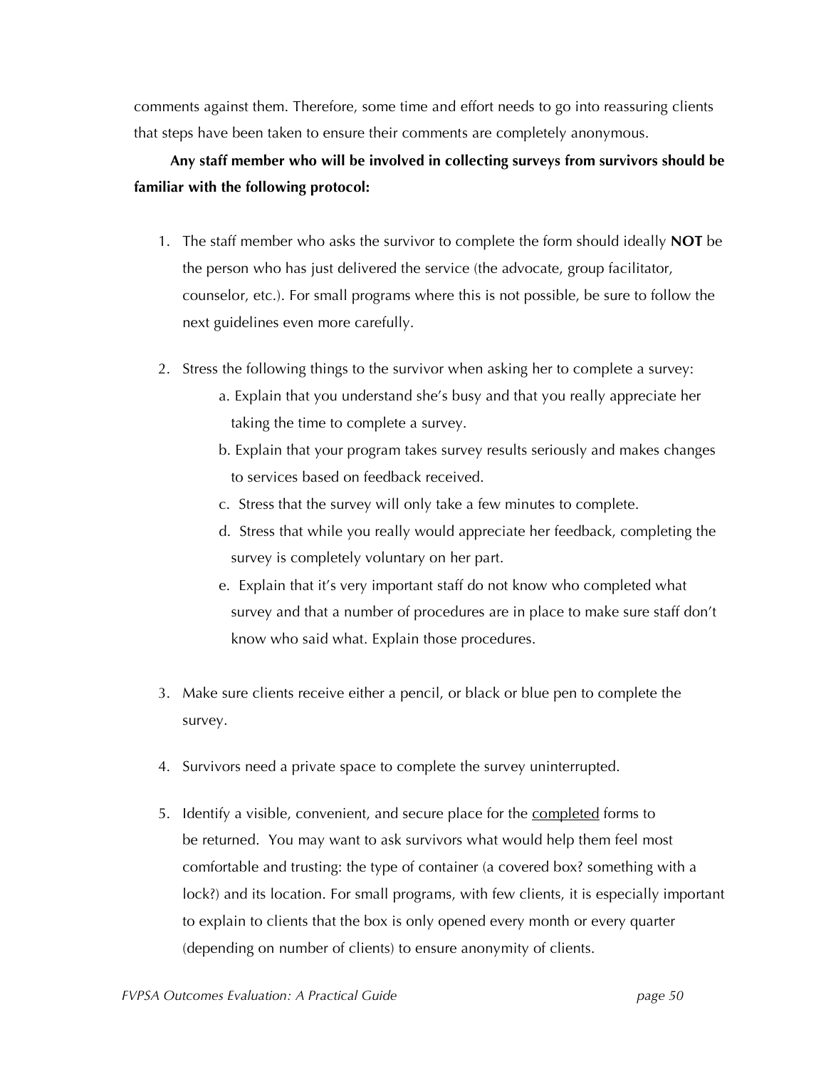comments against them. Therefore, some time and effort needs to go into reassuring clients that steps have been taken to ensure their comments are completely anonymous.

**Any staff member who will be involved in collecting surveys from survivors should be familiar with the following protocol:**

1. The staff member who asks the survivor to complete the form should ideally **NOT** be the person who has just delivered the service (the advocate, group facilitator, counselor, etc.). For small programs where this is not possible, be sure to follow the next guidelines even more carefully.

2. Stress the following things to the survivor when asking her to complete a survey:
   a. Explain that you understand she's busy and that you really appreciate her taking the time to complete a survey.
   b. Explain that your program takes survey results seriously and makes changes to services based on feedback received.
   c. Stress that the survey will only take a few minutes to complete.
   d. Stress that while you really would appreciate her feedback, completing the survey is completely voluntary on her part.
   e. Explain that it's very important staff do not know who completed what survey and that a number of procedures are in place to make sure staff don't know who said what. Explain those procedures.

3. Make sure clients receive either a pencil, or black or blue pen to complete the survey.

4. Survivors need a private space to complete the survey uninterrupted.

5. Identify a visible, convenient, and secure place for the <u>completed</u> forms to be returned. You may want to ask survivors what would help them feel most comfortable and trusting: the type of container (a covered box? something with a lock?) and its location. For small programs, with few clients, it is especially important to explain to clients that the box is only opened every month or every quarter (depending on number of clients) to ensure anonymity of clients.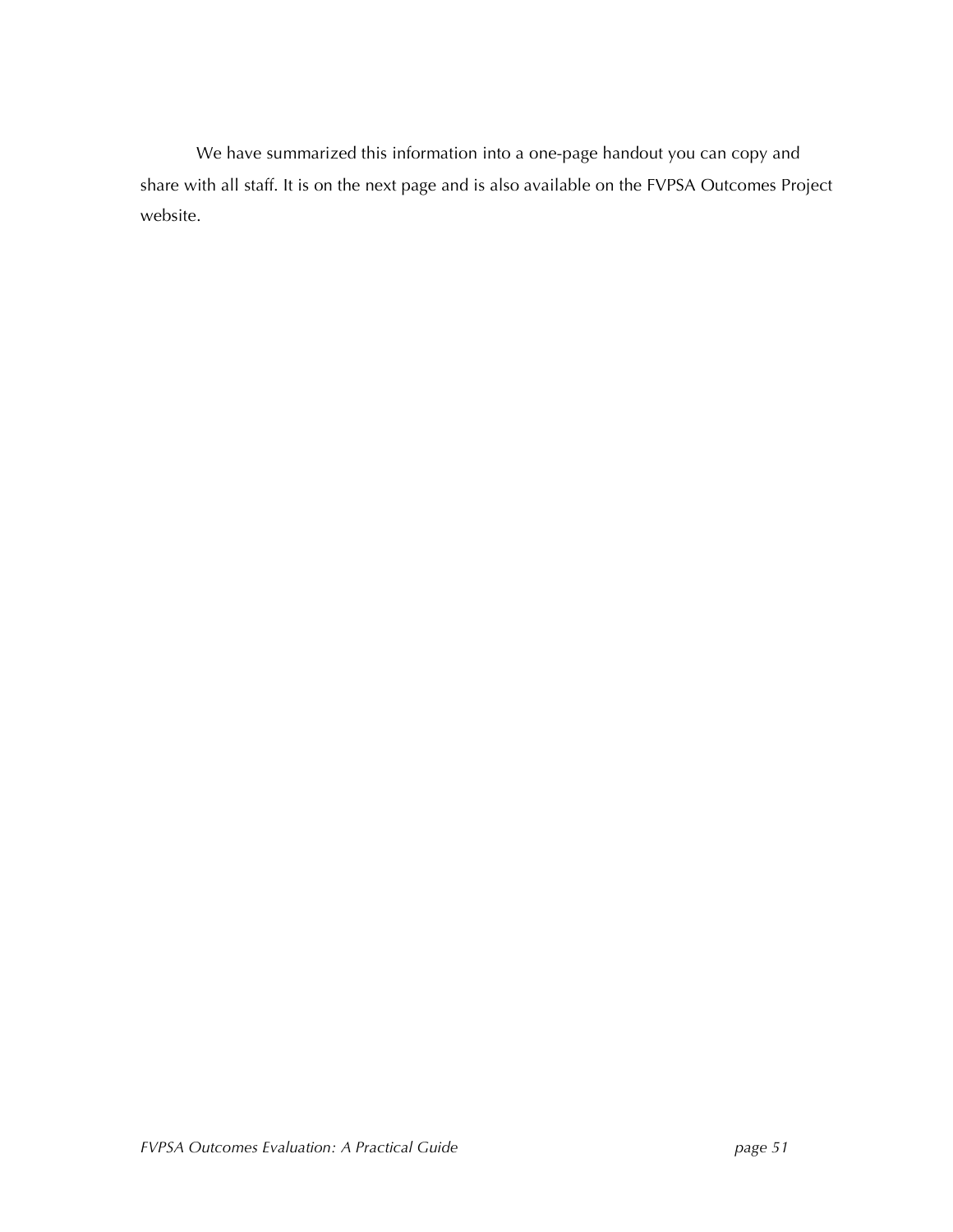We have summarized this information into a one-page handout you can copy and share with all staff. It is on the next page and is also available on the FVPSA Outcomes Project website.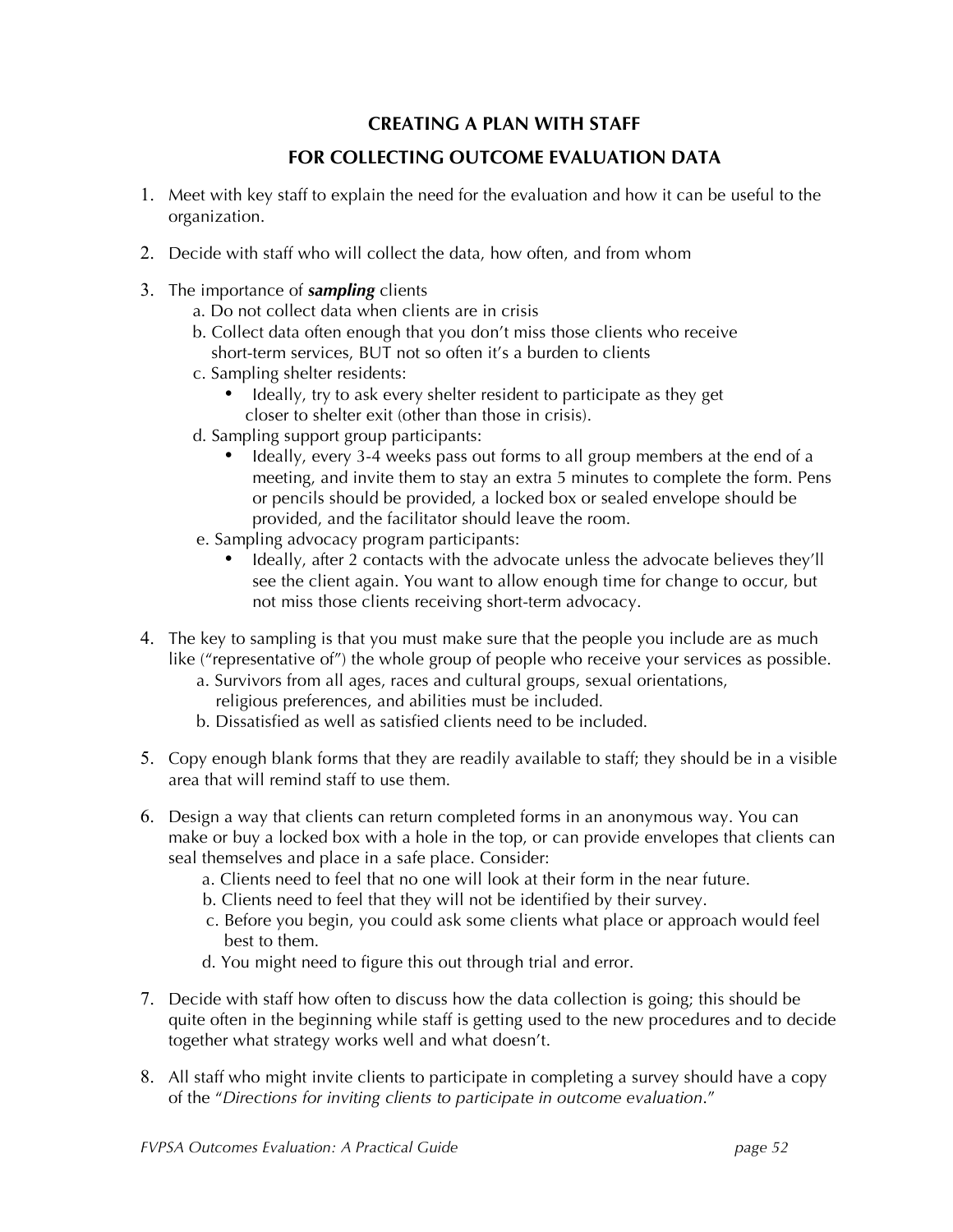## CREATING A PLAN WITH STAFF FOR COLLECTING OUTCOME EVALUATION DATA

1. Meet with key staff to explain the need for the evaluation and how it can be useful to the organization.

2. Decide with staff who will collect the data, how often, and from whom

3. The importance of ***sampling*** clients
   a. Do not collect data when clients are in crisis
   b. Collect data often enough that you don't miss those clients who receive short-term services, BUT not so often it's a burden to clients
   c. Sampling shelter residents:
      - Ideally, try to ask every shelter resident to participate as they get closer to shelter exit (other than those in crisis).
   
   d. Sampling support group participants:
      - Ideally, every 3-4 weeks pass out forms to all group members at the end of a meeting, and invite them to stay an extra 5 minutes to complete the form. Pens or pencils should be provided, a locked box or sealed envelope should be provided, and the facilitator should leave the room.
   
   e. Sampling advocacy program participants:
      - Ideally, after 2 contacts with the advocate unless the advocate believes they'll see the client again. You want to allow enough time for change to occur, but not miss those clients receiving short-term advocacy.

4. The key to sampling is that you must make sure that the people you include are as much like ("representative of") the whole group of people who receive your services as possible.
   a. Survivors from all ages, races and cultural groups, sexual orientations, religious preferences, and abilities must be included.
   b. Dissatisfied as well as satisfied clients need to be included.

5. Copy enough blank forms that they are readily available to staff; they should be in a visible area that will remind staff to use them.

6. Design a way that clients can return completed forms in an anonymous way. You can make or buy a locked box with a hole in the top, or can provide envelopes that clients can seal themselves and place in a safe place. Consider:
   a. Clients need to feel that no one will look at their form in the near future.
   b. Clients need to feel that they will not be identified by their survey.
   c. Before you begin, you could ask some clients what place or approach would feel best to them.
   d. You might need to figure this out through trial and error.

7. Decide with staff how often to discuss how the data collection is going; this should be quite often in the beginning while staff is getting used to the new procedures and to decide together what strategy works well and what doesn't.

8. All staff who might invite clients to participate in completing a survey should have a copy of the "*Directions for inviting clients to participate in outcome evaluation*."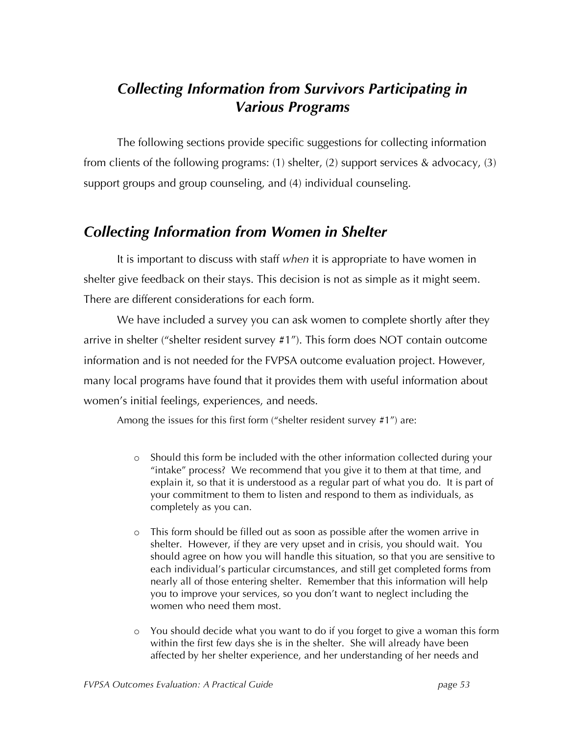## *Collecting Information from Survivors Participating in Various Programs*

The following sections provide specific suggestions for collecting information from clients of the following programs: (1) shelter, (2) support services & advocacy, (3) support groups and group counseling, and (4) individual counseling.

## *Collecting Information from Women in Shelter*

It is important to discuss with staff *when* it is appropriate to have women in shelter give feedback on their stays. This decision is not as simple as it might seem. There are different considerations for each form.

We have included a survey you can ask women to complete shortly after they arrive in shelter ("shelter resident survey #1"). This form does NOT contain outcome information and is not needed for the FVPSA outcome evaluation project. However, many local programs have found that it provides them with useful information about women's initial feelings, experiences, and needs.

Among the issues for this first form ("shelter resident survey #1") are:

- Should this form be included with the other information collected during your "intake" process? We recommend that you give it to them at that time, and explain it, so that it is understood as a regular part of what you do. It is part of your commitment to them to listen and respond to them as individuals, as completely as you can.

- This form should be filled out as soon as possible after the women arrive in shelter. However, if they are very upset and in crisis, you should wait. You should agree on how you will handle this situation, so that you are sensitive to each individual's particular circumstances, and still get completed forms from nearly all of those entering shelter. Remember that this information will help you to improve your services, so you don't want to neglect including the women who need them most.

- You should decide what you want to do if you forget to give a woman this form within the first few days she is in the shelter. She will already have been affected by her shelter experience, and her understanding of her needs and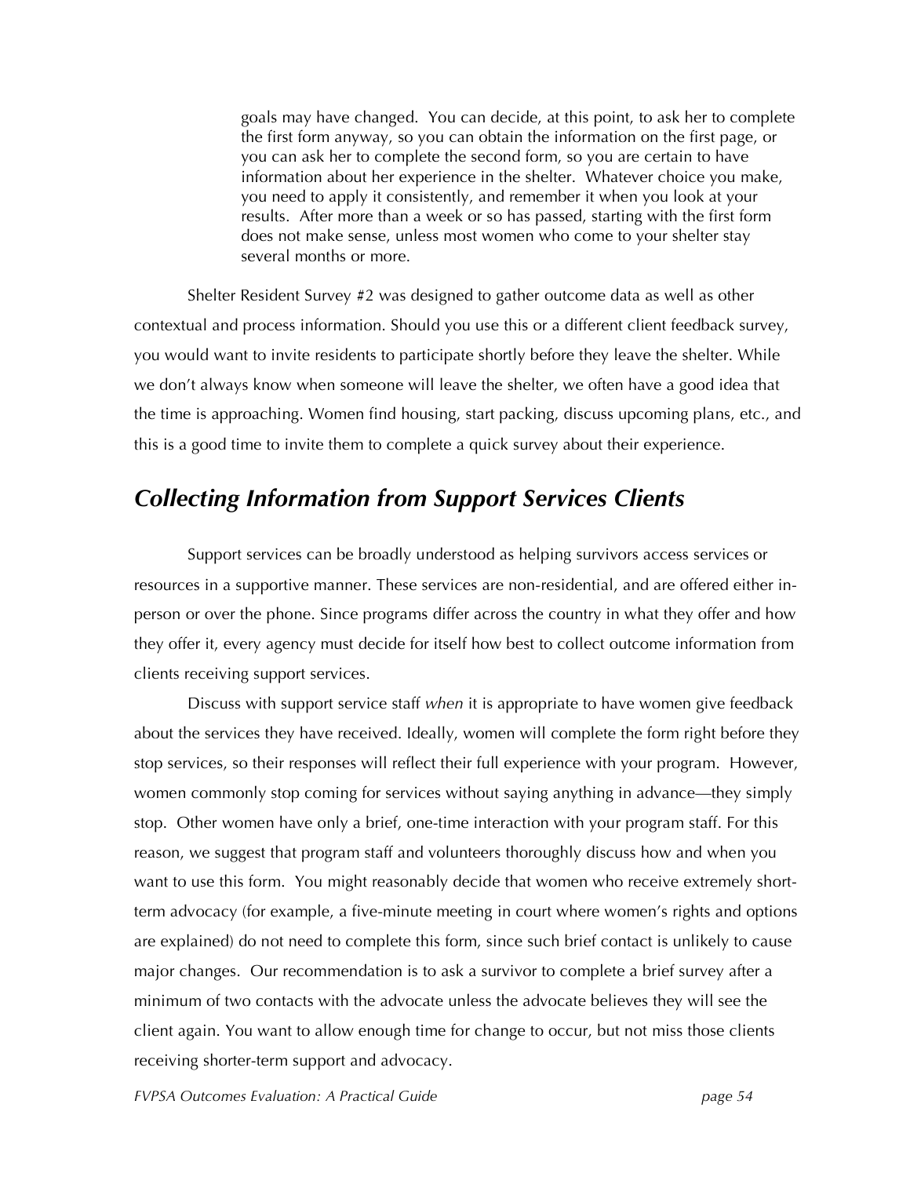goals may have changed. You can decide, at this point, to ask her to complete the first form anyway, so you can obtain the information on the first page, or you can ask her to complete the second form, so you are certain to have information about her experience in the shelter. Whatever choice you make, you need to apply it consistently, and remember it when you look at your results. After more than a week or so has passed, starting with the first form does not make sense, unless most women who come to your shelter stay several months or more.

Shelter Resident Survey #2 was designed to gather outcome data as well as other contextual and process information. Should you use this or a different client feedback survey, you would want to invite residents to participate shortly before they leave the shelter. While we don't always know when someone will leave the shelter, we often have a good idea that the time is approaching. Women find housing, start packing, discuss upcoming plans, etc., and this is a good time to invite them to complete a quick survey about their experience.

## *Collecting Information from Support Services Clients*

Support services can be broadly understood as helping survivors access services or resources in a supportive manner. These services are non-residential, and are offered either in-person or over the phone. Since programs differ across the country in what they offer and how they offer it, every agency must decide for itself how best to collect outcome information from clients receiving support services.

Discuss with support service staff *when* it is appropriate to have women give feedback about the services they have received. Ideally, women will complete the form right before they stop services, so their responses will reflect their full experience with your program. However, women commonly stop coming for services without saying anything in advance—they simply stop. Other women have only a brief, one-time interaction with your program staff. For this reason, we suggest that program staff and volunteers thoroughly discuss how and when you want to use this form. You might reasonably decide that women who receive extremely short-term advocacy (for example, a five-minute meeting in court where women's rights and options are explained) do not need to complete this form, since such brief contact is unlikely to cause major changes. Our recommendation is to ask a survivor to complete a brief survey after a minimum of two contacts with the advocate unless the advocate believes they will see the client again. You want to allow enough time for change to occur, but not miss those clients receiving shorter-term support and advocacy.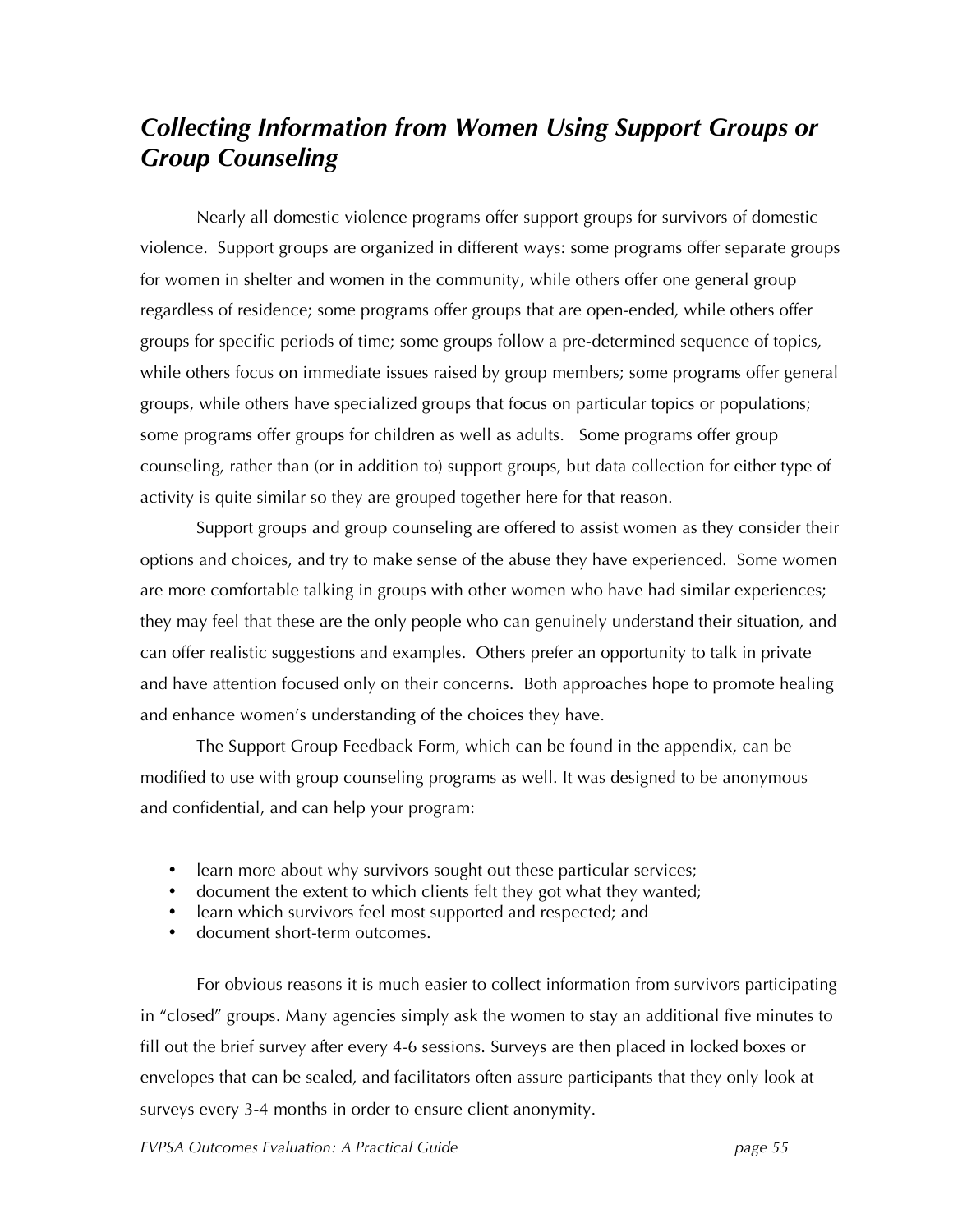## *Collecting Information from Women Using Support Groups or Group Counseling*

Nearly all domestic violence programs offer support groups for survivors of domestic violence. Support groups are organized in different ways: some programs offer separate groups for women in shelter and women in the community, while others offer one general group regardless of residence; some programs offer groups that are open-ended, while others offer groups for specific periods of time; some groups follow a pre-determined sequence of topics, while others focus on immediate issues raised by group members; some programs offer general groups, while others have specialized groups that focus on particular topics or populations; some programs offer groups for children as well as adults. Some programs offer group counseling, rather than (or in addition to) support groups, but data collection for either type of activity is quite similar so they are grouped together here for that reason.

Support groups and group counseling are offered to assist women as they consider their options and choices, and try to make sense of the abuse they have experienced. Some women are more comfortable talking in groups with other women who have had similar experiences; they may feel that these are the only people who can genuinely understand their situation, and can offer realistic suggestions and examples. Others prefer an opportunity to talk in private and have attention focused only on their concerns. Both approaches hope to promote healing and enhance women's understanding of the choices they have.

The Support Group Feedback Form, which can be found in the appendix, can be modified to use with group counseling programs as well. It was designed to be anonymous and confidential, and can help your program:

- learn more about why survivors sought out these particular services;
- document the extent to which clients felt they got what they wanted;
- learn which survivors feel most supported and respected; and
- document short-term outcomes.

For obvious reasons it is much easier to collect information from survivors participating in "closed" groups. Many agencies simply ask the women to stay an additional five minutes to fill out the brief survey after every 4-6 sessions. Surveys are then placed in locked boxes or envelopes that can be sealed, and facilitators often assure participants that they only look at surveys every 3-4 months in order to ensure client anonymity.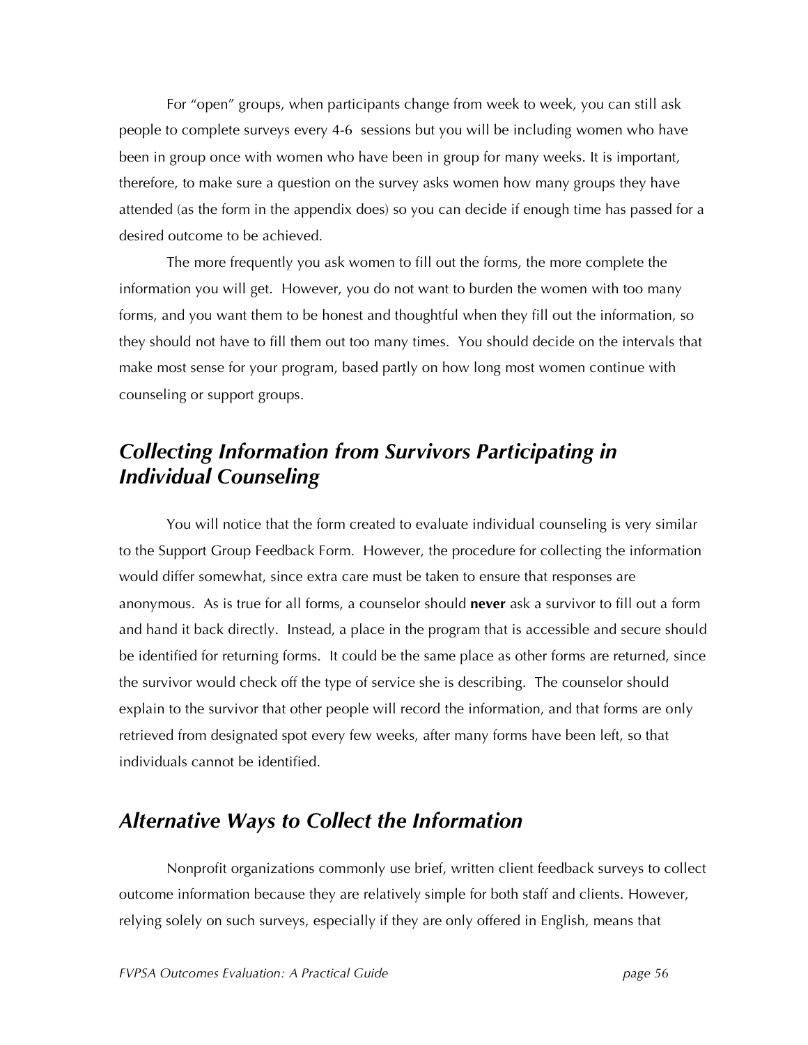For "open" groups, when participants change from week to week, you can still ask people to complete surveys every 4-6  sessions but you will be including women who have been in group once with women who have been in group for many weeks. It is important, therefore, to make sure a question on the survey asks women how many groups they have attended (as the form in the appendix does) so you can decide if enough time has passed for a desired outcome to be achieved.

The more frequently you ask women to fill out the forms, the more complete the information you will get.  However, you do not want to burden the women with too many forms, and you want them to be honest and thoughtful when they fill out the information, so they should not have to fill them out too many times.  You should decide on the intervals that make most sense for your program, based partly on how long most women continue with counseling or support groups.

## *Collecting Information from Survivors Participating in Individual Counseling*

You will notice that the form created to evaluate individual counseling is very similar to the Support Group Feedback Form.  However, the procedure for collecting the information would differ somewhat, since extra care must be taken to ensure that responses are anonymous.  As is true for all forms, a counselor should **never** ask a survivor to fill out a form and hand it back directly.  Instead, a place in the program that is accessible and secure should be identified for returning forms.  It could be the same place as other forms are returned, since the survivor would check off the type of service she is describing.  The counselor should explain to the survivor that other people will record the information, and that forms are only retrieved from designated spot every few weeks, after many forms have been left, so that individuals cannot be identified.

## *Alternative Ways to Collect the Information*

Nonprofit organizations commonly use brief, written client feedback surveys to collect outcome information because they are relatively simple for both staff and clients. However, relying solely on such surveys, especially if they are only offered in English, means that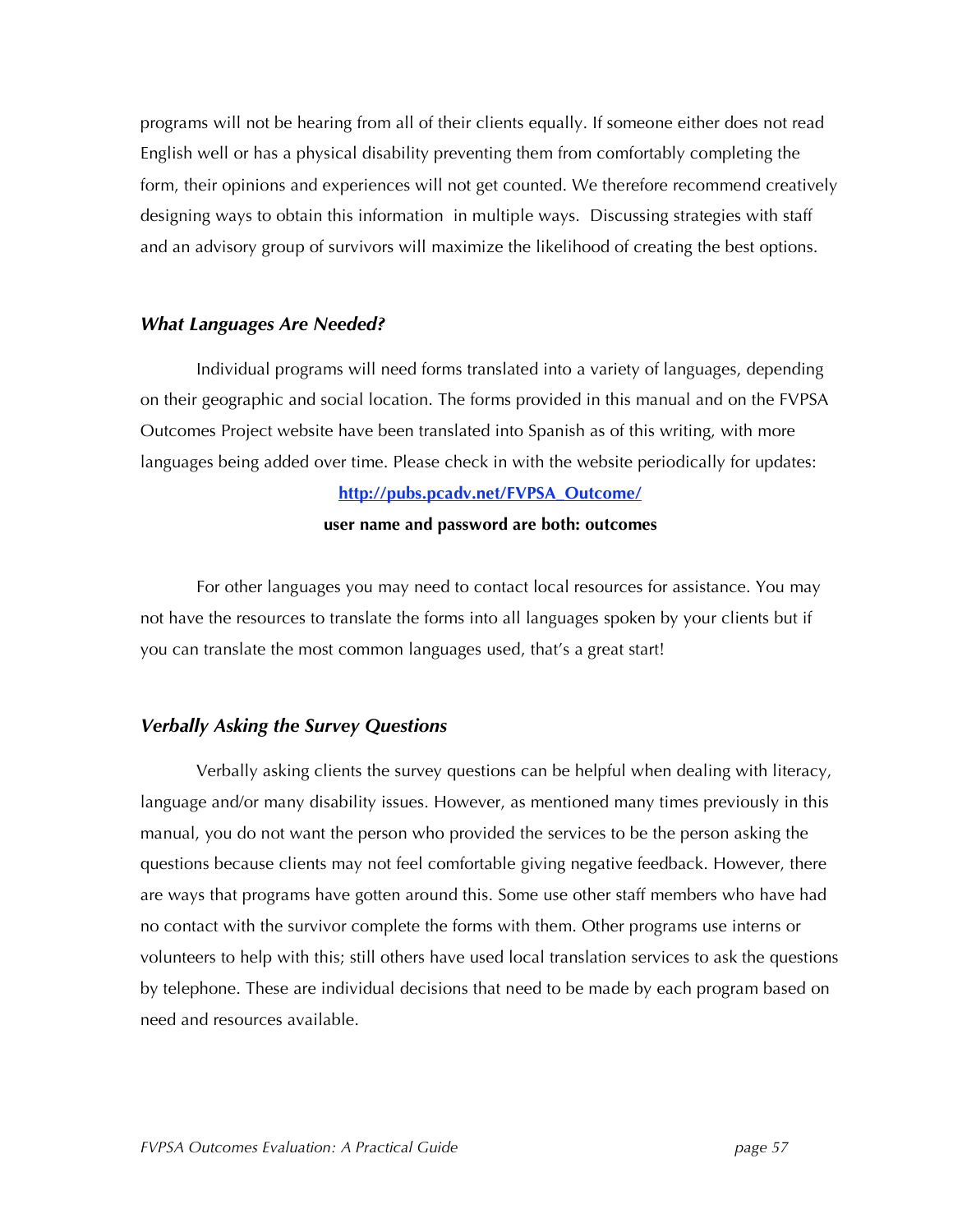programs will not be hearing from all of their clients equally. If someone either does not read English well or has a physical disability preventing them from comfortably completing the form, their opinions and experiences will not get counted. We therefore recommend creatively designing ways to obtain this information in multiple ways. Discussing strategies with staff and an advisory group of survivors will maximize the likelihood of creating the best options.

### *What Languages Are Needed?*

Individual programs will need forms translated into a variety of languages, depending on their geographic and social location. The forms provided in this manual and on the FVPSA Outcomes Project website have been translated into Spanish as of this writing, with more languages being added over time. Please check in with the website periodically for updates:

**[http://pubs.pcadv.net/FVPSA_Outcome/](http://pubs.pcadv.net/FVPSA_Outcome/)**

**user name and password are both: outcomes**

For other languages you may need to contact local resources for assistance. You may not have the resources to translate the forms into all languages spoken by your clients but if you can translate the most common languages used, that's a great start!

### *Verbally Asking the Survey Questions*

Verbally asking clients the survey questions can be helpful when dealing with literacy, language and/or many disability issues. However, as mentioned many times previously in this manual, you do not want the person who provided the services to be the person asking the questions because clients may not feel comfortable giving negative feedback. However, there are ways that programs have gotten around this. Some use other staff members who have had no contact with the survivor complete the forms with them. Other programs use interns or volunteers to help with this; still others have used local translation services to ask the questions by telephone. These are individual decisions that need to be made by each program based on need and resources available.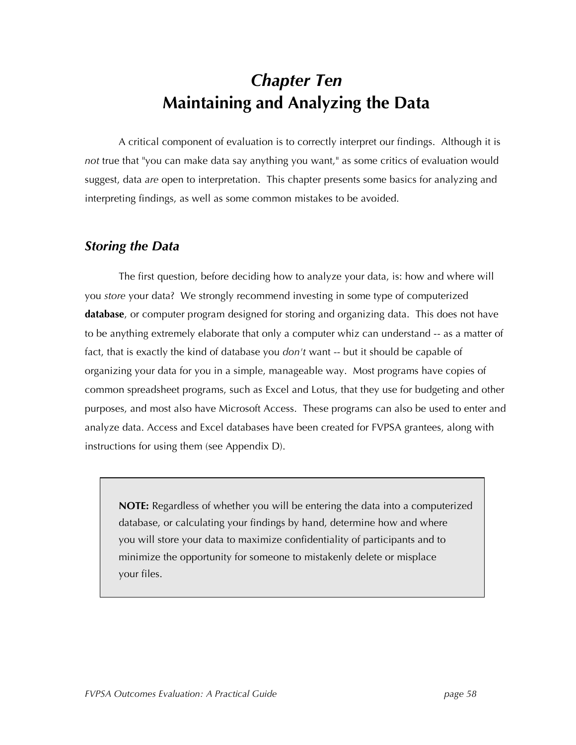# *Chapter Ten*
# Maintaining and Analyzing the Data

A critical component of evaluation is to correctly interpret our findings. Although it is *not* true that "you can make data say anything you want," as some critics of evaluation would suggest, data *are* open to interpretation. This chapter presents some basics for analyzing and interpreting findings, as well as some common mistakes to be avoided.

## *Storing the Data*

The first question, before deciding how to analyze your data, is: how and where will you *store* your data? We strongly recommend investing in some type of computerized **database**, or computer program designed for storing and organizing data. This does not have to be anything extremely elaborate that only a computer whiz can understand -- as a matter of fact, that is exactly the kind of database you *don't* want -- but it should be capable of organizing your data for you in a simple, manageable way. Most programs have copies of common spreadsheet programs, such as Excel and Lotus, that they use for budgeting and other purposes, and most also have Microsoft Access. These programs can also be used to enter and analyze data. Access and Excel databases have been created for FVPSA grantees, along with instructions for using them (see Appendix D).

> **NOTE:** Regardless of whether you will be entering the data into a computerized database, or calculating your findings by hand, determine how and where you will store your data to maximize confidentiality of participants and to minimize the opportunity for someone to mistakenly delete or misplace your files.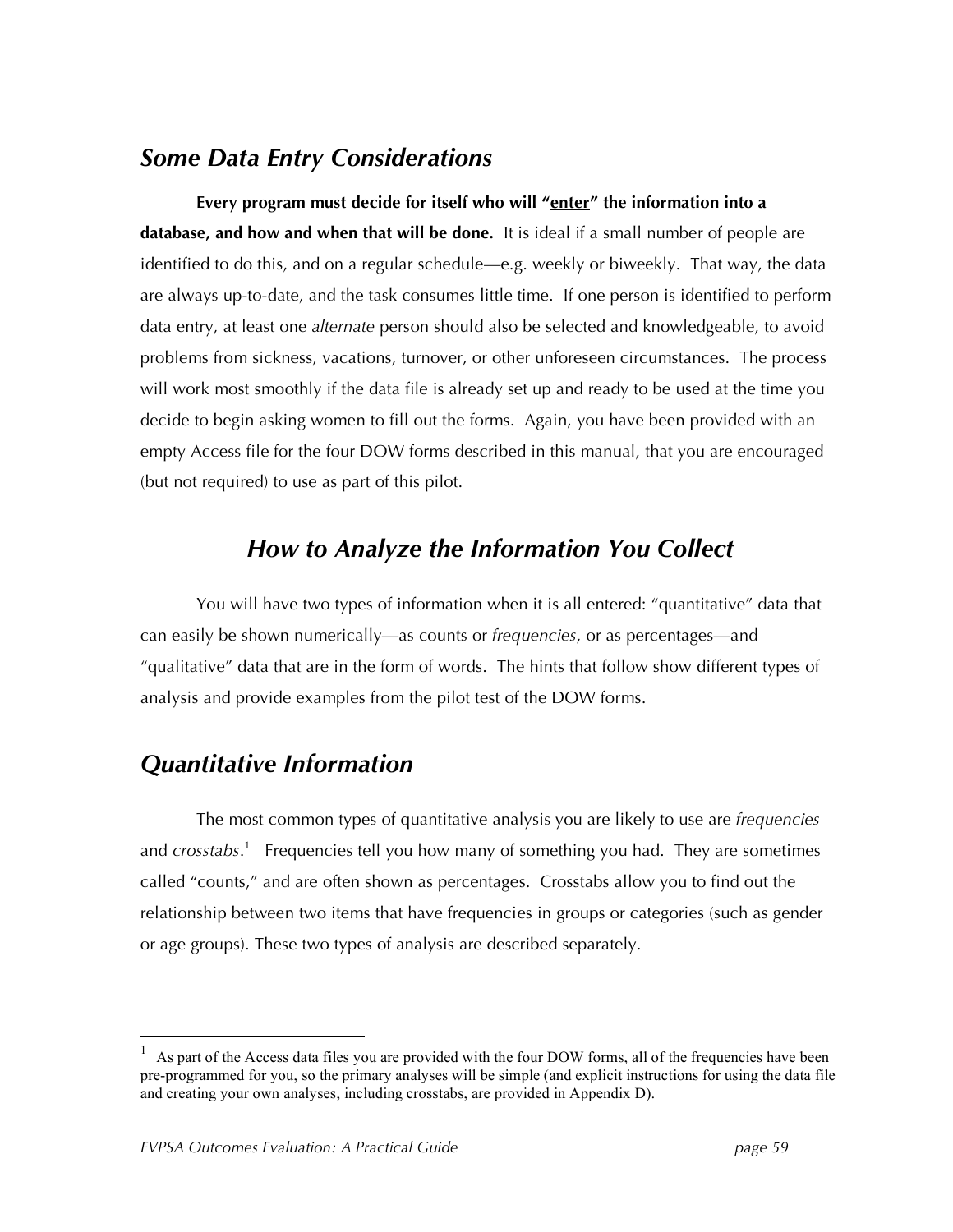## *Some Data Entry Considerations*

**Every program must decide for itself who will "<u>enter</u>" the information into a database, and how and when that will be done.** It is ideal if a small number of people are identified to do this, and on a regular schedule—e.g. weekly or biweekly. That way, the data are always up-to-date, and the task consumes little time. If one person is identified to perform data entry, at least one *alternate* person should also be selected and knowledgeable, to avoid problems from sickness, vacations, turnover, or other unforeseen circumstances. The process will work most smoothly if the data file is already set up and ready to be used at the time you decide to begin asking women to fill out the forms. Again, you have been provided with an empty Access file for the four DOW forms described in this manual, that you are encouraged (but not required) to use as part of this pilot.

# *How to Analyze the Information You Collect*

You will have two types of information when it is all entered: "quantitative" data that can easily be shown numerically—as counts or *frequencies*, or as percentages—and "qualitative" data that are in the form of words. The hints that follow show different types of analysis and provide examples from the pilot test of the DOW forms.

## *Quantitative Information*

The most common types of quantitative analysis you are likely to use are *frequencies* and *crosstabs*.[1] Frequencies tell you how many of something you had. They are sometimes called "counts," and are often shown as percentages. Crosstabs allow you to find out the relationship between two items that have frequencies in groups or categories (such as gender or age groups). These two types of analysis are described separately.

---

[1] As part of the Access data files you are provided with the four DOW forms, all of the frequencies have been pre-programmed for you, so the primary analyses will be simple (and explicit instructions for using the data file and creating your own analyses, including crosstabs, are provided in Appendix D).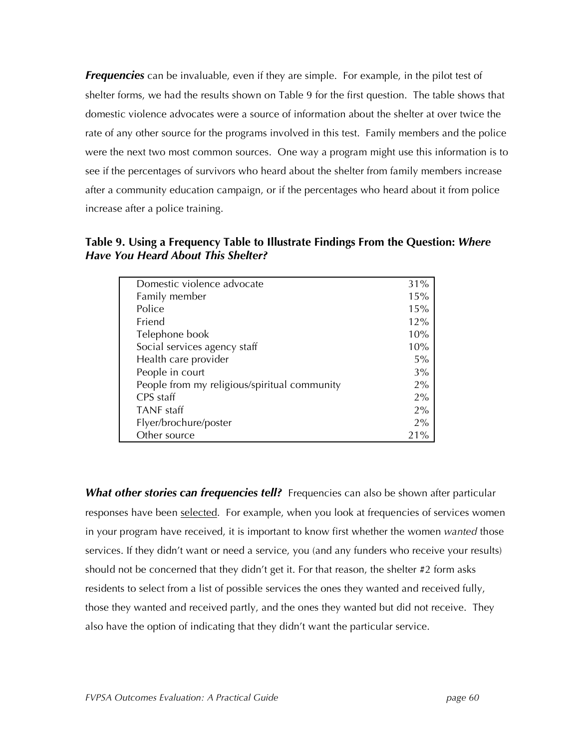***Frequencies*** can be invaluable, even if they are simple. For example, in the pilot test of shelter forms, we had the results shown on Table 9 for the first question. The table shows that domestic violence advocates were a source of information about the shelter at over twice the rate of any other source for the programs involved in this test. Family members and the police were the next two most common sources. One way a program might use this information is to see if the percentages of survivors who heard about the shelter from family members increase after a community education campaign, or if the percentages who heard about it from police increase after a police training.

**Table 9. Using a Frequency Table to Illustrate Findings From the Question:** ***Where Have You Heard About This Shelter?***

| Source | Percent |
|---|---|
| Domestic violence advocate | 31% |
| Family member | 15% |
| Police | 15% |
| Friend | 12% |
| Telephone book | 10% |
| Social services agency staff | 10% |
| Health care provider | 5% |
| People in court | 3% |
| People from my religious/spiritual community | 2% |
| CPS staff | 2% |
| TANF staff | 2% |
| Flyer/brochure/poster | 2% |
| Other source | 21% |

***What other stories can frequencies tell?*** Frequencies can also be shown after particular responses have been <u>selected</u>. For example, when you look at frequencies of services women in your program have received, it is important to know first whether the women *wanted* those services. If they didn't want or need a service, you (and any funders who receive your results) should not be concerned that they didn't get it. For that reason, the shelter #2 form asks residents to select from a list of possible services the ones they wanted and received fully, those they wanted and received partly, and the ones they wanted but did not receive. They also have the option of indicating that they didn't want the particular service.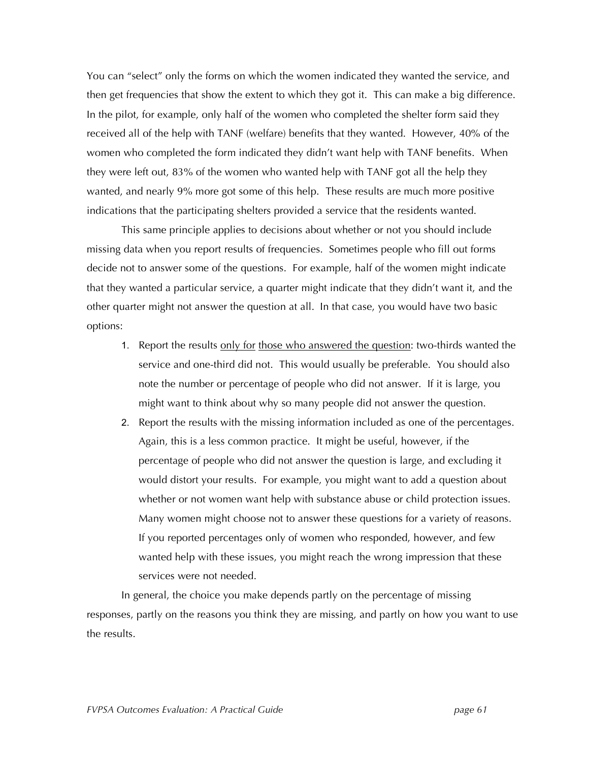You can "select" only the forms on which the women indicated they wanted the service, and then get frequencies that show the extent to which they got it. This can make a big difference. In the pilot, for example, only half of the women who completed the shelter form said they received all of the help with TANF (welfare) benefits that they wanted. However, 40% of the women who completed the form indicated they didn't want help with TANF benefits. When they were left out, 83% of the women who wanted help with TANF got all the help they wanted, and nearly 9% more got some of this help. These results are much more positive indications that the participating shelters provided a service that the residents wanted.

This same principle applies to decisions about whether or not you should include missing data when you report results of frequencies. Sometimes people who fill out forms decide not to answer some of the questions. For example, half of the women might indicate that they wanted a particular service, a quarter might indicate that they didn't want it, and the other quarter might not answer the question at all. In that case, you would have two basic options:

1. Report the results <u>only for</u> <u>those who answered the question</u>: two-thirds wanted the service and one-third did not. This would usually be preferable. You should also note the number or percentage of people who did not answer. If it is large, you might want to think about why so many people did not answer the question.
2. Report the results with the missing information included as one of the percentages. Again, this is a less common practice. It might be useful, however, if the percentage of people who did not answer the question is large, and excluding it would distort your results. For example, you might want to add a question about whether or not women want help with substance abuse or child protection issues. Many women might choose not to answer these questions for a variety of reasons. If you reported percentages only of women who responded, however, and few wanted help with these issues, you might reach the wrong impression that these services were not needed.

In general, the choice you make depends partly on the percentage of missing responses, partly on the reasons you think they are missing, and partly on how you want to use the results.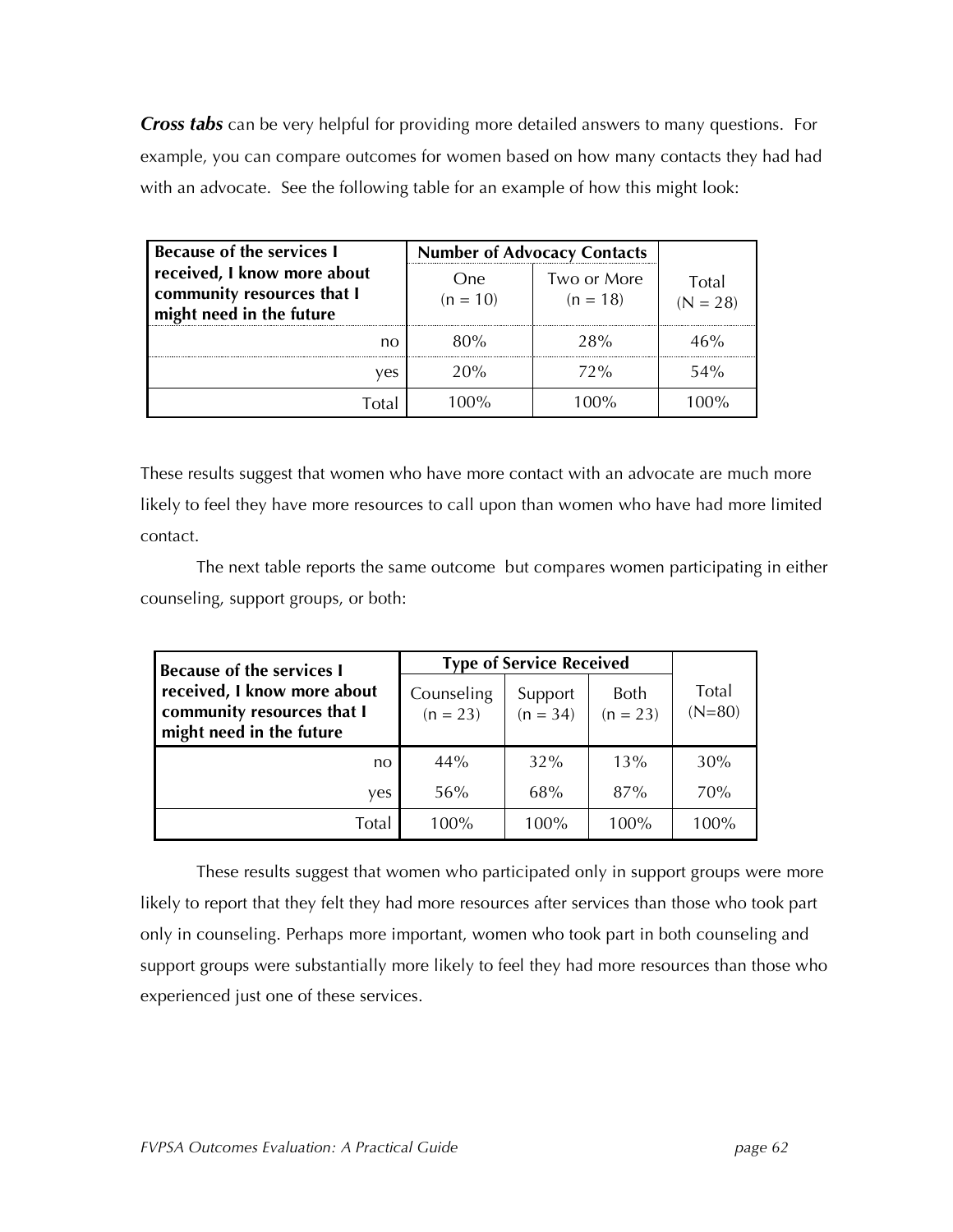***Cross tabs*** can be very helpful for providing more detailed answers to many questions. For example, you can compare outcomes for women based on how many contacts they had had with an advocate. See the following table for an example of how this might look:

| **Because of the services I received, I know more about community resources that I might need in the future** | **Number of Advocacy Contacts** | | |
|---|---|---|---|
| | One (n = 10) | Two or More (n = 18) | Total (N = 28) |
| no | 80% | 28% | 46% |
| yes | 20% | 72% | 54% |
| Total | 100% | 100% | 100% |

These results suggest that women who have more contact with an advocate are much more likely to feel they have more resources to call upon than women who have had more limited contact.

The next table reports the same outcome but compares women participating in either counseling, support groups, or both:

| **Because of the services I received, I know more about community resources that I might need in the future** | **Type of Service Received** | | | |
|---|---|---|---|---|
| | Counseling (n = 23) | Support (n = 34) | Both (n = 23) | Total (N=80) |
| no | 44% | 32% | 13% | 30% |
| yes | 56% | 68% | 87% | 70% |
| Total | 100% | 100% | 100% | 100% |

These results suggest that women who participated only in support groups were more likely to report that they felt they had more resources after services than those who took part only in counseling. Perhaps more important, women who took part in both counseling and support groups were substantially more likely to feel they had more resources than those who experienced just one of these services.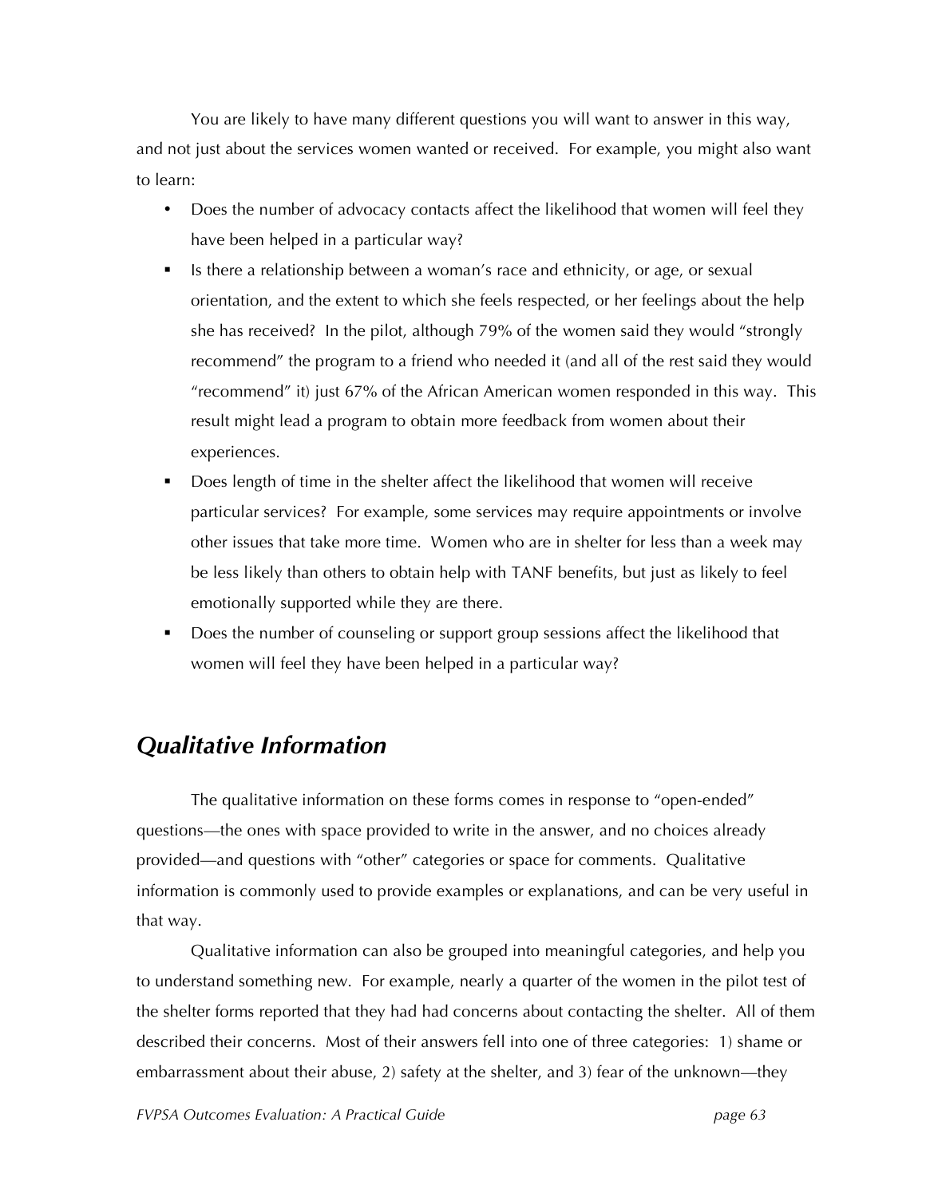You are likely to have many different questions you will want to answer in this way, and not just about the services women wanted or received. For example, you might also want to learn:

- Does the number of advocacy contacts affect the likelihood that women will feel they have been helped in a particular way?
- Is there a relationship between a woman's race and ethnicity, or age, or sexual orientation, and the extent to which she feels respected, or her feelings about the help she has received? In the pilot, although 79% of the women said they would "strongly recommend" the program to a friend who needed it (and all of the rest said they would "recommend" it) just 67% of the African American women responded in this way. This result might lead a program to obtain more feedback from women about their experiences.
- Does length of time in the shelter affect the likelihood that women will receive particular services? For example, some services may require appointments or involve other issues that take more time. Women who are in shelter for less than a week may be less likely than others to obtain help with TANF benefits, but just as likely to feel emotionally supported while they are there.
- Does the number of counseling or support group sessions affect the likelihood that women will feel they have been helped in a particular way?

## *Qualitative Information*

The qualitative information on these forms comes in response to "open-ended" questions—the ones with space provided to write in the answer, and no choices already provided—and questions with "other" categories or space for comments. Qualitative information is commonly used to provide examples or explanations, and can be very useful in that way.

Qualitative information can also be grouped into meaningful categories, and help you to understand something new. For example, nearly a quarter of the women in the pilot test of the shelter forms reported that they had had concerns about contacting the shelter. All of them described their concerns. Most of their answers fell into one of three categories: 1) shame or embarrassment about their abuse, 2) safety at the shelter, and 3) fear of the unknown—they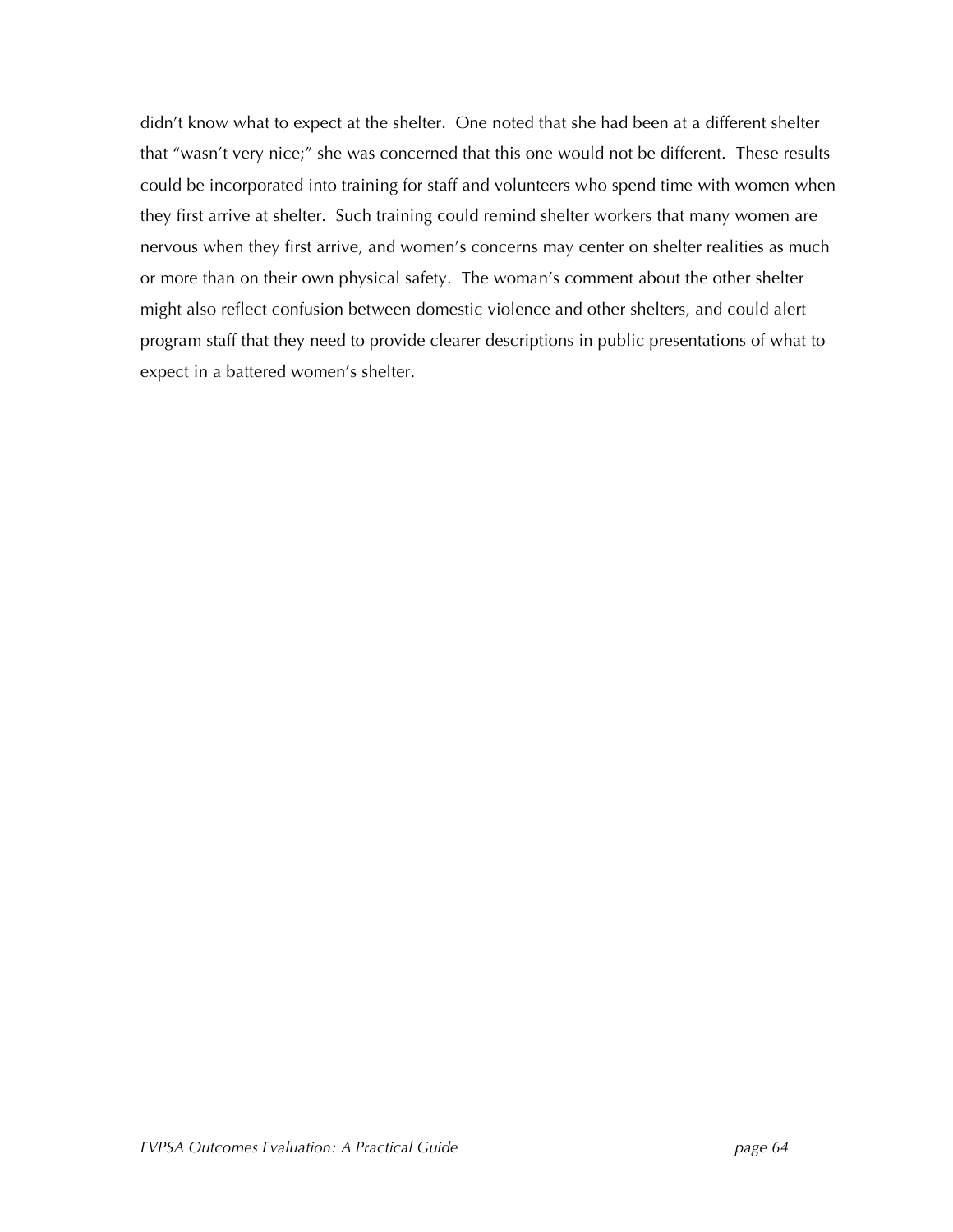didn't know what to expect at the shelter. One noted that she had been at a different shelter that "wasn't very nice;" she was concerned that this one would not be different. These results could be incorporated into training for staff and volunteers who spend time with women when they first arrive at shelter. Such training could remind shelter workers that many women are nervous when they first arrive, and women's concerns may center on shelter realities as much or more than on their own physical safety. The woman's comment about the other shelter might also reflect confusion between domestic violence and other shelters, and could alert program staff that they need to provide clearer descriptions in public presentations of what to expect in a battered women's shelter.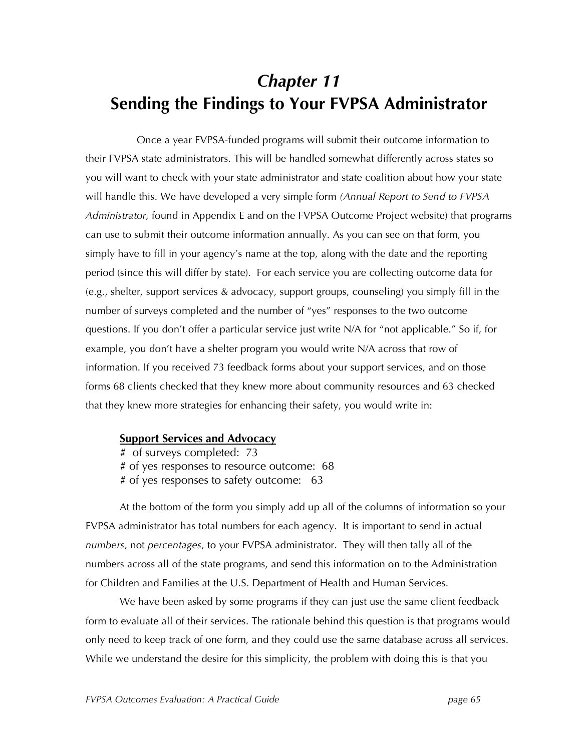# *Chapter 11*
# Sending the Findings to Your FVPSA Administrator

Once a year FVPSA-funded programs will submit their outcome information to their FVPSA state administrators. This will be handled somewhat differently across states so you will want to check with your state administrator and state coalition about how your state will handle this. We have developed a very simple form *(Annual Report to Send to FVPSA Administrator,* found in Appendix E and on the FVPSA Outcome Project website) that programs can use to submit their outcome information annually. As you can see on that form, you simply have to fill in your agency's name at the top, along with the date and the reporting period (since this will differ by state). For each service you are collecting outcome data for (e.g., shelter, support services & advocacy, support groups, counseling) you simply fill in the number of surveys completed and the number of "yes" responses to the two outcome questions. If you don't offer a particular service just write N/A for "not applicable." So if, for example, you don't have a shelter program you would write N/A across that row of information. If you received 73 feedback forms about your support services, and on those forms 68 clients checked that they knew more about community resources and 63 checked that they knew more strategies for enhancing their safety, you would write in:

**<u>Support Services and Advocacy</u>**
\# of surveys completed: 73
\# of yes responses to resource outcome: 68
\# of yes responses to safety outcome: 63

At the bottom of the form you simply add up all of the columns of information so your FVPSA administrator has total numbers for each agency. It is important to send in actual *numbers*, not *percentages*, to your FVPSA administrator. They will then tally all of the numbers across all of the state programs, and send this information on to the Administration for Children and Families at the U.S. Department of Health and Human Services.

We have been asked by some programs if they can just use the same client feedback form to evaluate all of their services. The rationale behind this question is that programs would only need to keep track of one form, and they could use the same database across all services. While we understand the desire for this simplicity, the problem with doing this is that you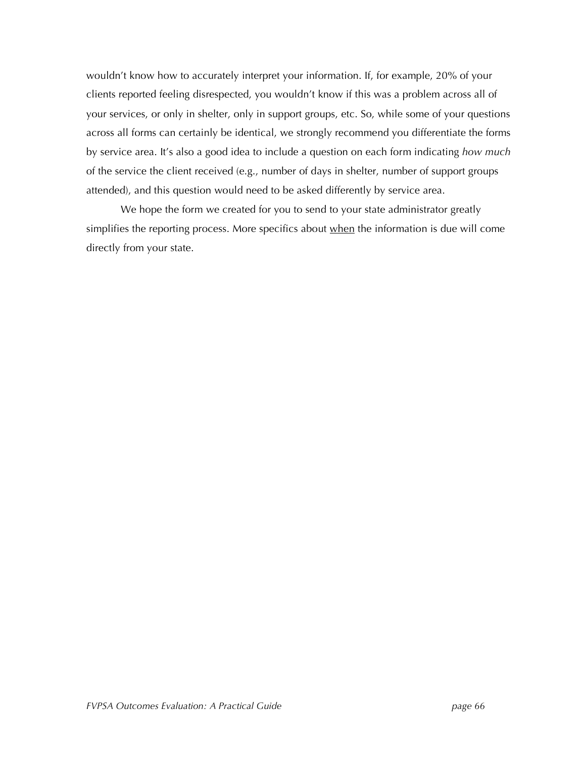wouldn't know how to accurately interpret your information. If, for example, 20% of your clients reported feeling disrespected, you wouldn't know if this was a problem across all of your services, or only in shelter, only in support groups, etc. So, while some of your questions across all forms can certainly be identical, we strongly recommend you differentiate the forms by service area. It's also a good idea to include a question on each form indicating *how much* of the service the client received (e.g., number of days in shelter, number of support groups attended), and this question would need to be asked differently by service area.

We hope the form we created for you to send to your state administrator greatly simplifies the reporting process. More specifics about <u>when</u> the information is due will come directly from your state.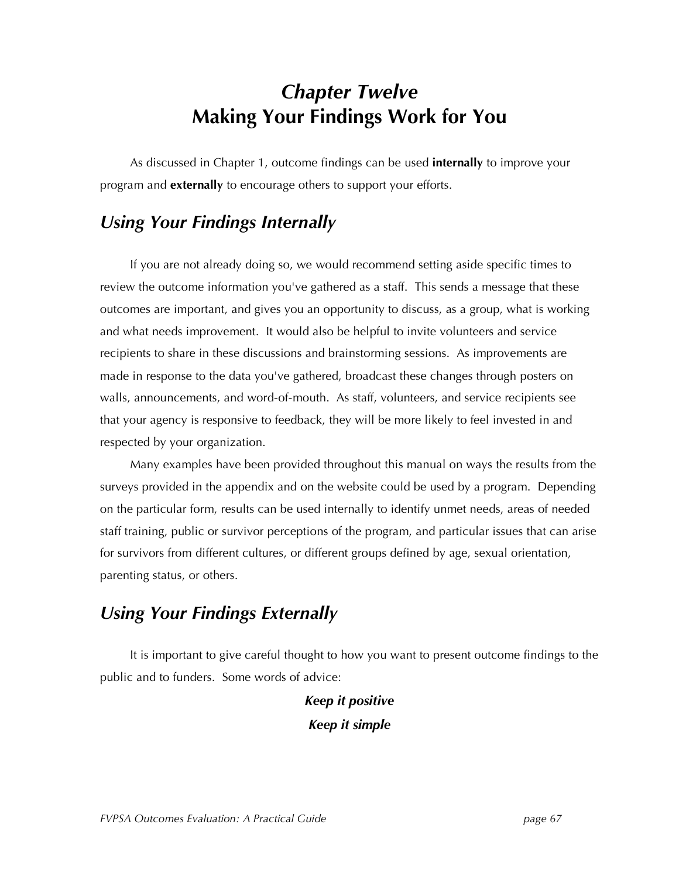# *Chapter Twelve*
# Making Your Findings Work for You

As discussed in Chapter 1, outcome findings can be used **internally** to improve your program and **externally** to encourage others to support your efforts.

## *Using Your Findings Internally*

If you are not already doing so, we would recommend setting aside specific times to review the outcome information you've gathered as a staff. This sends a message that these outcomes are important, and gives you an opportunity to discuss, as a group, what is working and what needs improvement. It would also be helpful to invite volunteers and service recipients to share in these discussions and brainstorming sessions. As improvements are made in response to the data you've gathered, broadcast these changes through posters on walls, announcements, and word-of-mouth. As staff, volunteers, and service recipients see that your agency is responsive to feedback, they will be more likely to feel invested in and respected by your organization.

Many examples have been provided throughout this manual on ways the results from the surveys provided in the appendix and on the website could be used by a program. Depending on the particular form, results can be used internally to identify unmet needs, areas of needed staff training, public or survivor perceptions of the program, and particular issues that can arise for survivors from different cultures, or different groups defined by age, sexual orientation, parenting status, or others.

## *Using Your Findings Externally*

It is important to give careful thought to how you want to present outcome findings to the public and to funders. Some words of advice:

***Keep it positive***

***Keep it simple***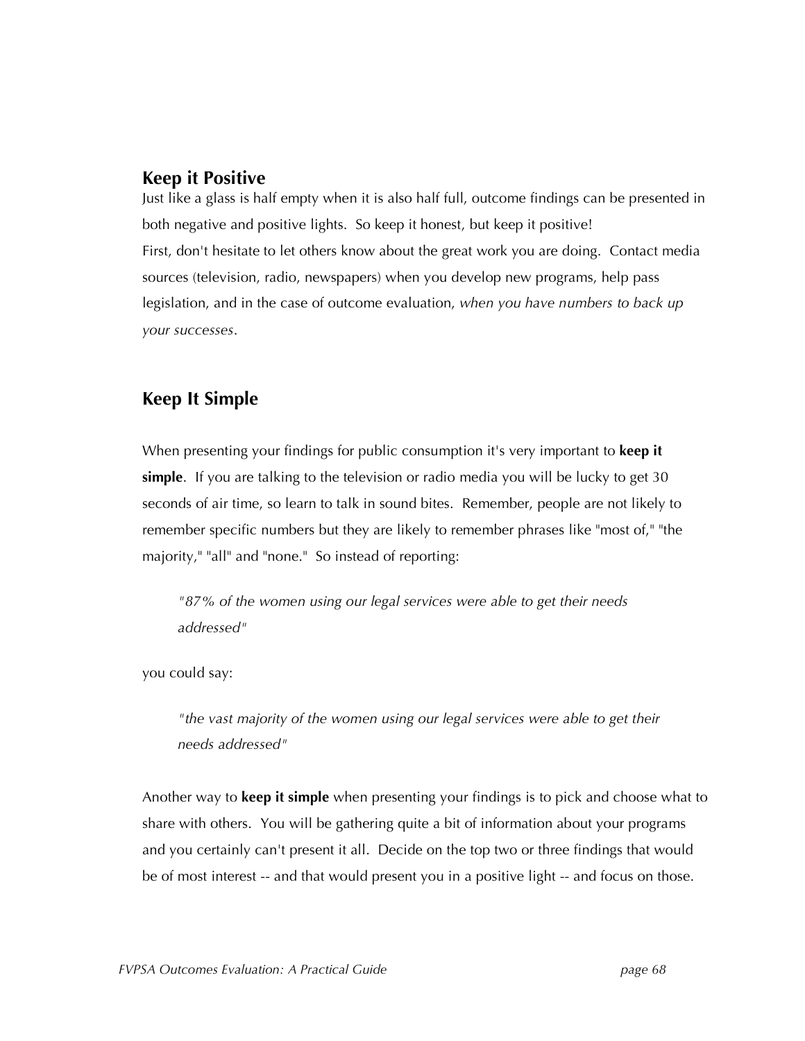## Keep it Positive

Just like a glass is half empty when it is also half full, outcome findings can be presented in both negative and positive lights. So keep it honest, but keep it positive!
First, don't hesitate to let others know about the great work you are doing. Contact media sources (television, radio, newspapers) when you develop new programs, help pass legislation, and in the case of outcome evaluation, *when you have numbers to back up your successes*.

## Keep It Simple

When presenting your findings for public consumption it's very important to **keep it simple**. If you are talking to the television or radio media you will be lucky to get 30 seconds of air time, so learn to talk in sound bites. Remember, people are not likely to remember specific numbers but they are likely to remember phrases like "most of," "the majority," "all" and "none." So instead of reporting:

> *"87% of the women using our legal services were able to get their needs addressed"*

you could say:

> *"the vast majority of the women using our legal services were able to get their needs addressed"*

Another way to **keep it simple** when presenting your findings is to pick and choose what to share with others. You will be gathering quite a bit of information about your programs and you certainly can't present it all. Decide on the top two or three findings that would be of most interest -- and that would present you in a positive light -- and focus on those.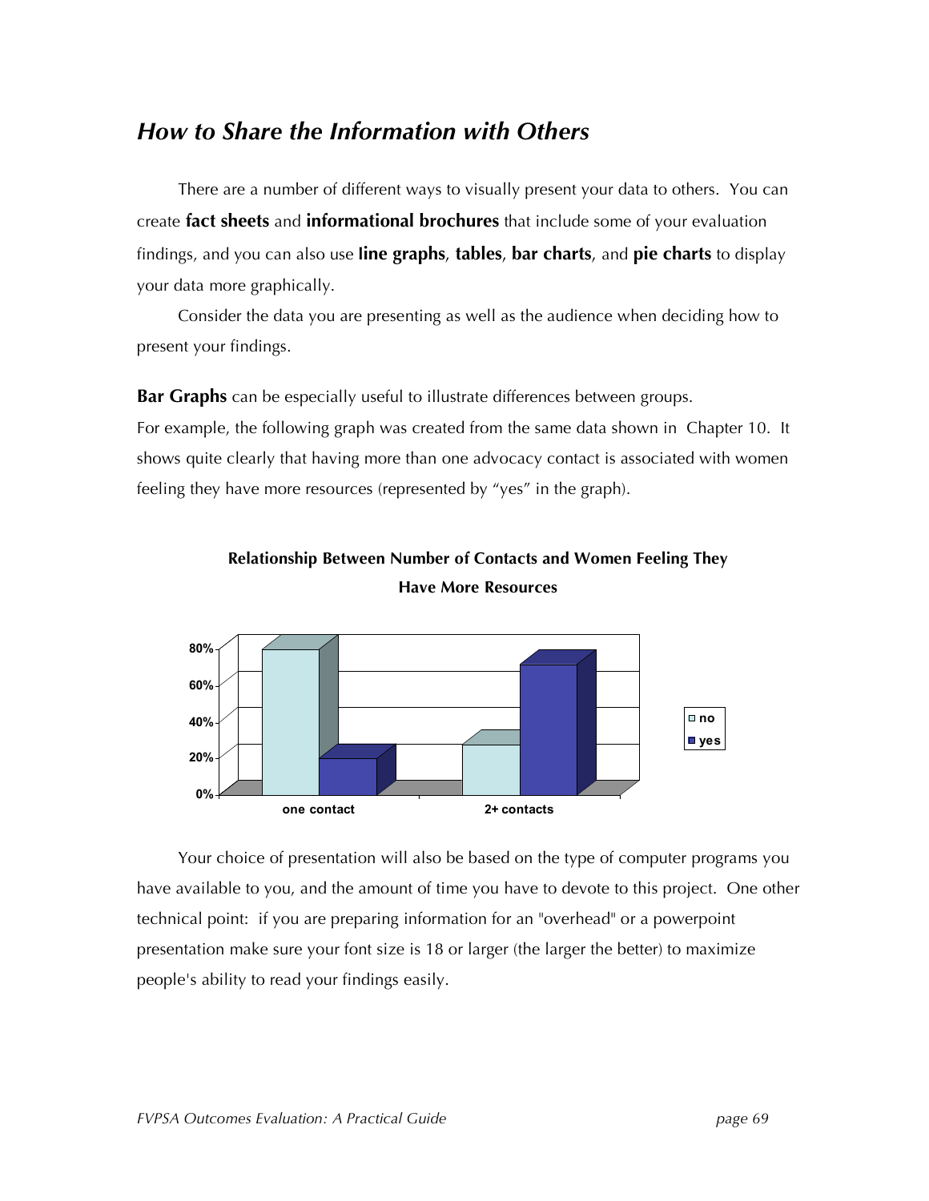## *How to Share the Information with Others*

There are a number of different ways to visually present your data to others. You can create **fact sheets** and **informational brochures** that include some of your evaluation findings, and you can also use **line graphs**, **tables**, **bar charts**, and **pie charts** to display your data more graphically.

Consider the data you are presenting as well as the audience when deciding how to present your findings.

**Bar Graphs** can be especially useful to illustrate differences between groups. For example, the following graph was created from the same data shown in Chapter 10. It shows quite clearly that having more than one advocacy contact is associated with women feeling they have more resources (represented by "yes" in the graph).

**Relationship Between Number of Contacts and Women Feeling They Have More Resources**

Your choice of presentation will also be based on the type of computer programs you have available to you, and the amount of time you have to devote to this project. One other technical point: if you are preparing information for an "overhead" or a powerpoint presentation make sure your font size is 18 or larger (the larger the better) to maximize people's ability to read your findings easily.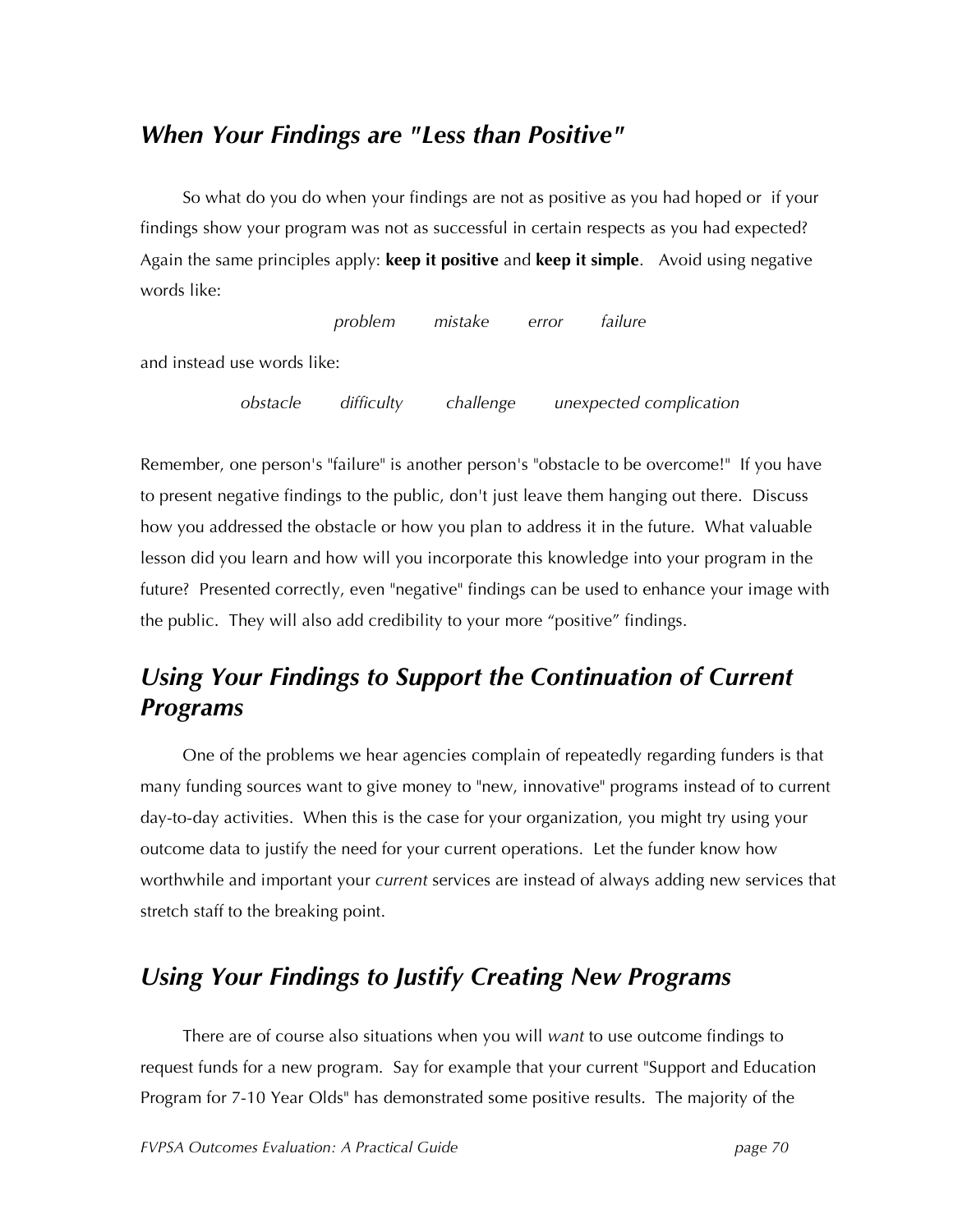## *When Your Findings are "Less than Positive"*

So what do you do when your findings are not as positive as you had hoped or if your findings show your program was not as successful in certain respects as you had expected? Again the same principles apply: **keep it positive** and **keep it simple**. Avoid using negative words like:

*problem* *mistake* *error* *failure*

and instead use words like:

*obstacle* *difficulty* *challenge* *unexpected complication*

Remember, one person's "failure" is another person's "obstacle to be overcome!" If you have to present negative findings to the public, don't just leave them hanging out there. Discuss how you addressed the obstacle or how you plan to address it in the future. What valuable lesson did you learn and how will you incorporate this knowledge into your program in the future? Presented correctly, even "negative" findings can be used to enhance your image with the public. They will also add credibility to your more "positive" findings.

## *Using Your Findings to Support the Continuation of Current Programs*

One of the problems we hear agencies complain of repeatedly regarding funders is that many funding sources want to give money to "new, innovative" programs instead of to current day-to-day activities. When this is the case for your organization, you might try using your outcome data to justify the need for your current operations. Let the funder know how worthwhile and important your *current* services are instead of always adding new services that stretch staff to the breaking point.

## *Using Your Findings to Justify Creating New Programs*

There are of course also situations when you will *want* to use outcome findings to request funds for a new program. Say for example that your current "Support and Education Program for 7-10 Year Olds" has demonstrated some positive results. The majority of the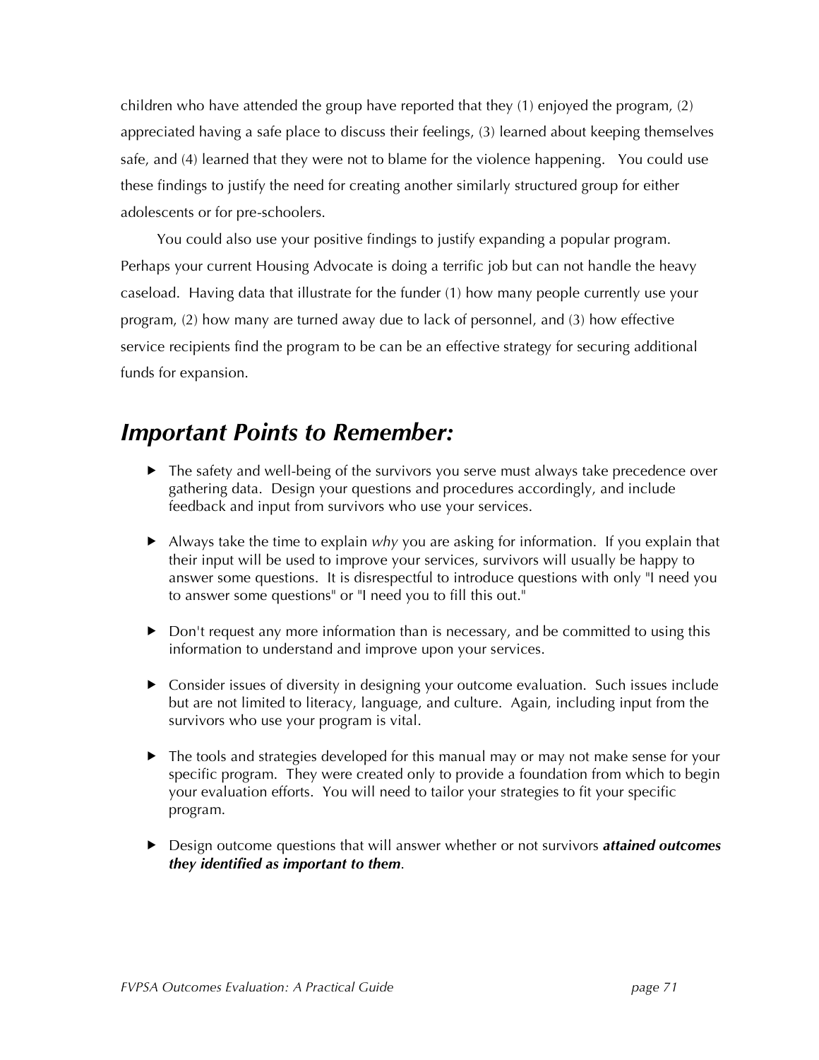children who have attended the group have reported that they (1) enjoyed the program, (2) appreciated having a safe place to discuss their feelings, (3) learned about keeping themselves safe, and (4) learned that they were not to blame for the violence happening. You could use these findings to justify the need for creating another similarly structured group for either adolescents or for pre-schoolers.

You could also use your positive findings to justify expanding a popular program. Perhaps your current Housing Advocate is doing a terrific job but can not handle the heavy caseload. Having data that illustrate for the funder (1) how many people currently use your program, (2) how many are turned away due to lack of personnel, and (3) how effective service recipients find the program to be can be an effective strategy for securing additional funds for expansion.

## *Important Points to Remember:*

- The safety and well-being of the survivors you serve must always take precedence over gathering data. Design your questions and procedures accordingly, and include feedback and input from survivors who use your services.
- Always take the time to explain *why* you are asking for information. If you explain that their input will be used to improve your services, survivors will usually be happy to answer some questions. It is disrespectful to introduce questions with only "I need you to answer some questions" or "I need you to fill this out."
- Don't request any more information than is necessary, and be committed to using this information to understand and improve upon your services.
- Consider issues of diversity in designing your outcome evaluation. Such issues include but are not limited to literacy, language, and culture. Again, including input from the survivors who use your program is vital.
- The tools and strategies developed for this manual may or may not make sense for your specific program. They were created only to provide a foundation from which to begin your evaluation efforts. You will need to tailor your strategies to fit your specific program.
- Design outcome questions that will answer whether or not survivors ***attained outcomes they identified as important to them***.